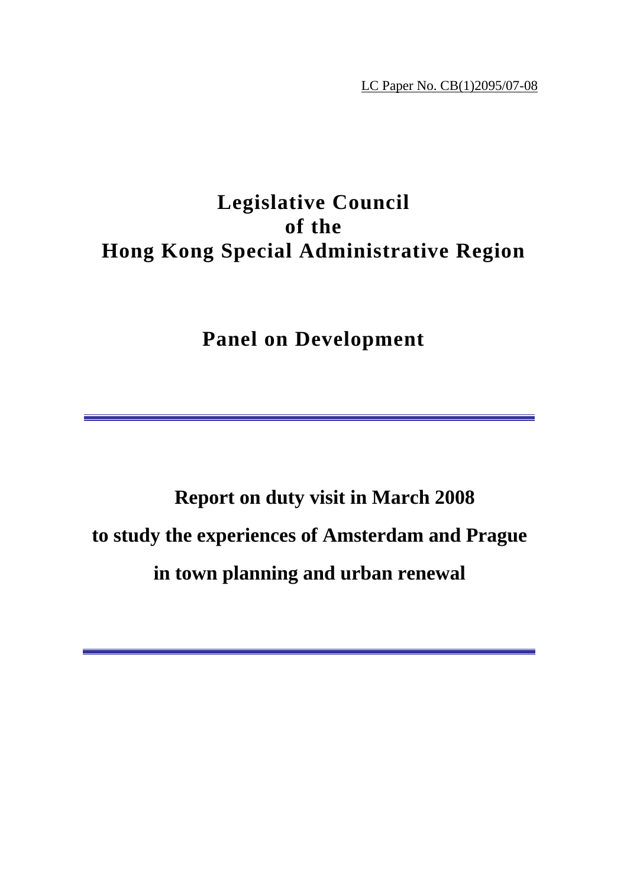LC Paper No. CB(1)2095/07-08

# Legislative Council
# of the
# Hong Kong Special Administrative Region

## Panel on Development

---

## Report on duty visit in March 2008
## to study the experiences of Amsterdam and Prague
## in town planning and urban renewal

---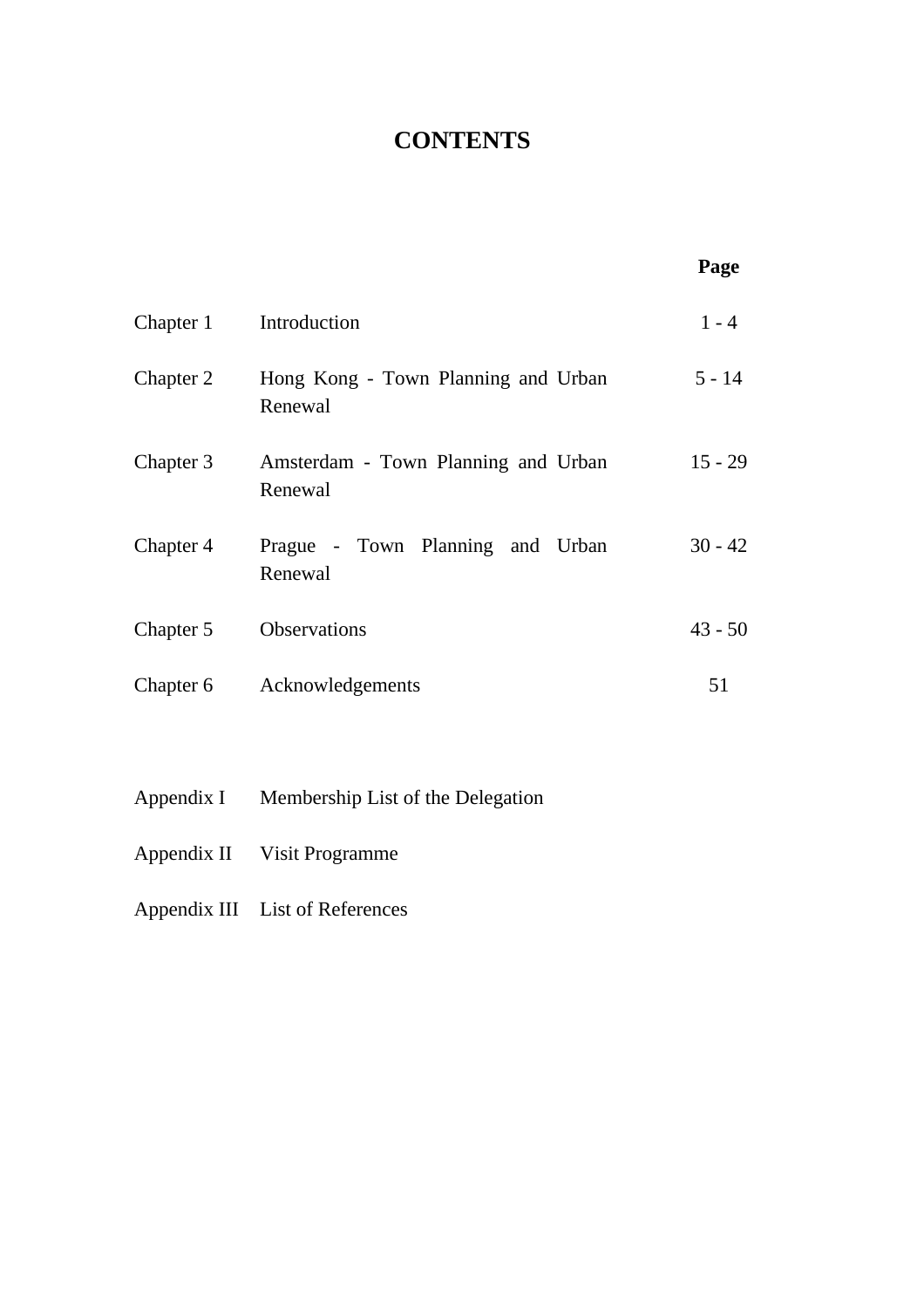# CONTENTS

| | | Page |
|---|---|---|
| Chapter 1 | Introduction | 1 - 4 |
| Chapter 2 | Hong Kong - Town Planning and Urban Renewal | 5 - 14 |
| Chapter 3 | Amsterdam - Town Planning and Urban Renewal | 15 - 29 |
| Chapter 4 | Prague - Town Planning and Urban Renewal | 30 - 42 |
| Chapter 5 | Observations | 43 - 50 |
| Chapter 6 | Acknowledgements | 51 |

| | |
|---|---|
| Appendix I | Membership List of the Delegation |
| Appendix II | Visit Programme |
| Appendix III | List of References |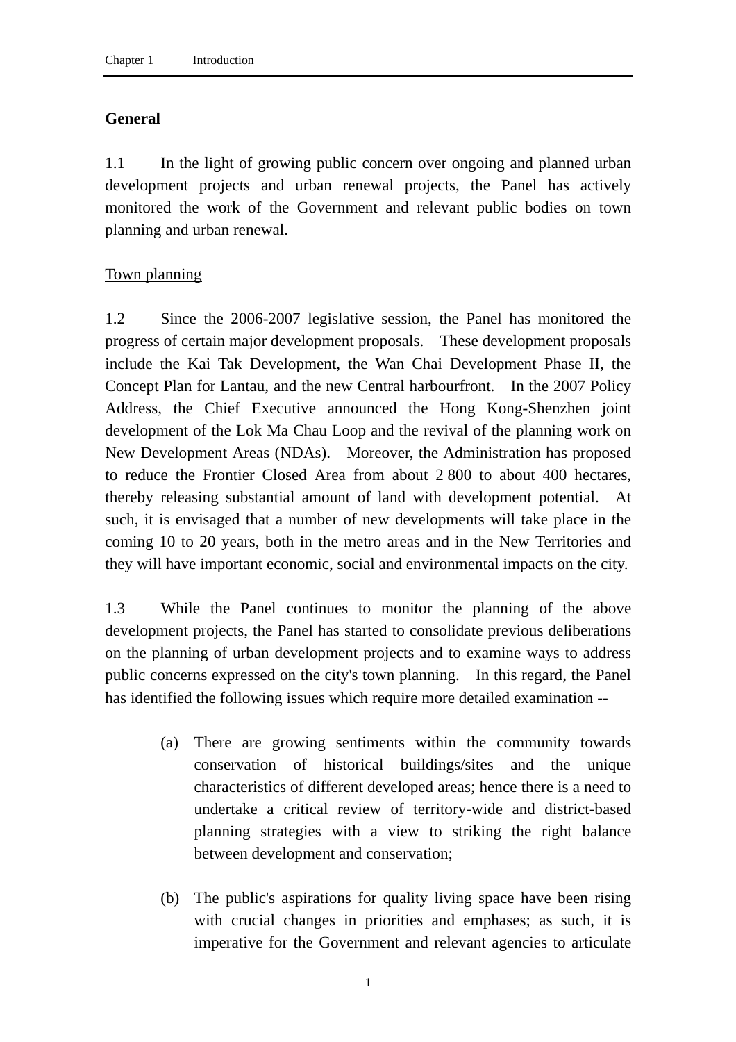## General

1.1 In the light of growing public concern over ongoing and planned urban development projects and urban renewal projects, the Panel has actively monitored the work of the Government and relevant public bodies on town planning and urban renewal.

Town planning

1.2 Since the 2006-2007 legislative session, the Panel has monitored the progress of certain major development proposals. These development proposals include the Kai Tak Development, the Wan Chai Development Phase II, the Concept Plan for Lantau, and the new Central harbourfront. In the 2007 Policy Address, the Chief Executive announced the Hong Kong-Shenzhen joint development of the Lok Ma Chau Loop and the revival of the planning work on New Development Areas (NDAs). Moreover, the Administration has proposed to reduce the Frontier Closed Area from about 2 800 to about 400 hectares, thereby releasing substantial amount of land with development potential. At such, it is envisaged that a number of new developments will take place in the coming 10 to 20 years, both in the metro areas and in the New Territories and they will have important economic, social and environmental impacts on the city.

1.3 While the Panel continues to monitor the planning of the above development projects, the Panel has started to consolidate previous deliberations on the planning of urban development projects and to examine ways to address public concerns expressed on the city's town planning. In this regard, the Panel has identified the following issues which require more detailed examination --

(a) There are growing sentiments within the community towards conservation of historical buildings/sites and the unique characteristics of different developed areas; hence there is a need to undertake a critical review of territory-wide and district-based planning strategies with a view to striking the right balance between development and conservation;

(b) The public's aspirations for quality living space have been rising with crucial changes in priorities and emphases; as such, it is imperative for the Government and relevant agencies to articulate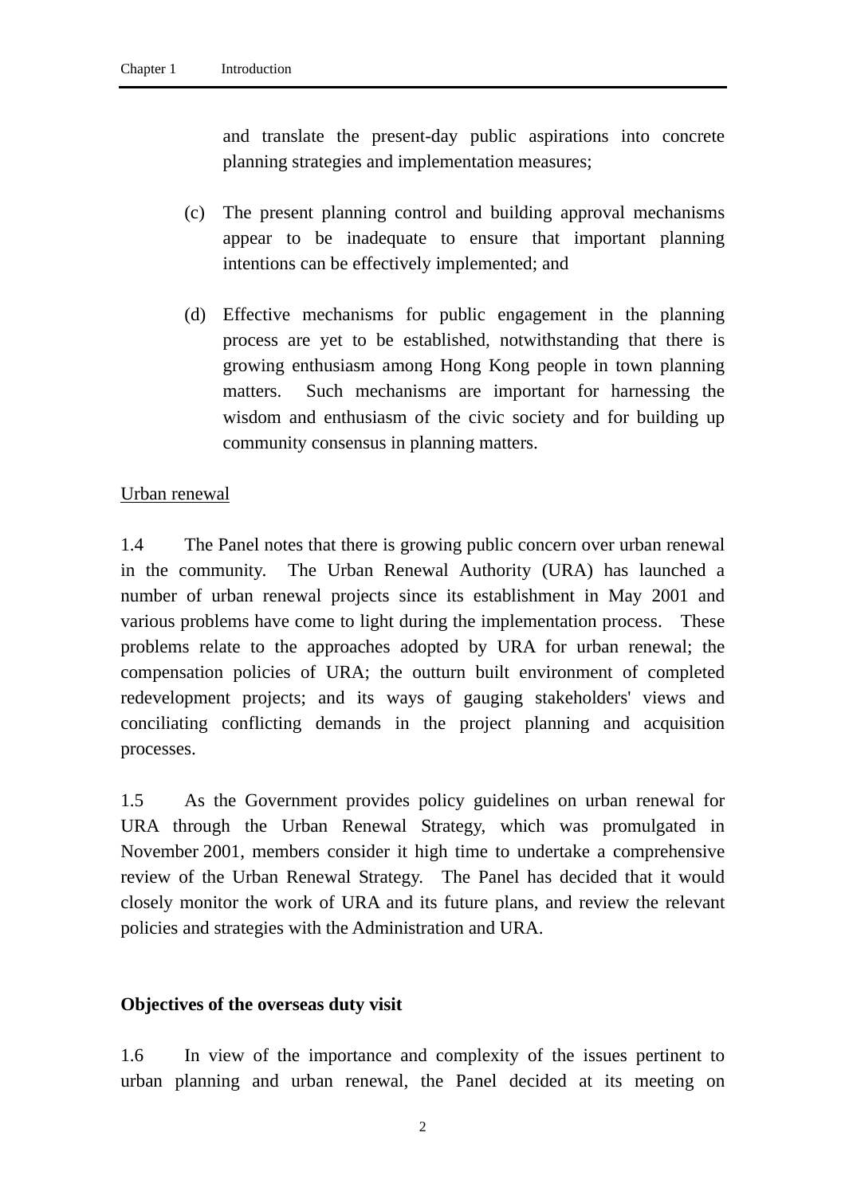and translate the present-day public aspirations into concrete planning strategies and implementation measures;

(c) The present planning control and building approval mechanisms appear to be inadequate to ensure that important planning intentions can be effectively implemented; and

(d) Effective mechanisms for public engagement in the planning process are yet to be established, notwithstanding that there is growing enthusiasm among Hong Kong people in town planning matters. Such mechanisms are important for harnessing the wisdom and enthusiasm of the civic society and for building up community consensus in planning matters.

<u>Urban renewal</u>

1.4 The Panel notes that there is growing public concern over urban renewal in the community. The Urban Renewal Authority (URA) has launched a number of urban renewal projects since its establishment in May 2001 and various problems have come to light during the implementation process. These problems relate to the approaches adopted by URA for urban renewal; the compensation policies of URA; the outturn built environment of completed redevelopment projects; and its ways of gauging stakeholders' views and conciliating conflicting demands in the project planning and acquisition processes.

1.5 As the Government provides policy guidelines on urban renewal for URA through the Urban Renewal Strategy, which was promulgated in November 2001, members consider it high time to undertake a comprehensive review of the Urban Renewal Strategy. The Panel has decided that it would closely monitor the work of URA and its future plans, and review the relevant policies and strategies with the Administration and URA.

**Objectives of the overseas duty visit**

1.6 In view of the importance and complexity of the issues pertinent to urban planning and urban renewal, the Panel decided at its meeting on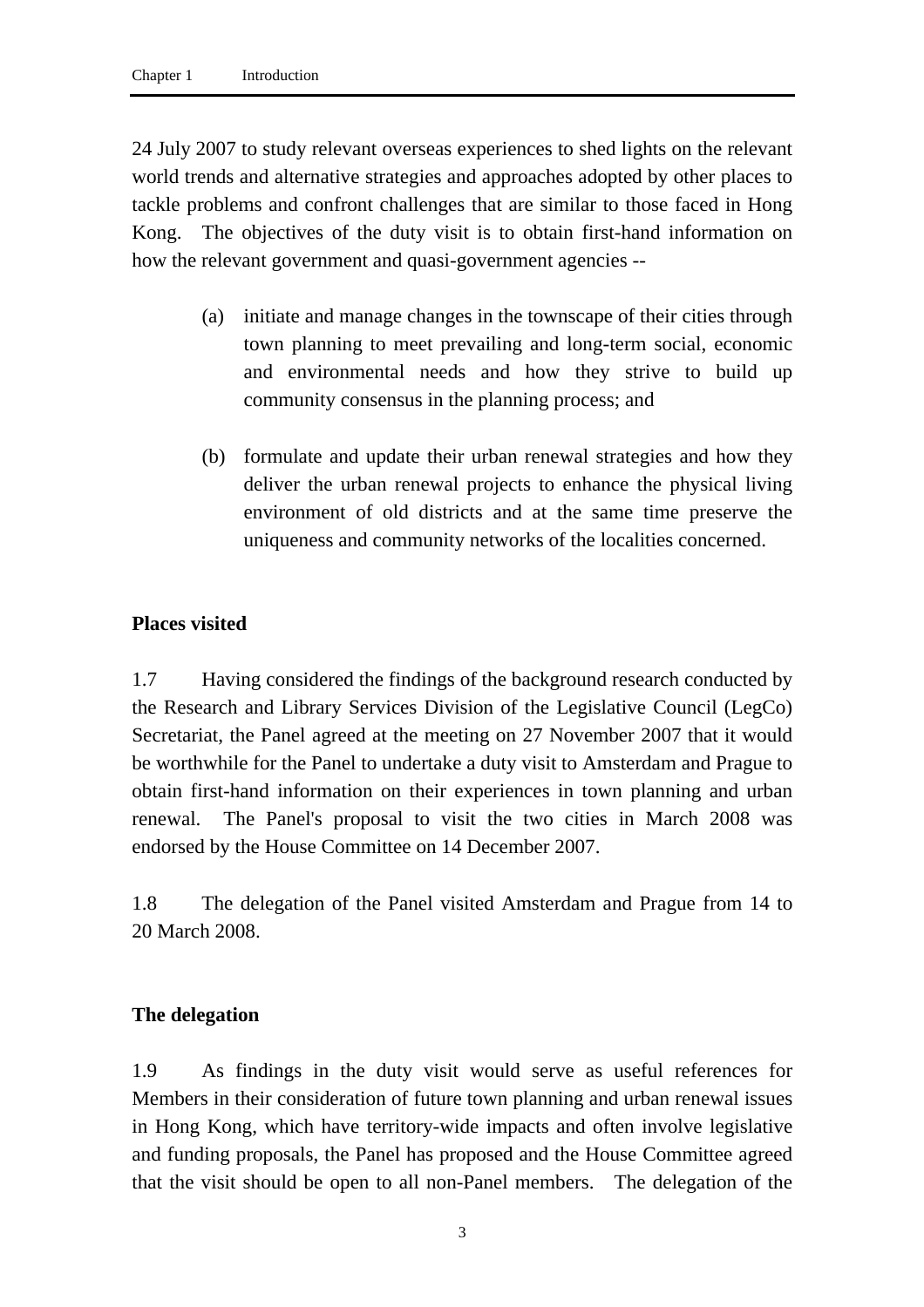24 July 2007 to study relevant overseas experiences to shed lights on the relevant world trends and alternative strategies and approaches adopted by other places to tackle problems and confront challenges that are similar to those faced in Hong Kong. The objectives of the duty visit is to obtain first-hand information on how the relevant government and quasi-government agencies --

(a) initiate and manage changes in the townscape of their cities through town planning to meet prevailing and long-term social, economic and environmental needs and how they strive to build up community consensus in the planning process; and

(b) formulate and update their urban renewal strategies and how they deliver the urban renewal projects to enhance the physical living environment of old districts and at the same time preserve the uniqueness and community networks of the localities concerned.

**Places visited**

1.7 Having considered the findings of the background research conducted by the Research and Library Services Division of the Legislative Council (LegCo) Secretariat, the Panel agreed at the meeting on 27 November 2007 that it would be worthwhile for the Panel to undertake a duty visit to Amsterdam and Prague to obtain first-hand information on their experiences in town planning and urban renewal. The Panel's proposal to visit the two cities in March 2008 was endorsed by the House Committee on 14 December 2007.

1.8 The delegation of the Panel visited Amsterdam and Prague from 14 to 20 March 2008.

**The delegation**

1.9 As findings in the duty visit would serve as useful references for Members in their consideration of future town planning and urban renewal issues in Hong Kong, which have territory-wide impacts and often involve legislative and funding proposals, the Panel has proposed and the House Committee agreed that the visit should be open to all non-Panel members. The delegation of the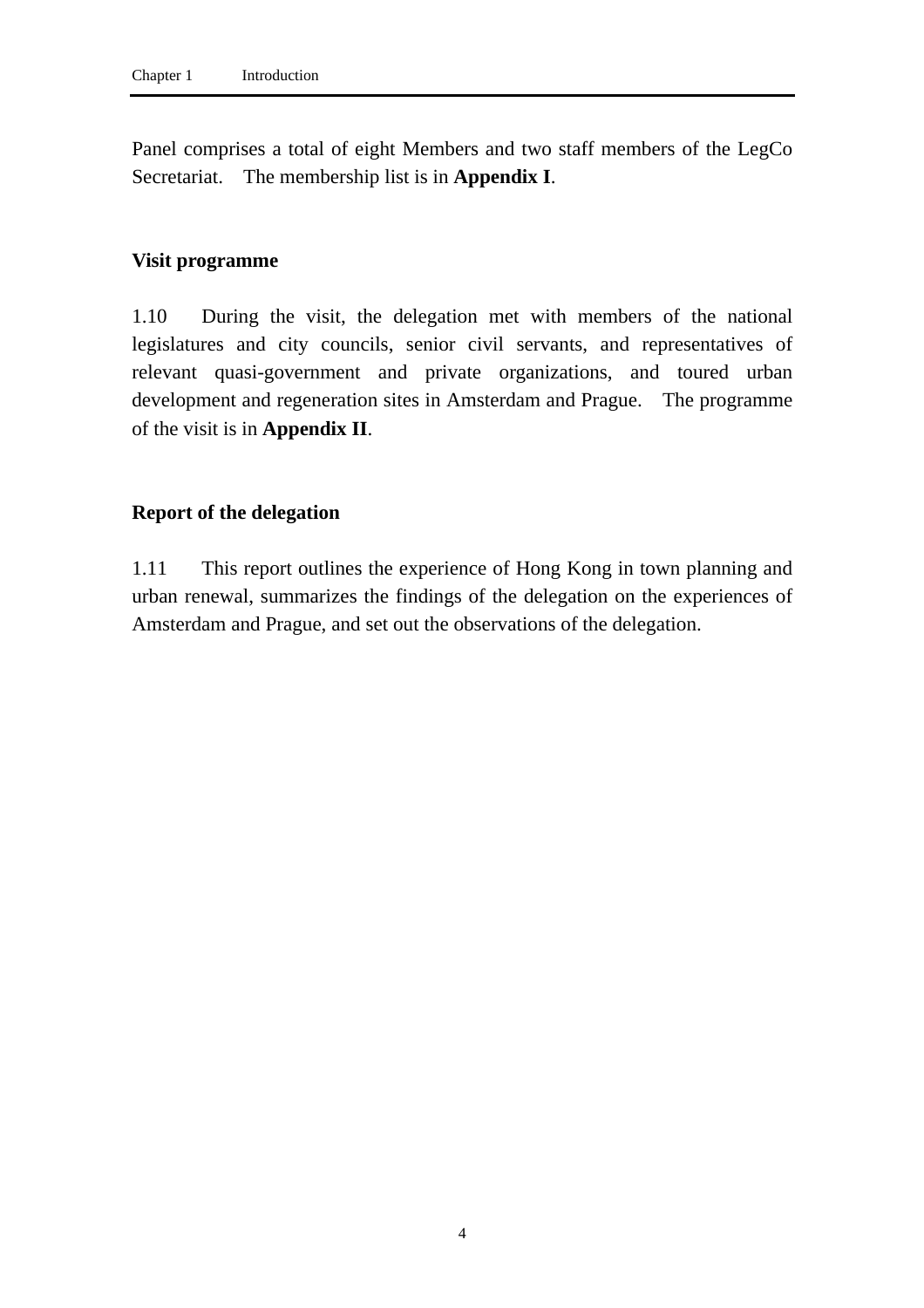Panel comprises a total of eight Members and two staff members of the LegCo Secretariat. The membership list is in **Appendix I**.

### Visit programme

1.10 During the visit, the delegation met with members of the national legislatures and city councils, senior civil servants, and representatives of relevant quasi-government and private organizations, and toured urban development and regeneration sites in Amsterdam and Prague. The programme of the visit is in **Appendix II**.

### Report of the delegation

1.11 This report outlines the experience of Hong Kong in town planning and urban renewal, summarizes the findings of the delegation on the experiences of Amsterdam and Prague, and set out the observations of the delegation.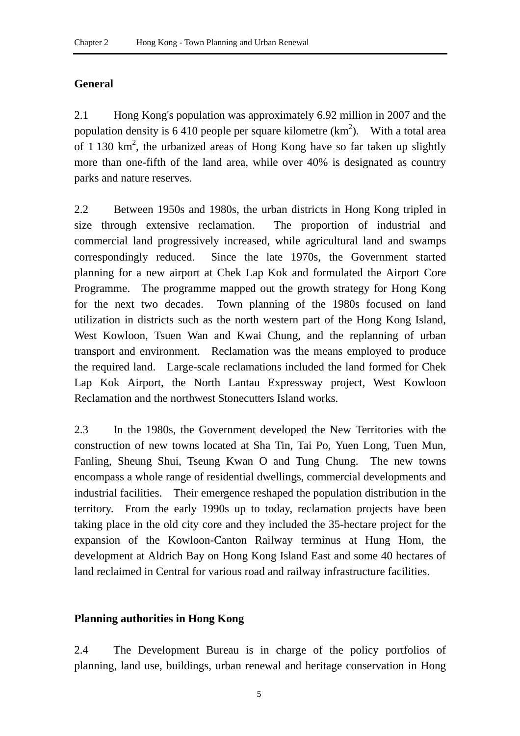## General

2.1 Hong Kong's population was approximately 6.92 million in 2007 and the population density is 6 410 people per square kilometre ($km^2$). With a total area of 1 130 $km^2$, the urbanized areas of Hong Kong have so far taken up slightly more than one-fifth of the land area, while over 40% is designated as country parks and nature reserves.

2.2 Between 1950s and 1980s, the urban districts in Hong Kong tripled in size through extensive reclamation. The proportion of industrial and commercial land progressively increased, while agricultural land and swamps correspondingly reduced. Since the late 1970s, the Government started planning for a new airport at Chek Lap Kok and formulated the Airport Core Programme. The programme mapped out the growth strategy for Hong Kong for the next two decades. Town planning of the 1980s focused on land utilization in districts such as the north western part of the Hong Kong Island, West Kowloon, Tsuen Wan and Kwai Chung, and the replanning of urban transport and environment. Reclamation was the means employed to produce the required land. Large-scale reclamations included the land formed for Chek Lap Kok Airport, the North Lantau Expressway project, West Kowloon Reclamation and the northwest Stonecutters Island works.

2.3 In the 1980s, the Government developed the New Territories with the construction of new towns located at Sha Tin, Tai Po, Yuen Long, Tuen Mun, Fanling, Sheung Shui, Tseung Kwan O and Tung Chung. The new towns encompass a whole range of residential dwellings, commercial developments and industrial facilities. Their emergence reshaped the population distribution in the territory. From the early 1990s up to today, reclamation projects have been taking place in the old city core and they included the 35-hectare project for the expansion of the Kowloon-Canton Railway terminus at Hung Hom, the development at Aldrich Bay on Hong Kong Island East and some 40 hectares of land reclaimed in Central for various road and railway infrastructure facilities.

## Planning authorities in Hong Kong

2.4 The Development Bureau is in charge of the policy portfolios of planning, land use, buildings, urban renewal and heritage conservation in Hong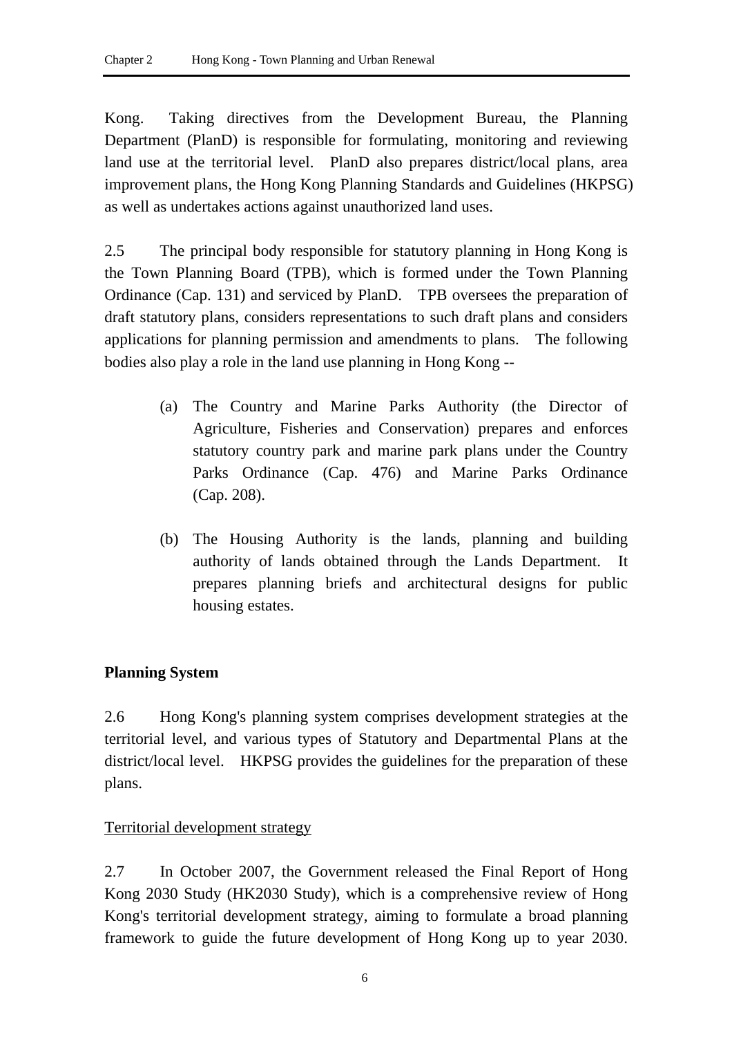Kong. Taking directives from the Development Bureau, the Planning Department (PlanD) is responsible for formulating, monitoring and reviewing land use at the territorial level. PlanD also prepares district/local plans, area improvement plans, the Hong Kong Planning Standards and Guidelines (HKPSG) as well as undertakes actions against unauthorized land uses.

2.5 The principal body responsible for statutory planning in Hong Kong is the Town Planning Board (TPB), which is formed under the Town Planning Ordinance (Cap. 131) and serviced by PlanD. TPB oversees the preparation of draft statutory plans, considers representations to such draft plans and considers applications for planning permission and amendments to plans. The following bodies also play a role in the land use planning in Hong Kong --

(a) The Country and Marine Parks Authority (the Director of Agriculture, Fisheries and Conservation) prepares and enforces statutory country park and marine park plans under the Country Parks Ordinance (Cap. 476) and Marine Parks Ordinance (Cap. 208).

(b) The Housing Authority is the lands, planning and building authority of lands obtained through the Lands Department. It prepares planning briefs and architectural designs for public housing estates.

## Planning System

2.6 Hong Kong's planning system comprises development strategies at the territorial level, and various types of Statutory and Departmental Plans at the district/local level. HKPSG provides the guidelines for the preparation of these plans.

### Territorial development strategy

2.7 In October 2007, the Government released the Final Report of Hong Kong 2030 Study (HK2030 Study), which is a comprehensive review of Hong Kong's territorial development strategy, aiming to formulate a broad planning framework to guide the future development of Hong Kong up to year 2030.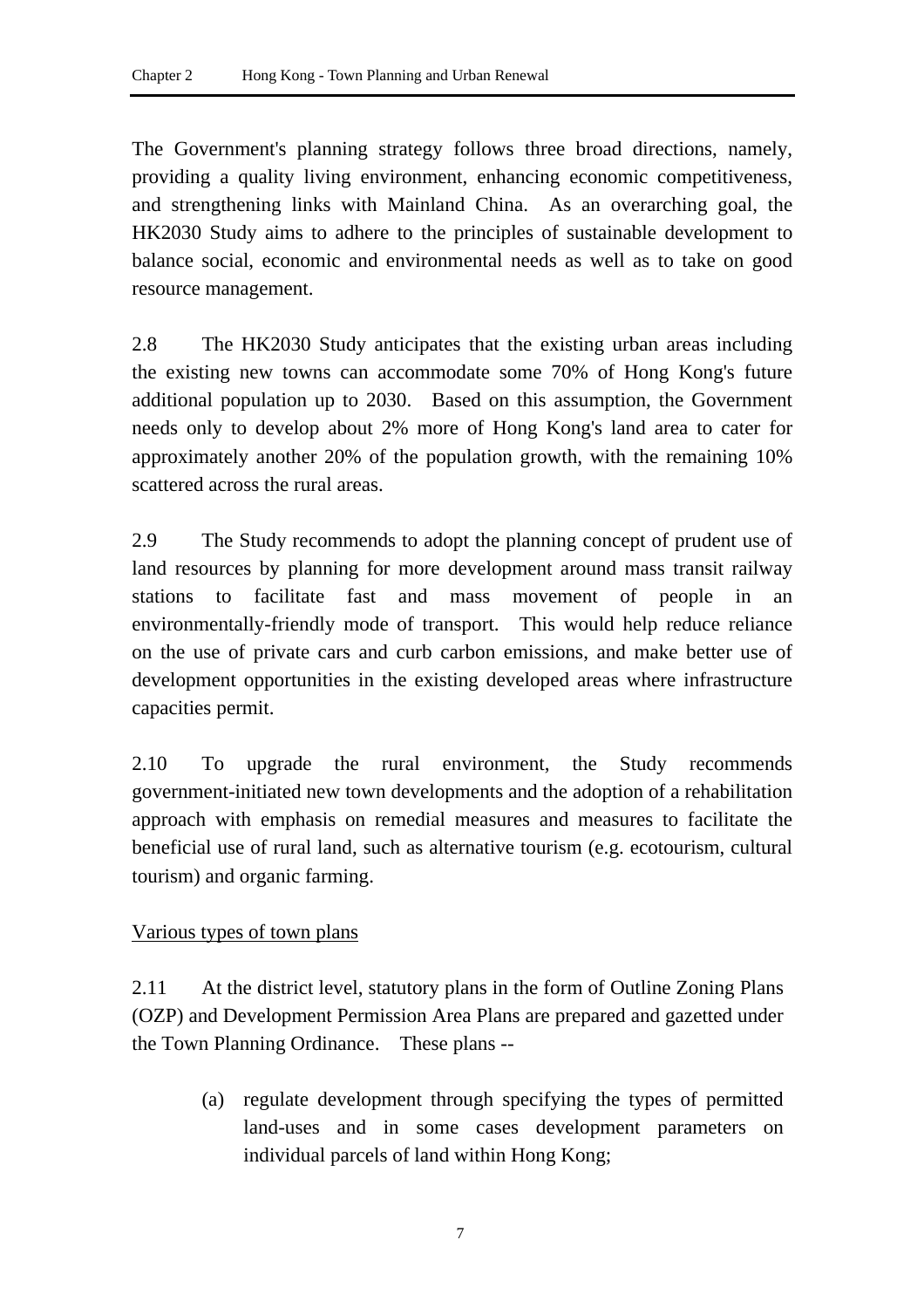The Government's planning strategy follows three broad directions, namely, providing a quality living environment, enhancing economic competitiveness, and strengthening links with Mainland China. As an overarching goal, the HK2030 Study aims to adhere to the principles of sustainable development to balance social, economic and environmental needs as well as to take on good resource management.

2.8 The HK2030 Study anticipates that the existing urban areas including the existing new towns can accommodate some 70% of Hong Kong's future additional population up to 2030. Based on this assumption, the Government needs only to develop about 2% more of Hong Kong's land area to cater for approximately another 20% of the population growth, with the remaining 10% scattered across the rural areas.

2.9 The Study recommends to adopt the planning concept of prudent use of land resources by planning for more development around mass transit railway stations to facilitate fast and mass movement of people in an environmentally-friendly mode of transport. This would help reduce reliance on the use of private cars and curb carbon emissions, and make better use of development opportunities in the existing developed areas where infrastructure capacities permit.

2.10 To upgrade the rural environment, the Study recommends government-initiated new town developments and the adoption of a rehabilitation approach with emphasis on remedial measures and measures to facilitate the beneficial use of rural land, such as alternative tourism (e.g. ecotourism, cultural tourism) and organic farming.

Various types of town plans

2.11 At the district level, statutory plans in the form of Outline Zoning Plans (OZP) and Development Permission Area Plans are prepared and gazetted under the Town Planning Ordinance. These plans --

(a) regulate development through specifying the types of permitted land-uses and in some cases development parameters on individual parcels of land within Hong Kong;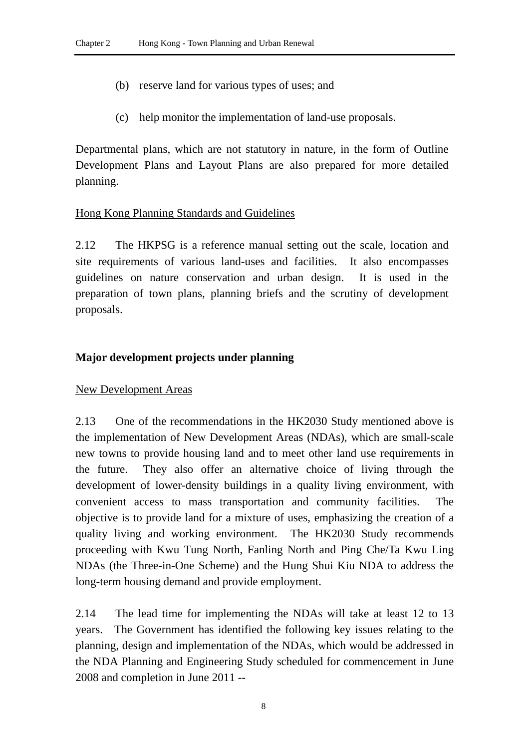(b) reserve land for various types of uses; and

(c) help monitor the implementation of land-use proposals.

Departmental plans, which are not statutory in nature, in the form of Outline Development Plans and Layout Plans are also prepared for more detailed planning.

<u>Hong Kong Planning Standards and Guidelines</u>

2.12 The HKPSG is a reference manual setting out the scale, location and site requirements of various land-uses and facilities. It also encompasses guidelines on nature conservation and urban design. It is used in the preparation of town plans, planning briefs and the scrutiny of development proposals.

**Major development projects under planning**

<u>New Development Areas</u>

2.13 One of the recommendations in the HK2030 Study mentioned above is the implementation of New Development Areas (NDAs), which are small-scale new towns to provide housing land and to meet other land use requirements in the future. They also offer an alternative choice of living through the development of lower-density buildings in a quality living environment, with convenient access to mass transportation and community facilities. The objective is to provide land for a mixture of uses, emphasizing the creation of a quality living and working environment. The HK2030 Study recommends proceeding with Kwu Tung North, Fanling North and Ping Che/Ta Kwu Ling NDAs (the Three-in-One Scheme) and the Hung Shui Kiu NDA to address the long-term housing demand and provide employment.

2.14 The lead time for implementing the NDAs will take at least 12 to 13 years. The Government has identified the following key issues relating to the planning, design and implementation of the NDAs, which would be addressed in the NDA Planning and Engineering Study scheduled for commencement in June 2008 and completion in June 2011 --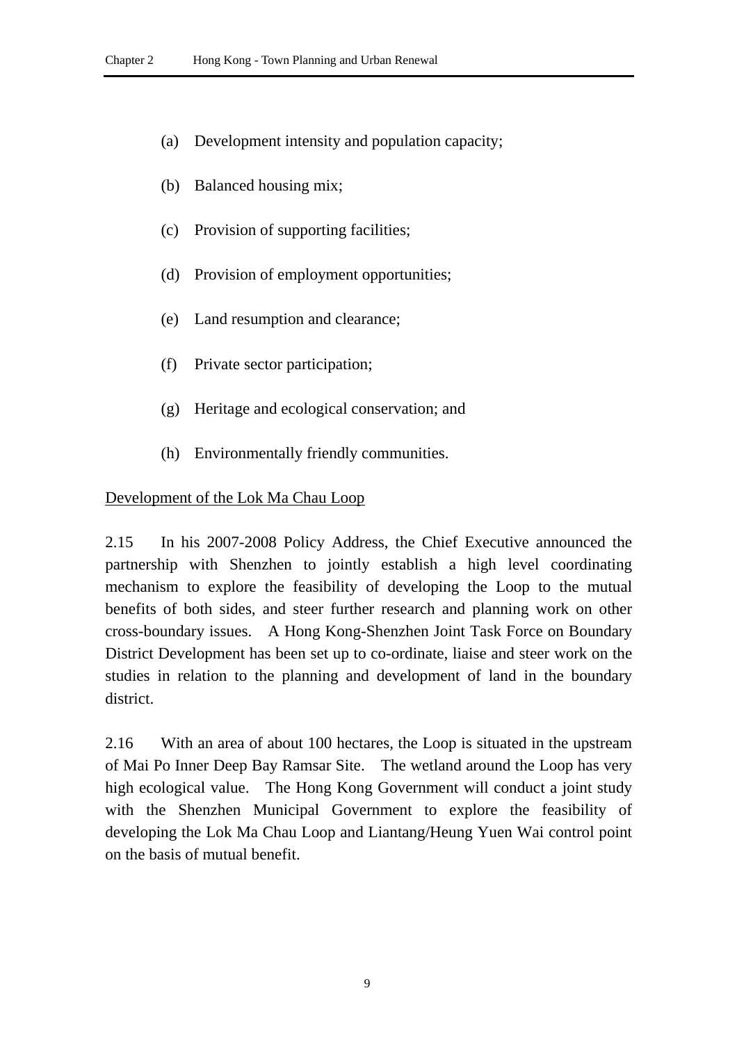(a) Development intensity and population capacity;

(b) Balanced housing mix;

(c) Provision of supporting facilities;

(d) Provision of employment opportunities;

(e) Land resumption and clearance;

(f) Private sector participation;

(g) Heritage and ecological conservation; and

(h) Environmentally friendly communities.

<u>Development of the Lok Ma Chau Loop</u>

2.15 In his 2007-2008 Policy Address, the Chief Executive announced the partnership with Shenzhen to jointly establish a high level coordinating mechanism to explore the feasibility of developing the Loop to the mutual benefits of both sides, and steer further research and planning work on other cross-boundary issues. A Hong Kong-Shenzhen Joint Task Force on Boundary District Development has been set up to co-ordinate, liaise and steer work on the studies in relation to the planning and development of land in the boundary district.

2.16 With an area of about 100 hectares, the Loop is situated in the upstream of Mai Po Inner Deep Bay Ramsar Site. The wetland around the Loop has very high ecological value. The Hong Kong Government will conduct a joint study with the Shenzhen Municipal Government to explore the feasibility of developing the Lok Ma Chau Loop and Liantang/Heung Yuen Wai control point on the basis of mutual benefit.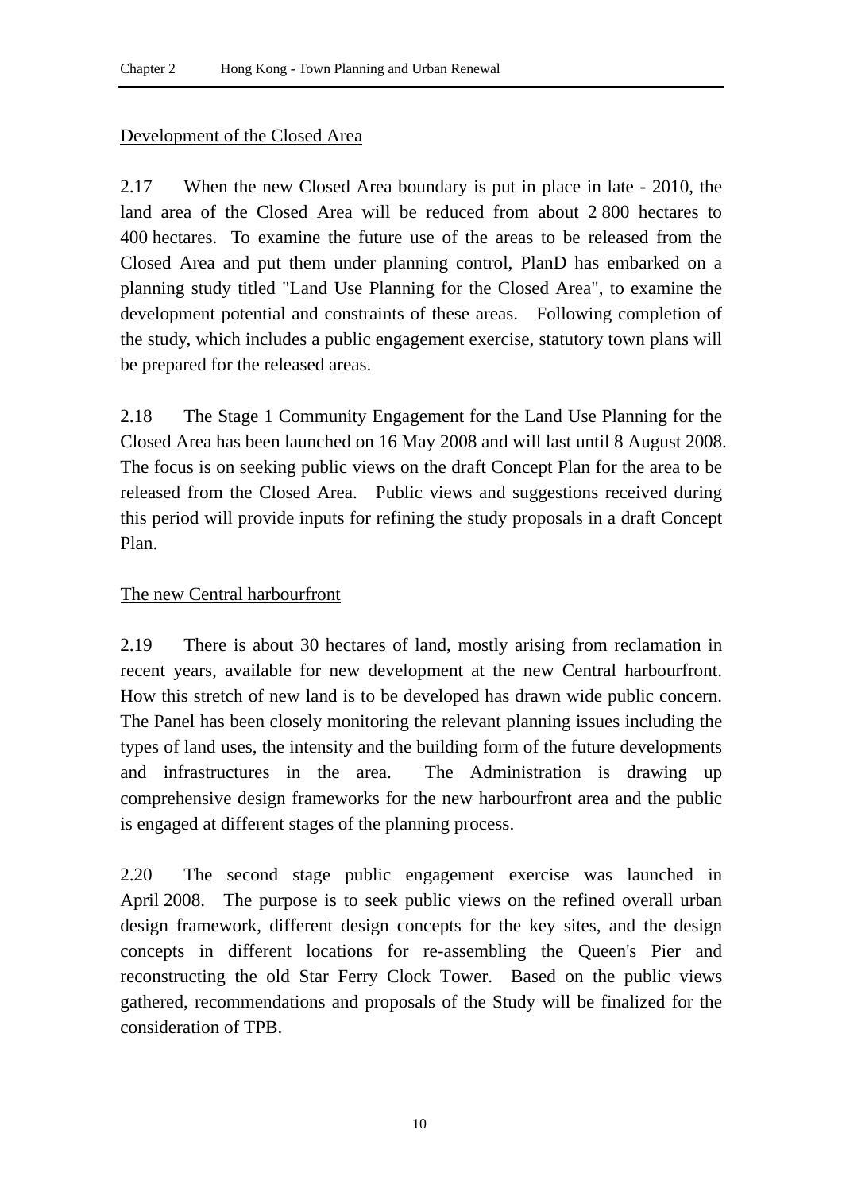Development of the Closed Area

2.17 When the new Closed Area boundary is put in place in late - 2010, the land area of the Closed Area will be reduced from about 2 800 hectares to 400 hectares. To examine the future use of the areas to be released from the Closed Area and put them under planning control, PlanD has embarked on a planning study titled "Land Use Planning for the Closed Area", to examine the development potential and constraints of these areas. Following completion of the study, which includes a public engagement exercise, statutory town plans will be prepared for the released areas.

2.18 The Stage 1 Community Engagement for the Land Use Planning for the Closed Area has been launched on 16 May 2008 and will last until 8 August 2008. The focus is on seeking public views on the draft Concept Plan for the area to be released from the Closed Area. Public views and suggestions received during this period will provide inputs for refining the study proposals in a draft Concept Plan.

The new Central harbourfront

2.19 There is about 30 hectares of land, mostly arising from reclamation in recent years, available for new development at the new Central harbourfront. How this stretch of new land is to be developed has drawn wide public concern. The Panel has been closely monitoring the relevant planning issues including the types of land uses, the intensity and the building form of the future developments and infrastructures in the area. The Administration is drawing up comprehensive design frameworks for the new harbourfront area and the public is engaged at different stages of the planning process.

2.20 The second stage public engagement exercise was launched in April 2008. The purpose is to seek public views on the refined overall urban design framework, different design concepts for the key sites, and the design concepts in different locations for re-assembling the Queen's Pier and reconstructing the old Star Ferry Clock Tower. Based on the public views gathered, recommendations and proposals of the Study will be finalized for the consideration of TPB.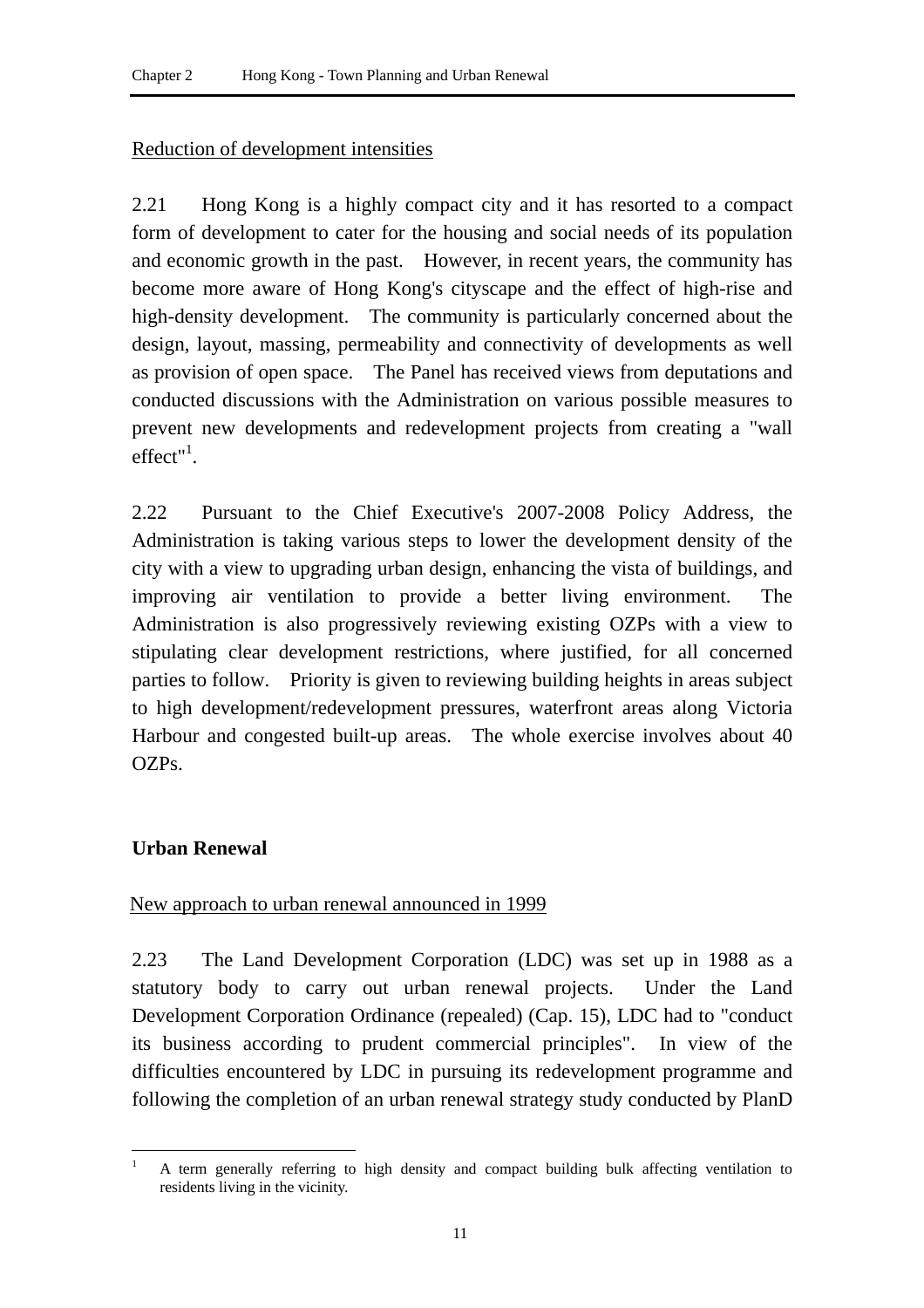Reduction of development intensities

2.21 Hong Kong is a highly compact city and it has resorted to a compact form of development to cater for the housing and social needs of its population and economic growth in the past. However, in recent years, the community has become more aware of Hong Kong's cityscape and the effect of high-rise and high-density development. The community is particularly concerned about the design, layout, massing, permeability and connectivity of developments as well as provision of open space. The Panel has received views from deputations and conducted discussions with the Administration on various possible measures to prevent new developments and redevelopment projects from creating a "wall effect"[1].

2.22 Pursuant to the Chief Executive's 2007-2008 Policy Address, the Administration is taking various steps to lower the development density of the city with a view to upgrading urban design, enhancing the vista of buildings, and improving air ventilation to provide a better living environment. The Administration is also progressively reviewing existing OZPs with a view to stipulating clear development restrictions, where justified, for all concerned parties to follow. Priority is given to reviewing building heights in areas subject to high development/redevelopment pressures, waterfront areas along Victoria Harbour and congested built-up areas. The whole exercise involves about 40 OZPs.

## Urban Renewal

New approach to urban renewal announced in 1999

2.23 The Land Development Corporation (LDC) was set up in 1988 as a statutory body to carry out urban renewal projects. Under the Land Development Corporation Ordinance (repealed) (Cap. 15), LDC had to "conduct its business according to prudent commercial principles". In view of the difficulties encountered by LDC in pursuing its redevelopment programme and following the completion of an urban renewal strategy study conducted by PlanD

[1] A term generally referring to high density and compact building bulk affecting ventilation to residents living in the vicinity.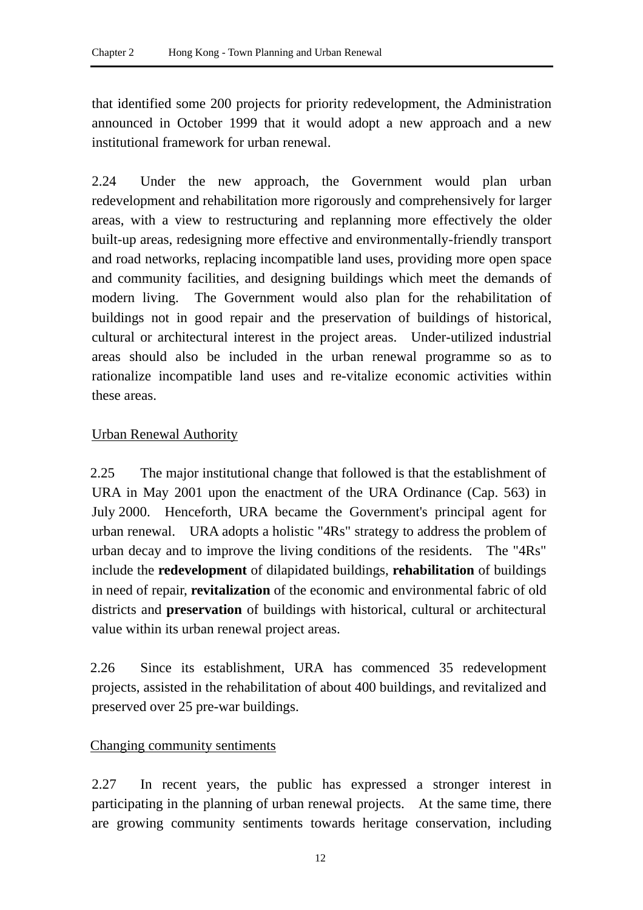that identified some 200 projects for priority redevelopment, the Administration announced in October 1999 that it would adopt a new approach and a new institutional framework for urban renewal.

2.24 Under the new approach, the Government would plan urban redevelopment and rehabilitation more rigorously and comprehensively for larger areas, with a view to restructuring and replanning more effectively the older built-up areas, redesigning more effective and environmentally-friendly transport and road networks, replacing incompatible land uses, providing more open space and community facilities, and designing buildings which meet the demands of modern living. The Government would also plan for the rehabilitation of buildings not in good repair and the preservation of buildings of historical, cultural or architectural interest in the project areas. Under-utilized industrial areas should also be included in the urban renewal programme so as to rationalize incompatible land uses and re-vitalize economic activities within these areas.

<u>Urban Renewal Authority</u>

2.25 The major institutional change that followed is that the establishment of URA in May 2001 upon the enactment of the URA Ordinance (Cap. 563) in July 2000. Henceforth, URA became the Government's principal agent for urban renewal. URA adopts a holistic "4Rs" strategy to address the problem of urban decay and to improve the living conditions of the residents. The "4Rs" include the **redevelopment** of dilapidated buildings, **rehabilitation** of buildings in need of repair, **revitalization** of the economic and environmental fabric of old districts and **preservation** of buildings with historical, cultural or architectural value within its urban renewal project areas.

2.26 Since its establishment, URA has commenced 35 redevelopment projects, assisted in the rehabilitation of about 400 buildings, and revitalized and preserved over 25 pre-war buildings.

<u>Changing community sentiments</u>

2.27 In recent years, the public has expressed a stronger interest in participating in the planning of urban renewal projects. At the same time, there are growing community sentiments towards heritage conservation, including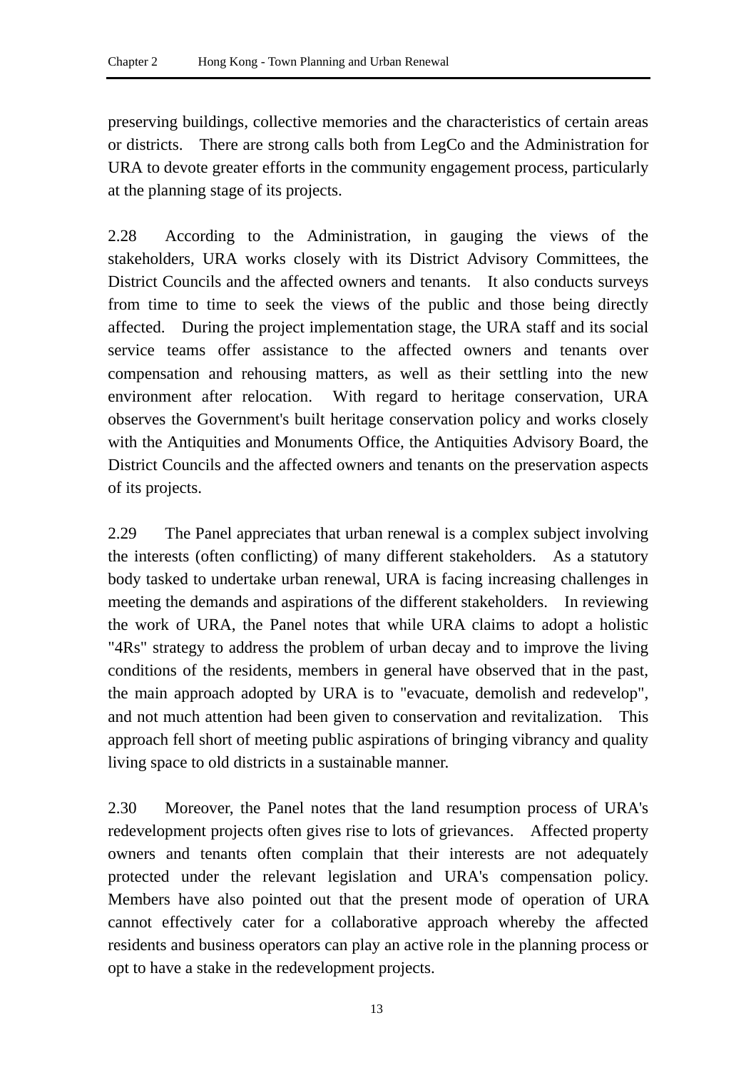preserving buildings, collective memories and the characteristics of certain areas or districts. There are strong calls both from LegCo and the Administration for URA to devote greater efforts in the community engagement process, particularly at the planning stage of its projects.

2.28 According to the Administration, in gauging the views of the stakeholders, URA works closely with its District Advisory Committees, the District Councils and the affected owners and tenants. It also conducts surveys from time to time to seek the views of the public and those being directly affected. During the project implementation stage, the URA staff and its social service teams offer assistance to the affected owners and tenants over compensation and rehousing matters, as well as their settling into the new environment after relocation. With regard to heritage conservation, URA observes the Government's built heritage conservation policy and works closely with the Antiquities and Monuments Office, the Antiquities Advisory Board, the District Councils and the affected owners and tenants on the preservation aspects of its projects.

2.29 The Panel appreciates that urban renewal is a complex subject involving the interests (often conflicting) of many different stakeholders. As a statutory body tasked to undertake urban renewal, URA is facing increasing challenges in meeting the demands and aspirations of the different stakeholders. In reviewing the work of URA, the Panel notes that while URA claims to adopt a holistic "4Rs" strategy to address the problem of urban decay and to improve the living conditions of the residents, members in general have observed that in the past, the main approach adopted by URA is to "evacuate, demolish and redevelop", and not much attention had been given to conservation and revitalization. This approach fell short of meeting public aspirations of bringing vibrancy and quality living space to old districts in a sustainable manner.

2.30 Moreover, the Panel notes that the land resumption process of URA's redevelopment projects often gives rise to lots of grievances. Affected property owners and tenants often complain that their interests are not adequately protected under the relevant legislation and URA's compensation policy. Members have also pointed out that the present mode of operation of URA cannot effectively cater for a collaborative approach whereby the affected residents and business operators can play an active role in the planning process or opt to have a stake in the redevelopment projects.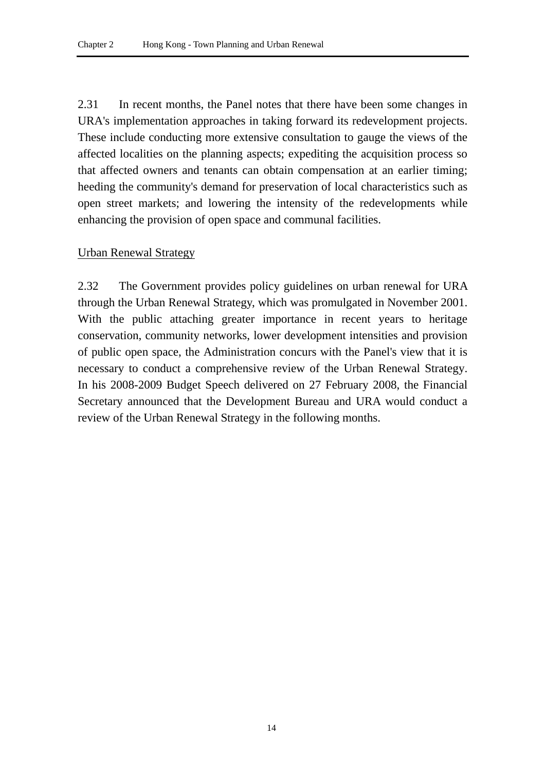2.31 In recent months, the Panel notes that there have been some changes in URA's implementation approaches in taking forward its redevelopment projects. These include conducting more extensive consultation to gauge the views of the affected localities on the planning aspects; expediting the acquisition process so that affected owners and tenants can obtain compensation at an earlier timing; heeding the community's demand for preservation of local characteristics such as open street markets; and lowering the intensity of the redevelopments while enhancing the provision of open space and communal facilities.

<u>Urban Renewal Strategy</u>

2.32 The Government provides policy guidelines on urban renewal for URA through the Urban Renewal Strategy, which was promulgated in November 2001. With the public attaching greater importance in recent years to heritage conservation, community networks, lower development intensities and provision of public open space, the Administration concurs with the Panel's view that it is necessary to conduct a comprehensive review of the Urban Renewal Strategy. In his 2008-2009 Budget Speech delivered on 27 February 2008, the Financial Secretary announced that the Development Bureau and URA would conduct a review of the Urban Renewal Strategy in the following months.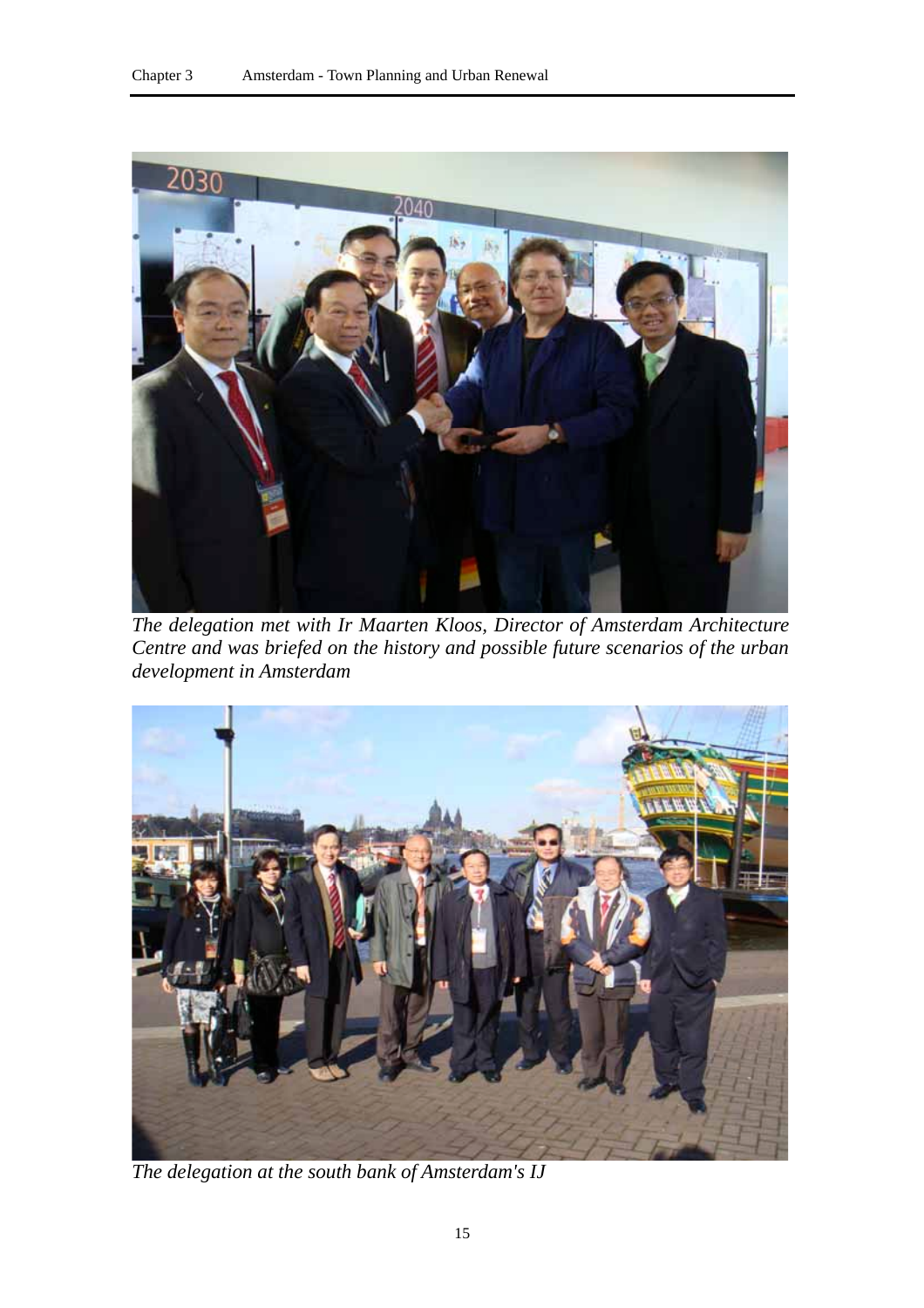*The delegation met with Ir Maarten Kloos, Director of Amsterdam Architecture Centre and was briefed on the history and possible future scenarios of the urban development in Amsterdam*

*The delegation at the south bank of Amsterdam's IJ*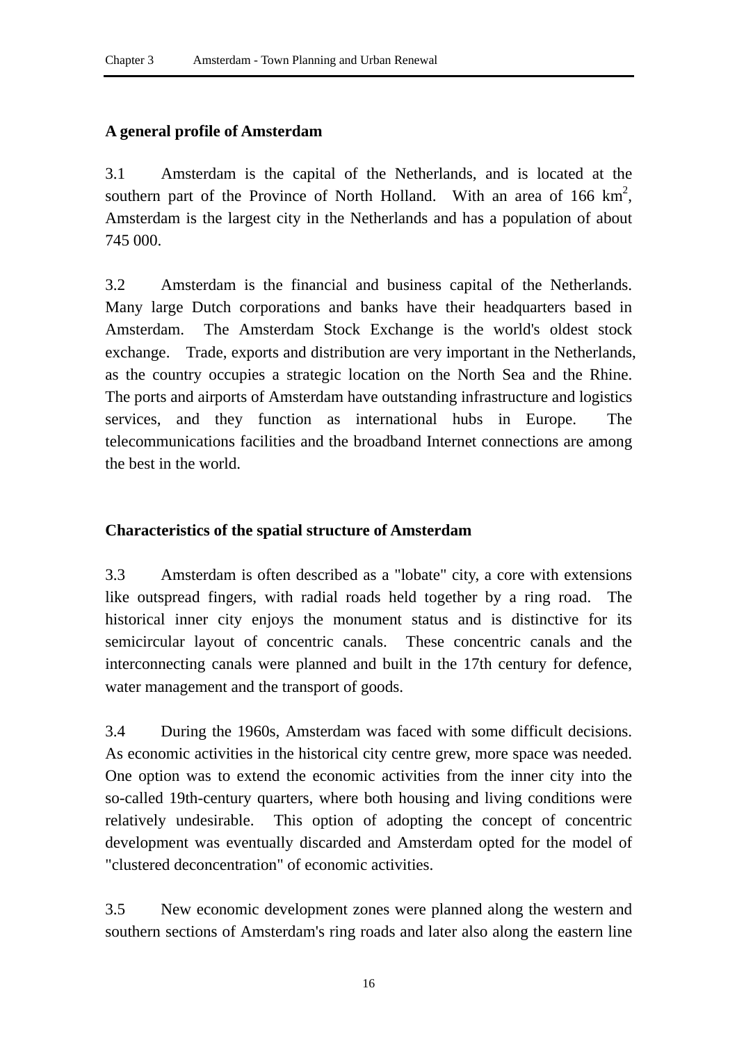## A general profile of Amsterdam

3.1 Amsterdam is the capital of the Netherlands, and is located at the southern part of the Province of North Holland. With an area of 166 $km^2$, Amsterdam is the largest city in the Netherlands and has a population of about 745 000.

3.2 Amsterdam is the financial and business capital of the Netherlands. Many large Dutch corporations and banks have their headquarters based in Amsterdam. The Amsterdam Stock Exchange is the world's oldest stock exchange. Trade, exports and distribution are very important in the Netherlands, as the country occupies a strategic location on the North Sea and the Rhine. The ports and airports of Amsterdam have outstanding infrastructure and logistics services, and they function as international hubs in Europe. The telecommunications facilities and the broadband Internet connections are among the best in the world.

## Characteristics of the spatial structure of Amsterdam

3.3 Amsterdam is often described as a "lobate" city, a core with extensions like outspread fingers, with radial roads held together by a ring road. The historical inner city enjoys the monument status and is distinctive for its semicircular layout of concentric canals. These concentric canals and the interconnecting canals were planned and built in the 17th century for defence, water management and the transport of goods.

3.4 During the 1960s, Amsterdam was faced with some difficult decisions. As economic activities in the historical city centre grew, more space was needed. One option was to extend the economic activities from the inner city into the so-called 19th-century quarters, where both housing and living conditions were relatively undesirable. This option of adopting the concept of concentric development was eventually discarded and Amsterdam opted for the model of "clustered deconcentration" of economic activities.

3.5 New economic development zones were planned along the western and southern sections of Amsterdam's ring roads and later also along the eastern line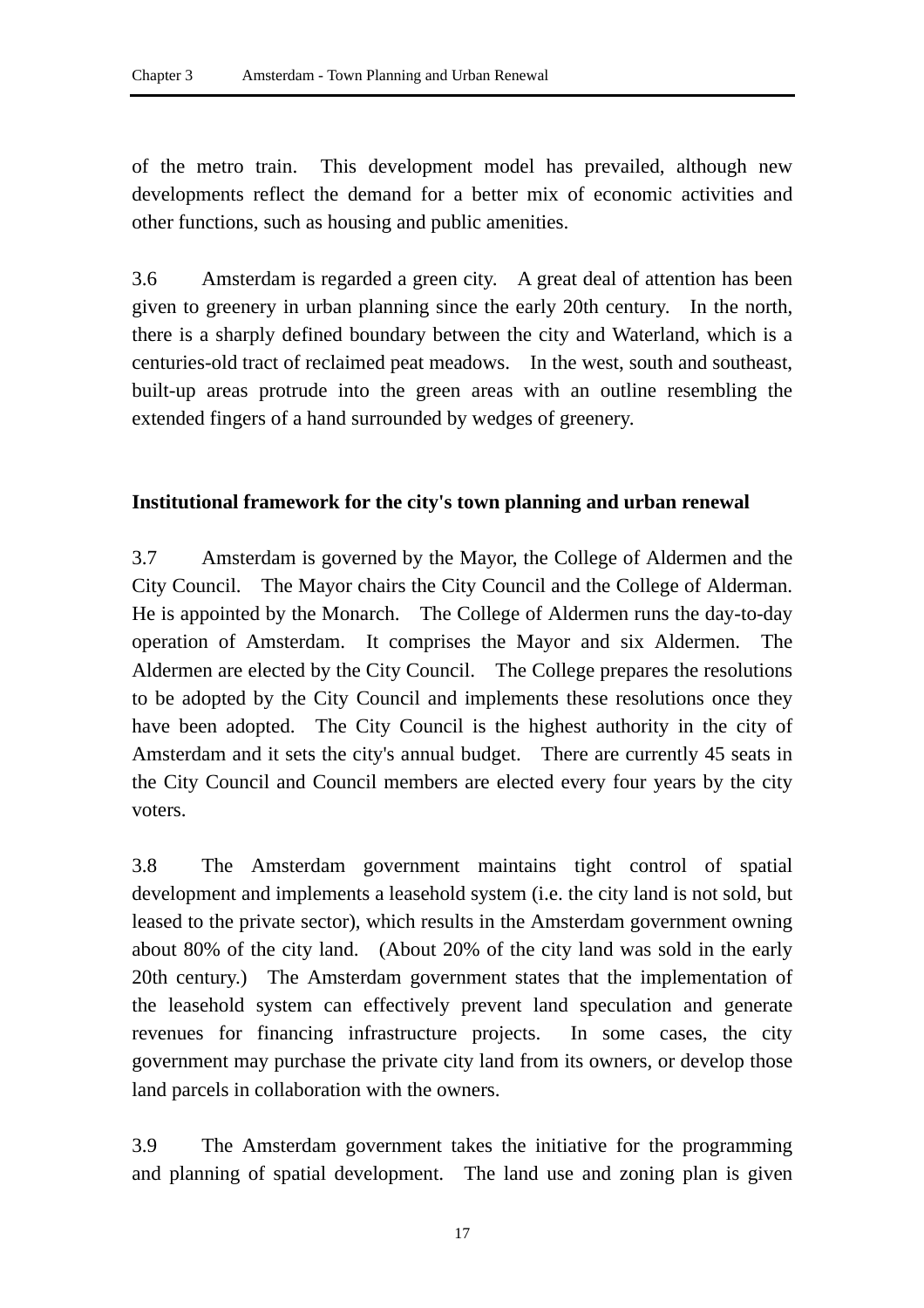of the metro train. This development model has prevailed, although new developments reflect the demand for a better mix of economic activities and other functions, such as housing and public amenities.

3.6 Amsterdam is regarded a green city. A great deal of attention has been given to greenery in urban planning since the early 20th century. In the north, there is a sharply defined boundary between the city and Waterland, which is a centuries-old tract of reclaimed peat meadows. In the west, south and southeast, built-up areas protrude into the green areas with an outline resembling the extended fingers of a hand surrounded by wedges of greenery.

**Institutional framework for the city's town planning and urban renewal**

3.7 Amsterdam is governed by the Mayor, the College of Aldermen and the City Council. The Mayor chairs the City Council and the College of Alderman. He is appointed by the Monarch. The College of Aldermen runs the day-to-day operation of Amsterdam. It comprises the Mayor and six Aldermen. The Aldermen are elected by the City Council. The College prepares the resolutions to be adopted by the City Council and implements these resolutions once they have been adopted. The City Council is the highest authority in the city of Amsterdam and it sets the city's annual budget. There are currently 45 seats in the City Council and Council members are elected every four years by the city voters.

3.8 The Amsterdam government maintains tight control of spatial development and implements a leasehold system (i.e. the city land is not sold, but leased to the private sector), which results in the Amsterdam government owning about 80% of the city land. (About 20% of the city land was sold in the early 20th century.) The Amsterdam government states that the implementation of the leasehold system can effectively prevent land speculation and generate revenues for financing infrastructure projects. In some cases, the city government may purchase the private city land from its owners, or develop those land parcels in collaboration with the owners.

3.9 The Amsterdam government takes the initiative for the programming and planning of spatial development. The land use and zoning plan is given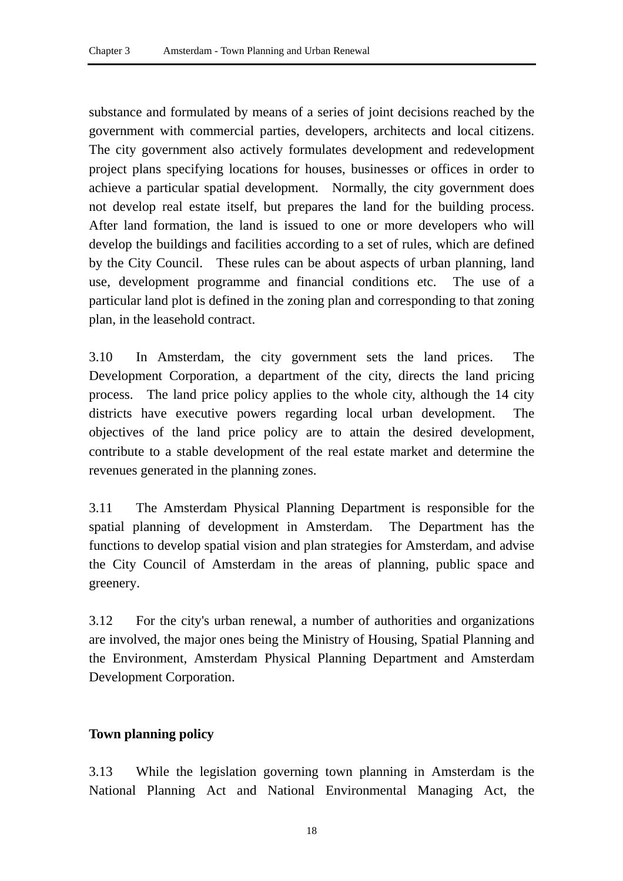substance and formulated by means of a series of joint decisions reached by the government with commercial parties, developers, architects and local citizens. The city government also actively formulates development and redevelopment project plans specifying locations for houses, businesses or offices in order to achieve a particular spatial development. Normally, the city government does not develop real estate itself, but prepares the land for the building process. After land formation, the land is issued to one or more developers who will develop the buildings and facilities according to a set of rules, which are defined by the City Council. These rules can be about aspects of urban planning, land use, development programme and financial conditions etc. The use of a particular land plot is defined in the zoning plan and corresponding to that zoning plan, in the leasehold contract.

3.10 In Amsterdam, the city government sets the land prices. The Development Corporation, a department of the city, directs the land pricing process. The land price policy applies to the whole city, although the 14 city districts have executive powers regarding local urban development. The objectives of the land price policy are to attain the desired development, contribute to a stable development of the real estate market and determine the revenues generated in the planning zones.

3.11 The Amsterdam Physical Planning Department is responsible for the spatial planning of development in Amsterdam. The Department has the functions to develop spatial vision and plan strategies for Amsterdam, and advise the City Council of Amsterdam in the areas of planning, public space and greenery.

3.12 For the city's urban renewal, a number of authorities and organizations are involved, the major ones being the Ministry of Housing, Spatial Planning and the Environment, Amsterdam Physical Planning Department and Amsterdam Development Corporation.

**Town planning policy**

3.13 While the legislation governing town planning in Amsterdam is the National Planning Act and National Environmental Managing Act, the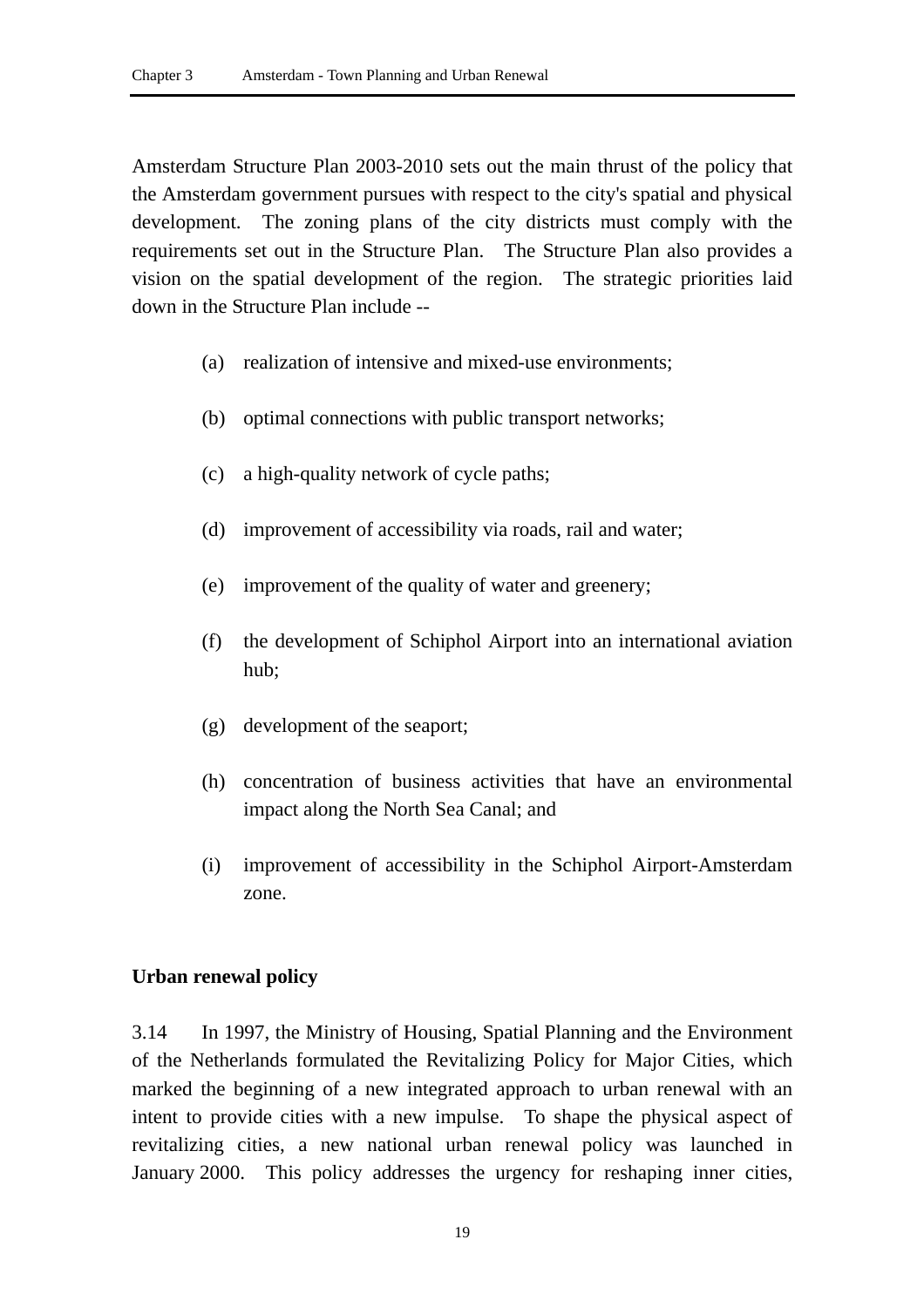Amsterdam Structure Plan 2003-2010 sets out the main thrust of the policy that the Amsterdam government pursues with respect to the city's spatial and physical development. The zoning plans of the city districts must comply with the requirements set out in the Structure Plan. The Structure Plan also provides a vision on the spatial development of the region. The strategic priorities laid down in the Structure Plan include --

(a) realization of intensive and mixed-use environments;

(b) optimal connections with public transport networks;

(c) a high-quality network of cycle paths;

(d) improvement of accessibility via roads, rail and water;

(e) improvement of the quality of water and greenery;

(f) the development of Schiphol Airport into an international aviation hub;

(g) development of the seaport;

(h) concentration of business activities that have an environmental impact along the North Sea Canal; and

(i) improvement of accessibility in the Schiphol Airport-Amsterdam zone.

**Urban renewal policy**

3.14 In 1997, the Ministry of Housing, Spatial Planning and the Environment of the Netherlands formulated the Revitalizing Policy for Major Cities, which marked the beginning of a new integrated approach to urban renewal with an intent to provide cities with a new impulse. To shape the physical aspect of revitalizing cities, a new national urban renewal policy was launched in January 2000. This policy addresses the urgency for reshaping inner cities,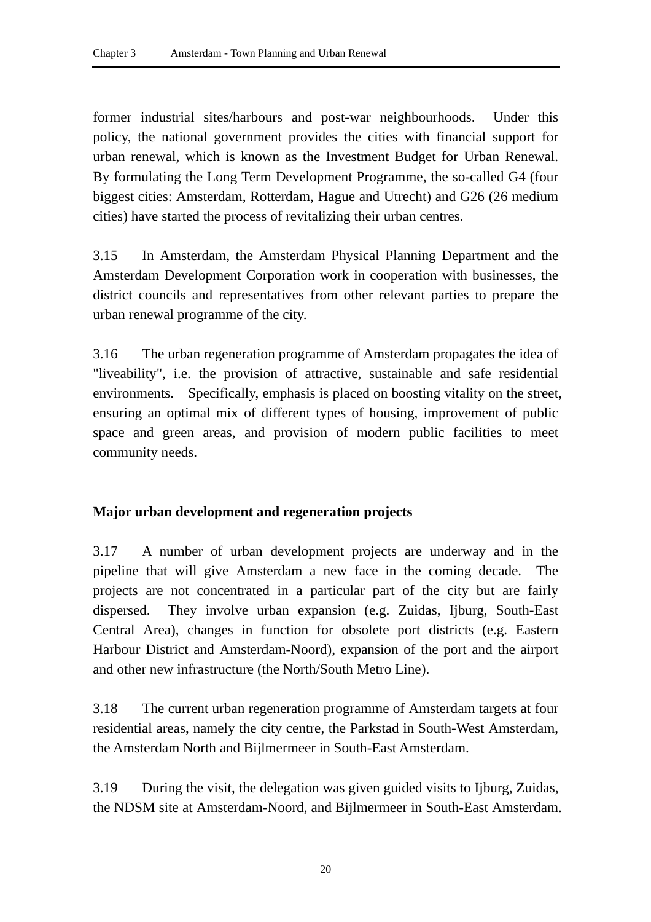former industrial sites/harbours and post-war neighbourhoods. Under this policy, the national government provides the cities with financial support for urban renewal, which is known as the Investment Budget for Urban Renewal. By formulating the Long Term Development Programme, the so-called G4 (four biggest cities: Amsterdam, Rotterdam, Hague and Utrecht) and G26 (26 medium cities) have started the process of revitalizing their urban centres.

3.15 In Amsterdam, the Amsterdam Physical Planning Department and the Amsterdam Development Corporation work in cooperation with businesses, the district councils and representatives from other relevant parties to prepare the urban renewal programme of the city.

3.16 The urban regeneration programme of Amsterdam propagates the idea of "liveability", i.e. the provision of attractive, sustainable and safe residential environments. Specifically, emphasis is placed on boosting vitality on the street, ensuring an optimal mix of different types of housing, improvement of public space and green areas, and provision of modern public facilities to meet community needs.

**Major urban development and regeneration projects**

3.17 A number of urban development projects are underway and in the pipeline that will give Amsterdam a new face in the coming decade. The projects are not concentrated in a particular part of the city but are fairly dispersed. They involve urban expansion (e.g. Zuidas, Ijburg, South-East Central Area), changes in function for obsolete port districts (e.g. Eastern Harbour District and Amsterdam-Noord), expansion of the port and the airport and other new infrastructure (the North/South Metro Line).

3.18 The current urban regeneration programme of Amsterdam targets at four residential areas, namely the city centre, the Parkstad in South-West Amsterdam, the Amsterdam North and Bijlmermeer in South-East Amsterdam.

3.19 During the visit, the delegation was given guided visits to Ijburg, Zuidas, the NDSM site at Amsterdam-Noord, and Bijlmermeer in South-East Amsterdam.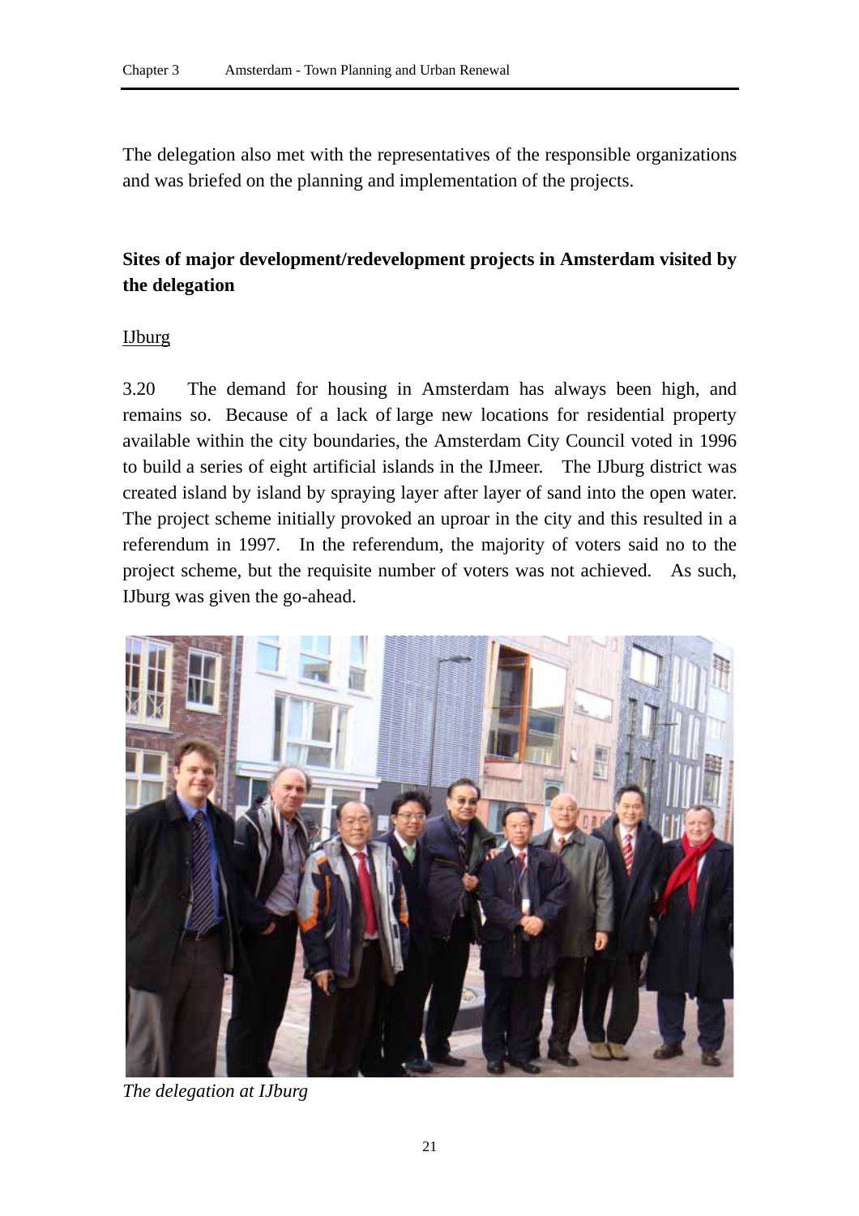The delegation also met with the representatives of the responsible organizations and was briefed on the planning and implementation of the projects.

**Sites of major development/redevelopment projects in Amsterdam visited by the delegation**

IJburg

3.20 The demand for housing in Amsterdam has always been high, and remains so. Because of a lack of large new locations for residential property available within the city boundaries, the Amsterdam City Council voted in 1996 to build a series of eight artificial islands in the IJmeer. The IJburg district was created island by island by spraying layer after layer of sand into the open water. The project scheme initially provoked an uproar in the city and this resulted in a referendum in 1997. In the referendum, the majority of voters said no to the project scheme, but the requisite number of voters was not achieved. As such, IJburg was given the go-ahead.

*The delegation at IJburg*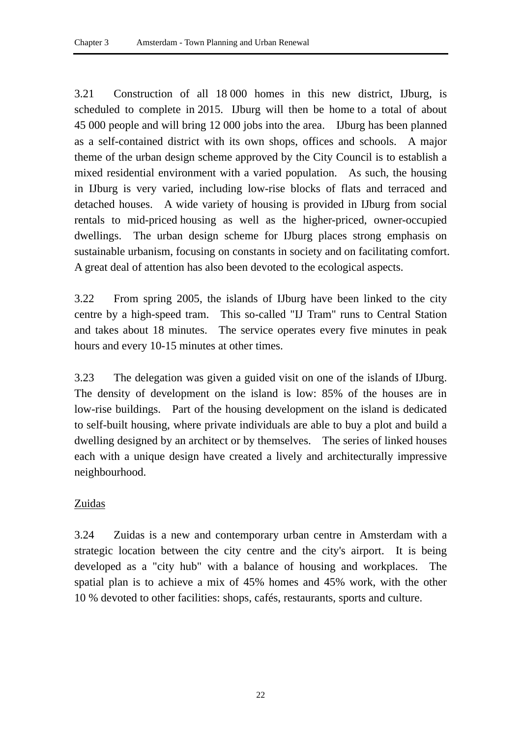3.21 Construction of all 18 000 homes in this new district, IJburg, is scheduled to complete in 2015. IJburg will then be home to a total of about 45 000 people and will bring 12 000 jobs into the area. IJburg has been planned as a self-contained district with its own shops, offices and schools. A major theme of the urban design scheme approved by the City Council is to establish a mixed residential environment with a varied population. As such, the housing in IJburg is very varied, including low-rise blocks of flats and terraced and detached houses. A wide variety of housing is provided in IJburg from social rentals to mid-priced housing as well as the higher-priced, owner-occupied dwellings. The urban design scheme for IJburg places strong emphasis on sustainable urbanism, focusing on constants in society and on facilitating comfort. A great deal of attention has also been devoted to the ecological aspects.

3.22 From spring 2005, the islands of IJburg have been linked to the city centre by a high-speed tram. This so-called "IJ Tram" runs to Central Station and takes about 18 minutes. The service operates every five minutes in peak hours and every 10-15 minutes at other times.

3.23 The delegation was given a guided visit on one of the islands of IJburg. The density of development on the island is low: 85% of the houses are in low-rise buildings. Part of the housing development on the island is dedicated to self-built housing, where private individuals are able to buy a plot and build a dwelling designed by an architect or by themselves. The series of linked houses each with a unique design have created a lively and architecturally impressive neighbourhood.

<u>Zuidas</u>

3.24 Zuidas is a new and contemporary urban centre in Amsterdam with a strategic location between the city centre and the city's airport. It is being developed as a "city hub" with a balance of housing and workplaces. The spatial plan is to achieve a mix of 45% homes and 45% work, with the other 10 % devoted to other facilities: shops, cafés, restaurants, sports and culture.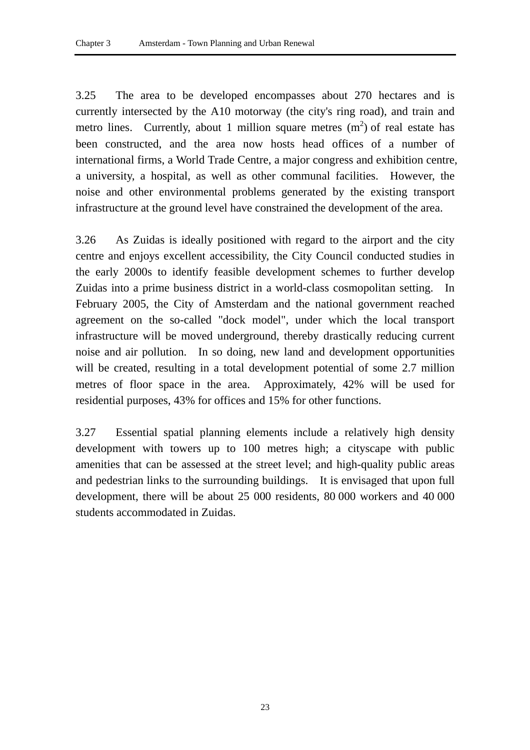3.25 The area to be developed encompasses about 270 hectares and is currently intersected by the A10 motorway (the city's ring road), and train and metro lines. Currently, about 1 million square metres ($m^2$) of real estate has been constructed, and the area now hosts head offices of a number of international firms, a World Trade Centre, a major congress and exhibition centre, a university, a hospital, as well as other communal facilities. However, the noise and other environmental problems generated by the existing transport infrastructure at the ground level have constrained the development of the area.

3.26 As Zuidas is ideally positioned with regard to the airport and the city centre and enjoys excellent accessibility, the City Council conducted studies in the early 2000s to identify feasible development schemes to further develop Zuidas into a prime business district in a world-class cosmopolitan setting. In February 2005, the City of Amsterdam and the national government reached agreement on the so-called "dock model", under which the local transport infrastructure will be moved underground, thereby drastically reducing current noise and air pollution. In so doing, new land and development opportunities will be created, resulting in a total development potential of some 2.7 million metres of floor space in the area. Approximately, 42% will be used for residential purposes, 43% for offices and 15% for other functions.

3.27 Essential spatial planning elements include a relatively high density development with towers up to 100 metres high; a cityscape with public amenities that can be assessed at the street level; and high-quality public areas and pedestrian links to the surrounding buildings. It is envisaged that upon full development, there will be about 25 000 residents, 80 000 workers and 40 000 students accommodated in Zuidas.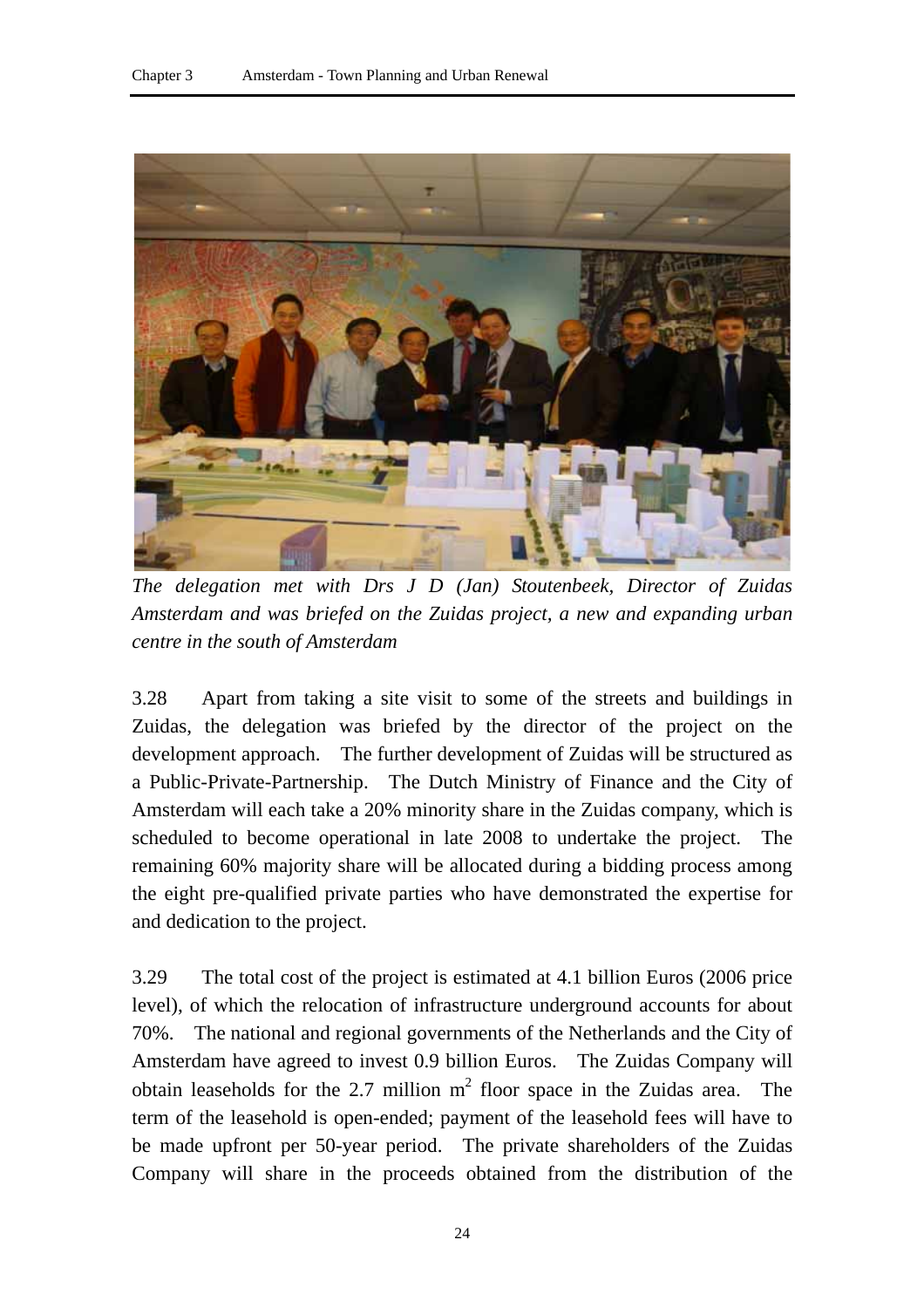*The delegation met with Drs J D (Jan) Stoutenbeek, Director of Zuidas Amsterdam and was briefed on the Zuidas project, a new and expanding urban centre in the south of Amsterdam*

3.28 Apart from taking a site visit to some of the streets and buildings in Zuidas, the delegation was briefed by the director of the project on the development approach. The further development of Zuidas will be structured as a Public-Private-Partnership. The Dutch Ministry of Finance and the City of Amsterdam will each take a 20% minority share in the Zuidas company, which is scheduled to become operational in late 2008 to undertake the project. The remaining 60% majority share will be allocated during a bidding process among the eight pre-qualified private parties who have demonstrated the expertise for and dedication to the project.

3.29 The total cost of the project is estimated at 4.1 billion Euros (2006 price level), of which the relocation of infrastructure underground accounts for about 70%. The national and regional governments of the Netherlands and the City of Amsterdam have agreed to invest 0.9 billion Euros. The Zuidas Company will obtain leaseholds for the 2.7 million $m^2$ floor space in the Zuidas area. The term of the leasehold is open-ended; payment of the leasehold fees will have to be made upfront per 50-year period. The private shareholders of the Zuidas Company will share in the proceeds obtained from the distribution of the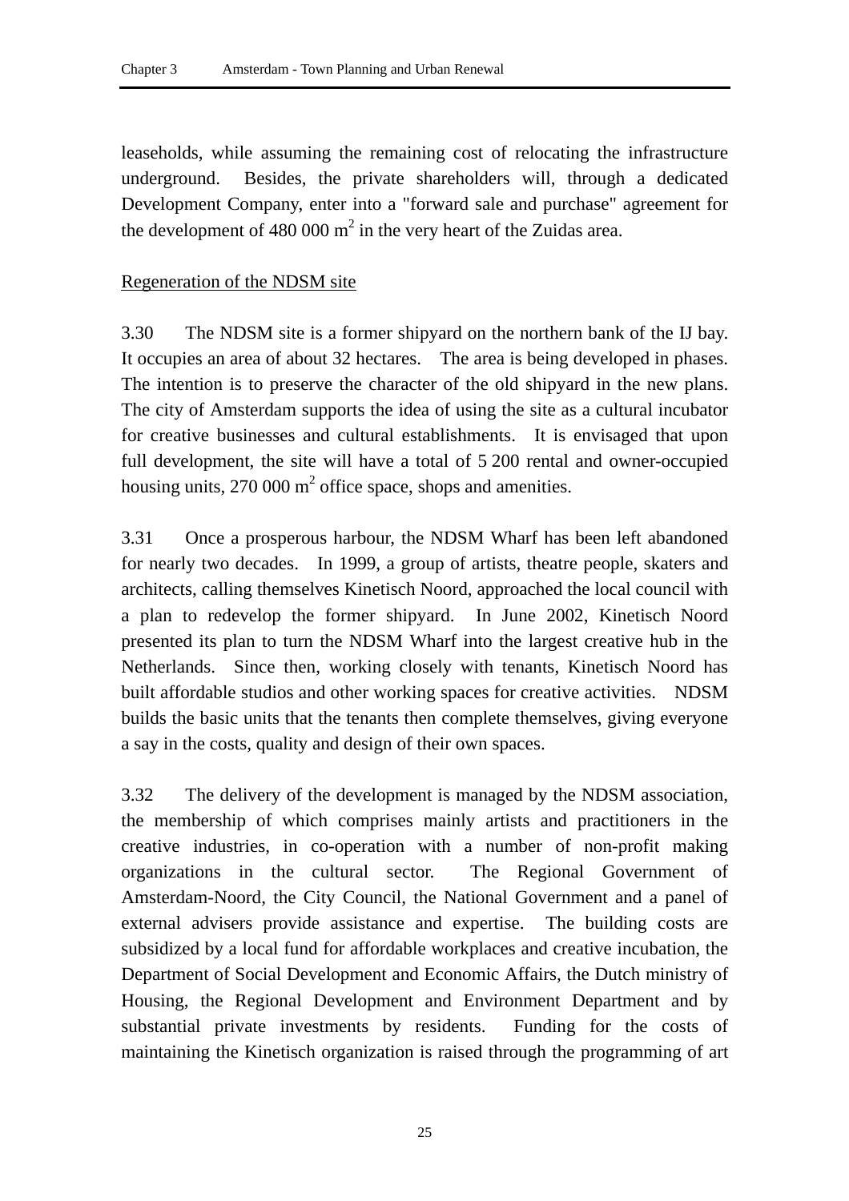leaseholds, while assuming the remaining cost of relocating the infrastructure underground. Besides, the private shareholders will, through a dedicated Development Company, enter into a "forward sale and purchase" agreement for the development of 480 000 $m^2$ in the very heart of the Zuidas area.

Regeneration of the NDSM site

3.30 The NDSM site is a former shipyard on the northern bank of the IJ bay. It occupies an area of about 32 hectares. The area is being developed in phases. The intention is to preserve the character of the old shipyard in the new plans. The city of Amsterdam supports the idea of using the site as a cultural incubator for creative businesses and cultural establishments. It is envisaged that upon full development, the site will have a total of 5 200 rental and owner-occupied housing units, 270 000 $m^2$ office space, shops and amenities.

3.31 Once a prosperous harbour, the NDSM Wharf has been left abandoned for nearly two decades. In 1999, a group of artists, theatre people, skaters and architects, calling themselves Kinetisch Noord, approached the local council with a plan to redevelop the former shipyard. In June 2002, Kinetisch Noord presented its plan to turn the NDSM Wharf into the largest creative hub in the Netherlands. Since then, working closely with tenants, Kinetisch Noord has built affordable studios and other working spaces for creative activities. NDSM builds the basic units that the tenants then complete themselves, giving everyone a say in the costs, quality and design of their own spaces.

3.32 The delivery of the development is managed by the NDSM association, the membership of which comprises mainly artists and practitioners in the creative industries, in co-operation with a number of non-profit making organizations in the cultural sector. The Regional Government of Amsterdam-Noord, the City Council, the National Government and a panel of external advisers provide assistance and expertise. The building costs are subsidized by a local fund for affordable workplaces and creative incubation, the Department of Social Development and Economic Affairs, the Dutch ministry of Housing, the Regional Development and Environment Department and by substantial private investments by residents. Funding for the costs of maintaining the Kinetisch organization is raised through the programming of art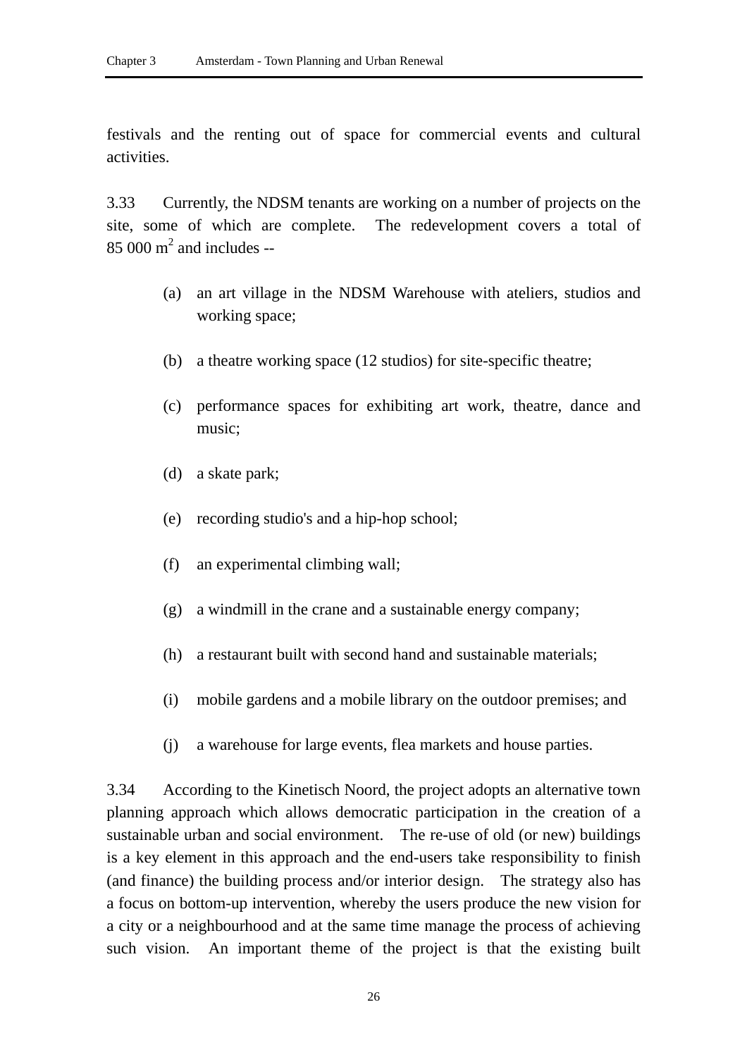festivals and the renting out of space for commercial events and cultural activities.

3.33 Currently, the NDSM tenants are working on a number of projects on the site, some of which are complete. The redevelopment covers a total of 85 000 $m^2$ and includes --

(a) an art village in the NDSM Warehouse with ateliers, studios and working space;

(b) a theatre working space (12 studios) for site-specific theatre;

(c) performance spaces for exhibiting art work, theatre, dance and music;

(d) a skate park;

(e) recording studio's and a hip-hop school;

(f) an experimental climbing wall;

(g) a windmill in the crane and a sustainable energy company;

(h) a restaurant built with second hand and sustainable materials;

(i) mobile gardens and a mobile library on the outdoor premises; and

(j) a warehouse for large events, flea markets and house parties.

3.34 According to the Kinetisch Noord, the project adopts an alternative town planning approach which allows democratic participation in the creation of a sustainable urban and social environment. The re-use of old (or new) buildings is a key element in this approach and the end-users take responsibility to finish (and finance) the building process and/or interior design. The strategy also has a focus on bottom-up intervention, whereby the users produce the new vision for a city or a neighbourhood and at the same time manage the process of achieving such vision. An important theme of the project is that the existing built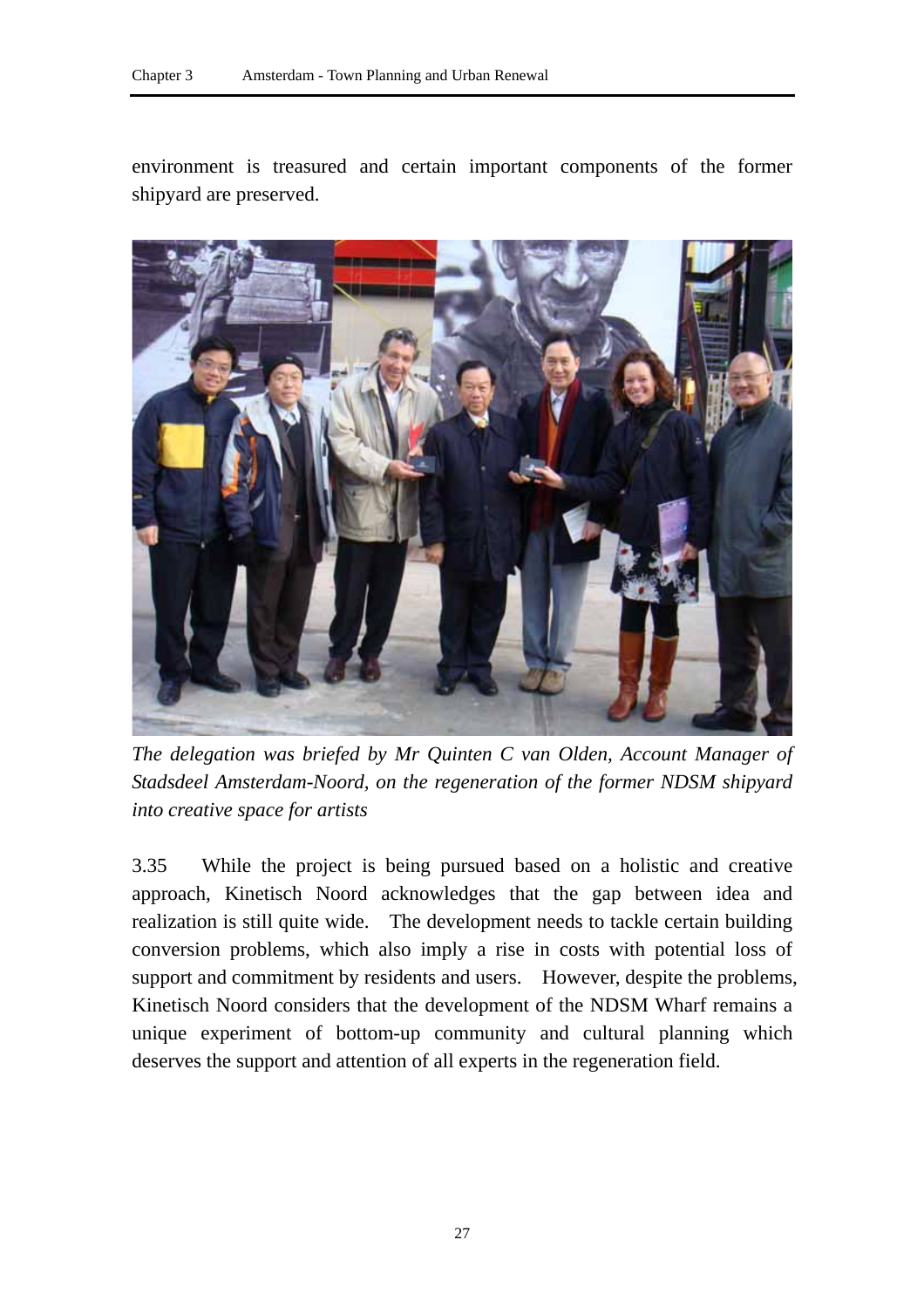environment is treasured and certain important components of the former shipyard are preserved.

*The delegation was briefed by Mr Quinten C van Olden, Account Manager of Stadsdeel Amsterdam-Noord, on the regeneration of the former NDSM shipyard into creative space for artists*

3.35 While the project is being pursued based on a holistic and creative approach, Kinetisch Noord acknowledges that the gap between idea and realization is still quite wide. The development needs to tackle certain building conversion problems, which also imply a rise in costs with potential loss of support and commitment by residents and users. However, despite the problems, Kinetisch Noord considers that the development of the NDSM Wharf remains a unique experiment of bottom-up community and cultural planning which deserves the support and attention of all experts in the regeneration field.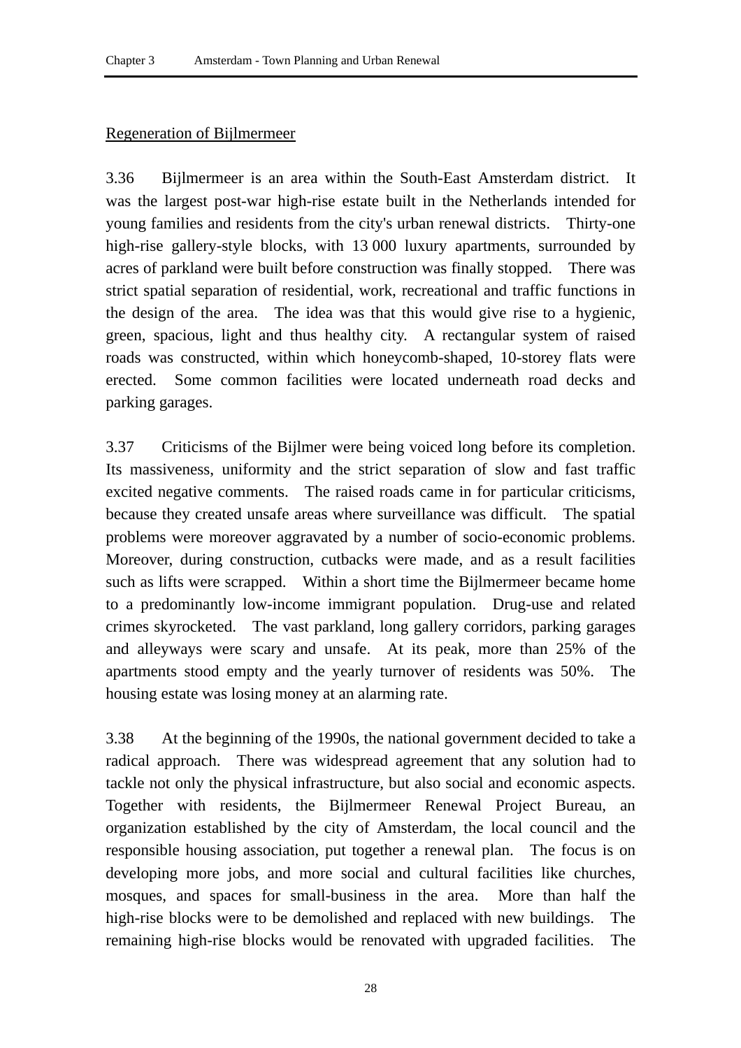Regeneration of Bijlmermeer

3.36 Bijlmermeer is an area within the South-East Amsterdam district. It was the largest post-war high-rise estate built in the Netherlands intended for young families and residents from the city's urban renewal districts. Thirty-one high-rise gallery-style blocks, with 13 000 luxury apartments, surrounded by acres of parkland were built before construction was finally stopped. There was strict spatial separation of residential, work, recreational and traffic functions in the design of the area. The idea was that this would give rise to a hygienic, green, spacious, light and thus healthy city. A rectangular system of raised roads was constructed, within which honeycomb-shaped, 10-storey flats were erected. Some common facilities were located underneath road decks and parking garages.

3.37 Criticisms of the Bijlmer were being voiced long before its completion. Its massiveness, uniformity and the strict separation of slow and fast traffic excited negative comments. The raised roads came in for particular criticisms, because they created unsafe areas where surveillance was difficult. The spatial problems were moreover aggravated by a number of socio-economic problems. Moreover, during construction, cutbacks were made, and as a result facilities such as lifts were scrapped. Within a short time the Bijlmermeer became home to a predominantly low-income immigrant population. Drug-use and related crimes skyrocketed. The vast parkland, long gallery corridors, parking garages and alleyways were scary and unsafe. At its peak, more than 25% of the apartments stood empty and the yearly turnover of residents was 50%. The housing estate was losing money at an alarming rate.

3.38 At the beginning of the 1990s, the national government decided to take a radical approach. There was widespread agreement that any solution had to tackle not only the physical infrastructure, but also social and economic aspects. Together with residents, the Bijlmermeer Renewal Project Bureau, an organization established by the city of Amsterdam, the local council and the responsible housing association, put together a renewal plan. The focus is on developing more jobs, and more social and cultural facilities like churches, mosques, and spaces for small-business in the area. More than half the high-rise blocks were to be demolished and replaced with new buildings. The remaining high-rise blocks would be renovated with upgraded facilities. The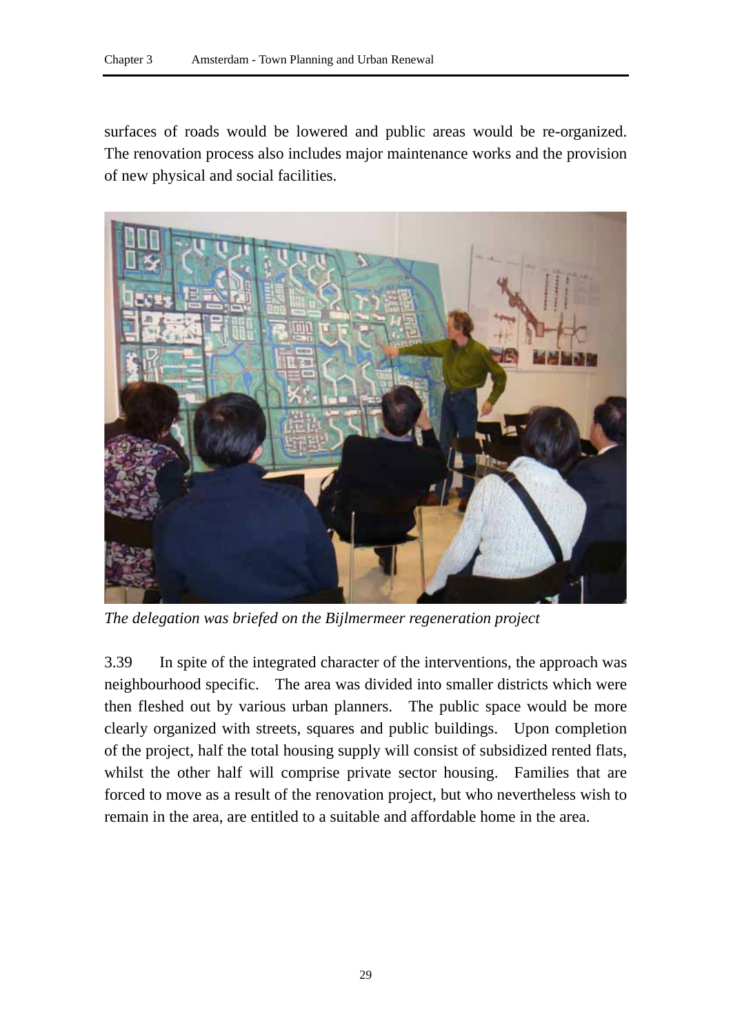surfaces of roads would be lowered and public areas would be re-organized. The renovation process also includes major maintenance works and the provision of new physical and social facilities.

*The delegation was briefed on the Bijlmermeer regeneration project*

3.39 In spite of the integrated character of the interventions, the approach was neighbourhood specific. The area was divided into smaller districts which were then fleshed out by various urban planners. The public space would be more clearly organized with streets, squares and public buildings. Upon completion of the project, half the total housing supply will consist of subsidized rented flats, whilst the other half will comprise private sector housing. Families that are forced to move as a result of the renovation project, but who nevertheless wish to remain in the area, are entitled to a suitable and affordable home in the area.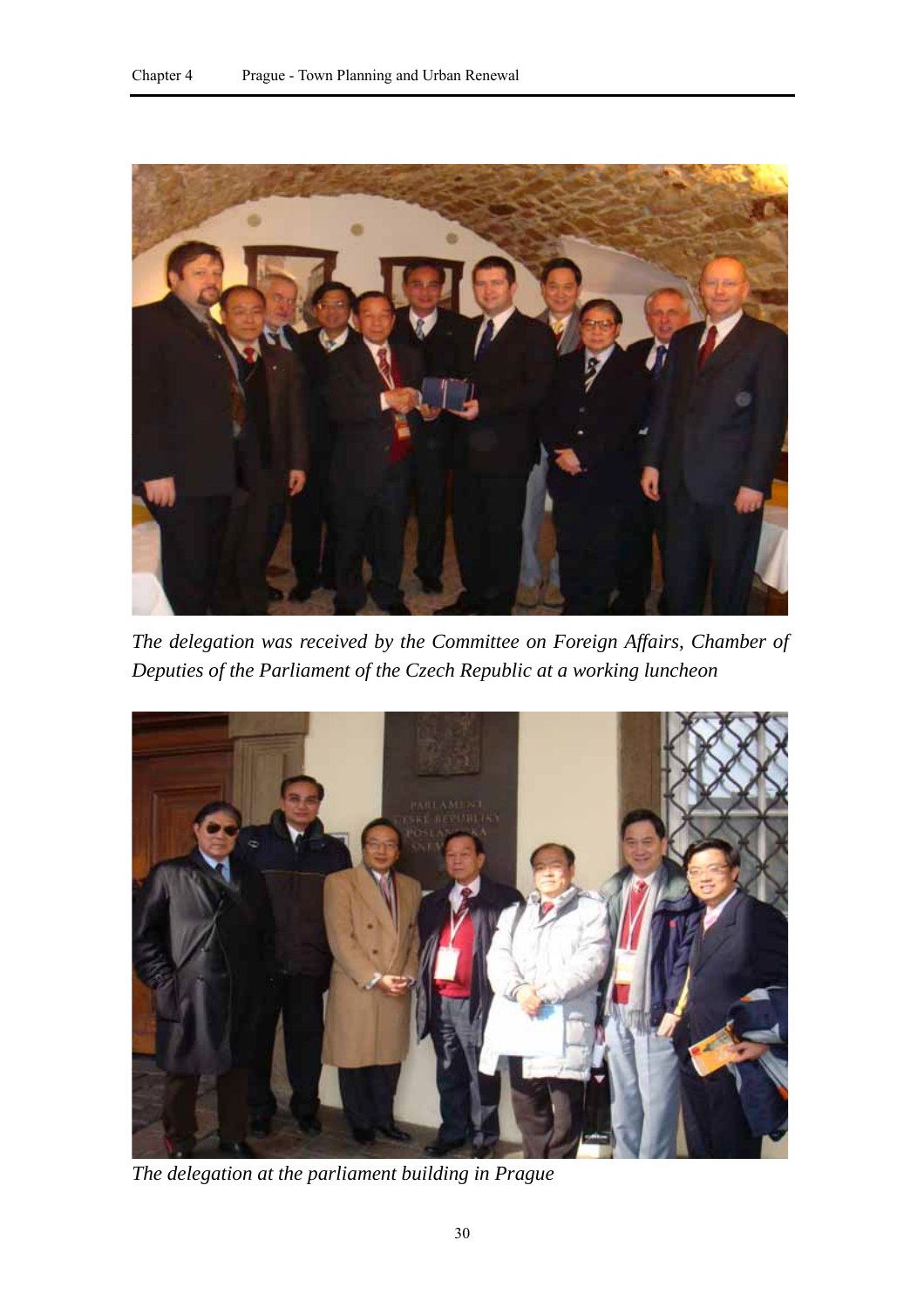*The delegation was received by the Committee on Foreign Affairs, Chamber of Deputies of the Parliament of the Czech Republic at a working luncheon*

*The delegation at the parliament building in Prague*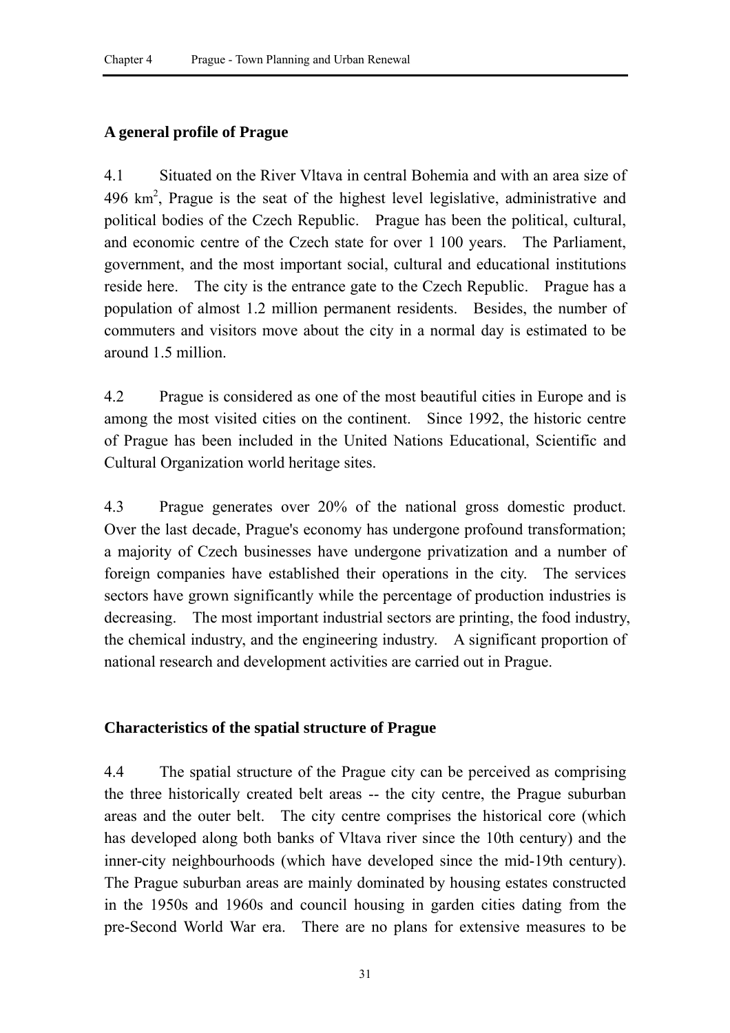## A general profile of Prague

4.1 Situated on the River Vltava in central Bohemia and with an area size of 496 $km^2$, Prague is the seat of the highest level legislative, administrative and political bodies of the Czech Republic. Prague has been the political, cultural, and economic centre of the Czech state for over 1 100 years. The Parliament, government, and the most important social, cultural and educational institutions reside here. The city is the entrance gate to the Czech Republic. Prague has a population of almost 1.2 million permanent residents. Besides, the number of commuters and visitors move about the city in a normal day is estimated to be around 1.5 million.

4.2 Prague is considered as one of the most beautiful cities in Europe and is among the most visited cities on the continent. Since 1992, the historic centre of Prague has been included in the United Nations Educational, Scientific and Cultural Organization world heritage sites.

4.3 Prague generates over 20% of the national gross domestic product. Over the last decade, Prague's economy has undergone profound transformation; a majority of Czech businesses have undergone privatization and a number of foreign companies have established their operations in the city. The services sectors have grown significantly while the percentage of production industries is decreasing. The most important industrial sectors are printing, the food industry, the chemical industry, and the engineering industry. A significant proportion of national research and development activities are carried out in Prague.

## Characteristics of the spatial structure of Prague

4.4 The spatial structure of the Prague city can be perceived as comprising the three historically created belt areas -- the city centre, the Prague suburban areas and the outer belt. The city centre comprises the historical core (which has developed along both banks of Vltava river since the 10th century) and the inner-city neighbourhoods (which have developed since the mid-19th century). The Prague suburban areas are mainly dominated by housing estates constructed in the 1950s and 1960s and council housing in garden cities dating from the pre-Second World War era. There are no plans for extensive measures to be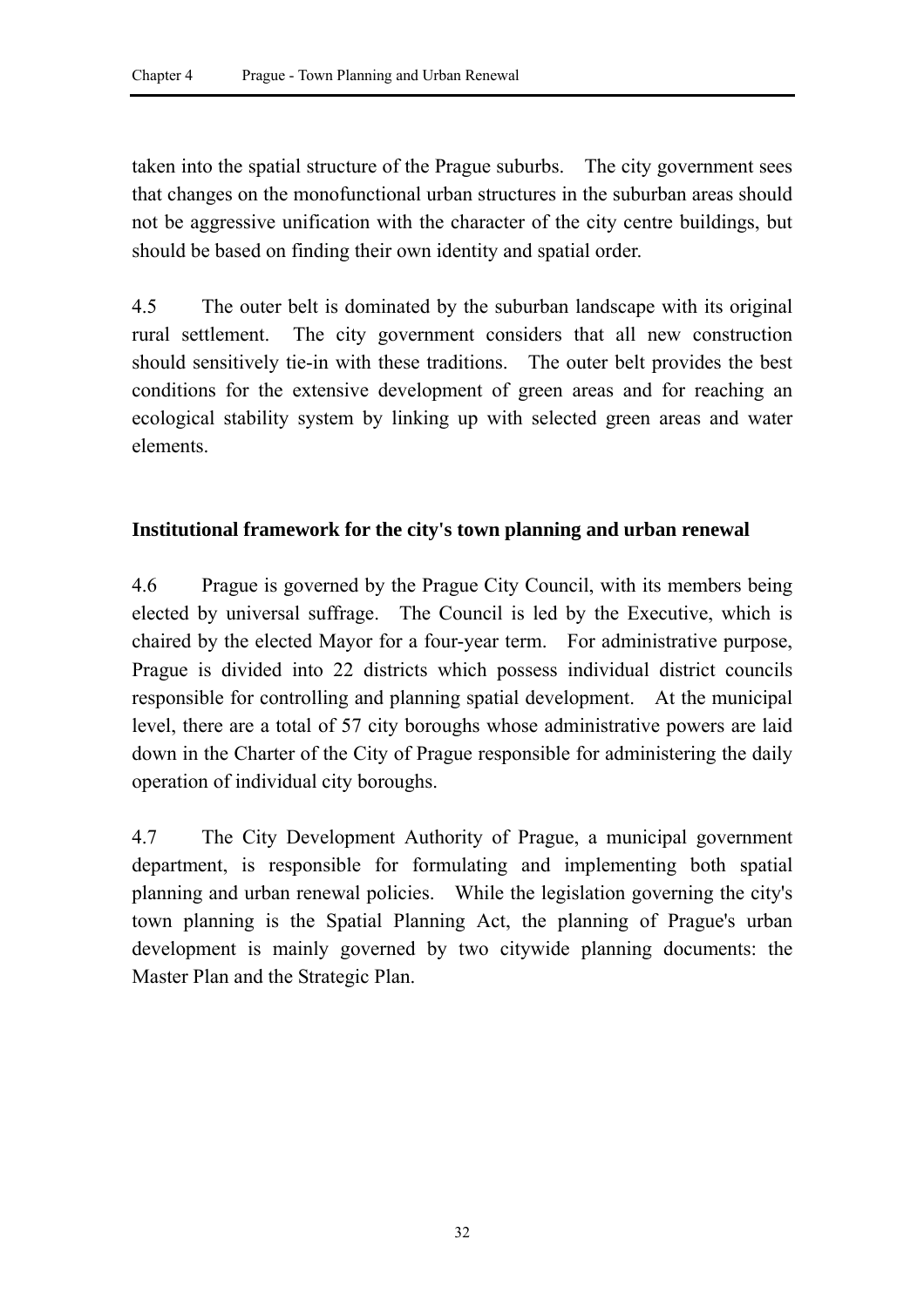taken into the spatial structure of the Prague suburbs. The city government sees that changes on the monofunctional urban structures in the suburban areas should not be aggressive unification with the character of the city centre buildings, but should be based on finding their own identity and spatial order.

4.5 The outer belt is dominated by the suburban landscape with its original rural settlement. The city government considers that all new construction should sensitively tie-in with these traditions. The outer belt provides the best conditions for the extensive development of green areas and for reaching an ecological stability system by linking up with selected green areas and water elements.

**Institutional framework for the city's town planning and urban renewal**

4.6 Prague is governed by the Prague City Council, with its members being elected by universal suffrage. The Council is led by the Executive, which is chaired by the elected Mayor for a four-year term. For administrative purpose, Prague is divided into 22 districts which possess individual district councils responsible for controlling and planning spatial development. At the municipal level, there are a total of 57 city boroughs whose administrative powers are laid down in the Charter of the City of Prague responsible for administering the daily operation of individual city boroughs.

4.7 The City Development Authority of Prague, a municipal government department, is responsible for formulating and implementing both spatial planning and urban renewal policies. While the legislation governing the city's town planning is the Spatial Planning Act, the planning of Prague's urban development is mainly governed by two citywide planning documents: the Master Plan and the Strategic Plan.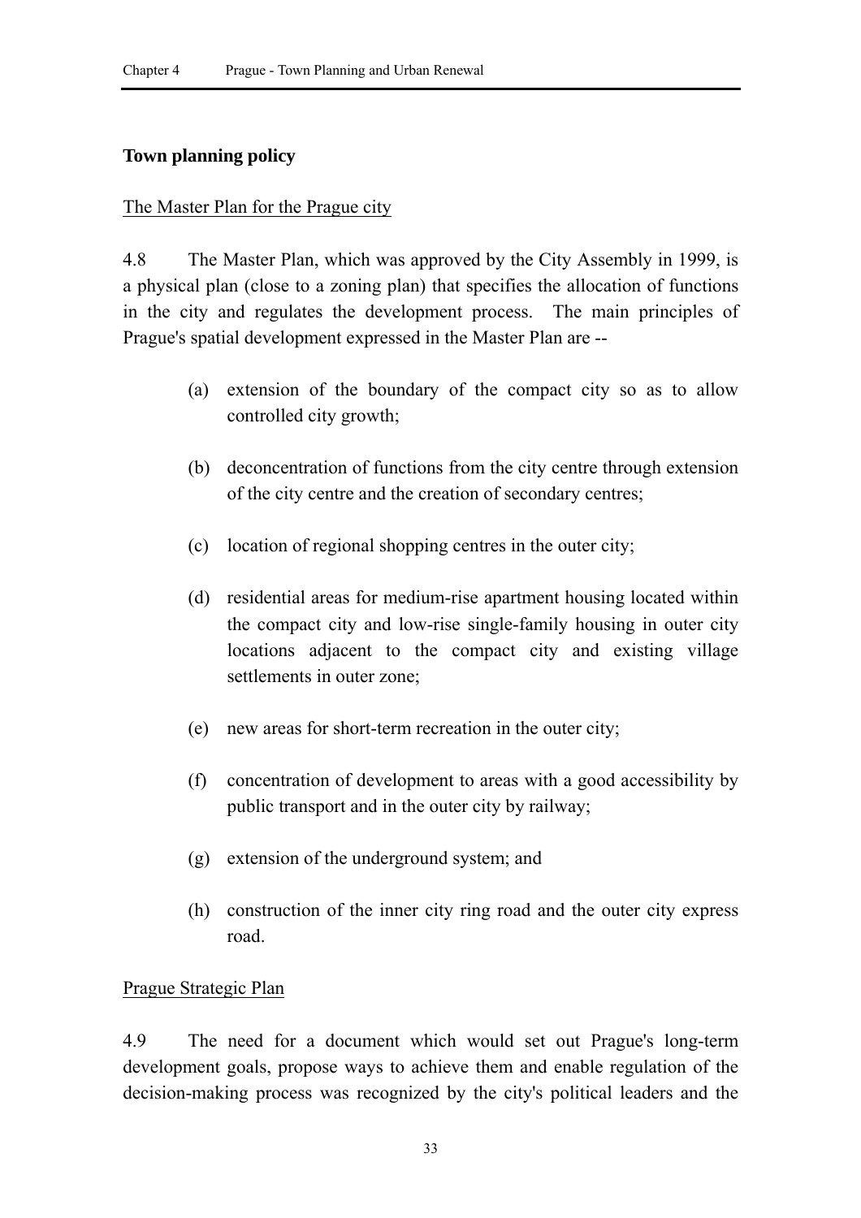## Town planning policy

### The Master Plan for the Prague city

4.8 The Master Plan, which was approved by the City Assembly in 1999, is a physical plan (close to a zoning plan) that specifies the allocation of functions in the city and regulates the development process. The main principles of Prague's spatial development expressed in the Master Plan are --

(a) extension of the boundary of the compact city so as to allow controlled city growth;

(b) deconcentration of functions from the city centre through extension of the city centre and the creation of secondary centres;

(c) location of regional shopping centres in the outer city;

(d) residential areas for medium-rise apartment housing located within the compact city and low-rise single-family housing in outer city locations adjacent to the compact city and existing village settlements in outer zone;

(e) new areas for short-term recreation in the outer city;

(f) concentration of development to areas with a good accessibility by public transport and in the outer city by railway;

(g) extension of the underground system; and

(h) construction of the inner city ring road and the outer city express road.

### Prague Strategic Plan

4.9 The need for a document which would set out Prague's long-term development goals, propose ways to achieve them and enable regulation of the decision-making process was recognized by the city's political leaders and the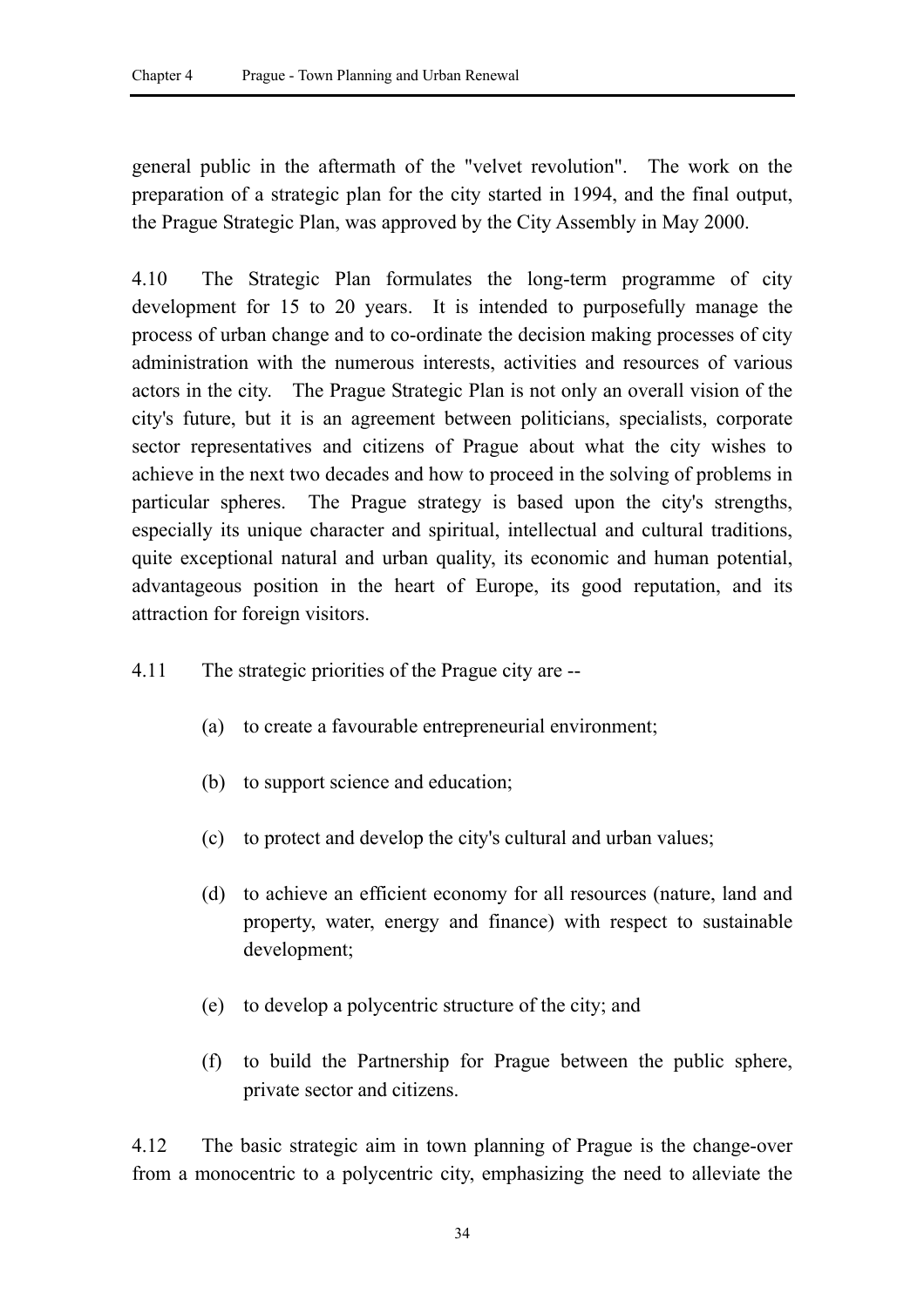general public in the aftermath of the "velvet revolution". The work on the preparation of a strategic plan for the city started in 1994, and the final output, the Prague Strategic Plan, was approved by the City Assembly in May 2000.

4.10 The Strategic Plan formulates the long-term programme of city development for 15 to 20 years. It is intended to purposefully manage the process of urban change and to co-ordinate the decision making processes of city administration with the numerous interests, activities and resources of various actors in the city. The Prague Strategic Plan is not only an overall vision of the city's future, but it is an agreement between politicians, specialists, corporate sector representatives and citizens of Prague about what the city wishes to achieve in the next two decades and how to proceed in the solving of problems in particular spheres. The Prague strategy is based upon the city's strengths, especially its unique character and spiritual, intellectual and cultural traditions, quite exceptional natural and urban quality, its economic and human potential, advantageous position in the heart of Europe, its good reputation, and its attraction for foreign visitors.

4.11 The strategic priorities of the Prague city are --

(a) to create a favourable entrepreneurial environment;

(b) to support science and education;

(c) to protect and develop the city's cultural and urban values;

(d) to achieve an efficient economy for all resources (nature, land and property, water, energy and finance) with respect to sustainable development;

(e) to develop a polycentric structure of the city; and

(f) to build the Partnership for Prague between the public sphere, private sector and citizens.

4.12 The basic strategic aim in town planning of Prague is the change-over from a monocentric to a polycentric city, emphasizing the need to alleviate the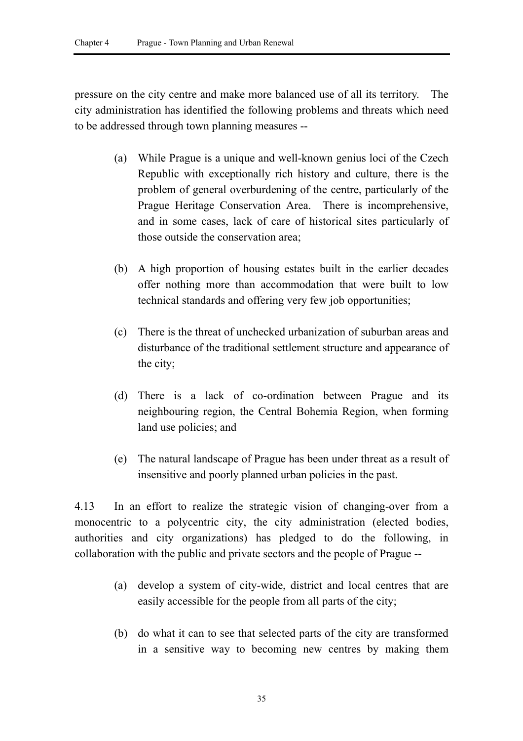pressure on the city centre and make more balanced use of all its territory. The city administration has identified the following problems and threats which need to be addressed through town planning measures --

(a) While Prague is a unique and well-known genius loci of the Czech Republic with exceptionally rich history and culture, there is the problem of general overburdening of the centre, particularly of the Prague Heritage Conservation Area. There is incomprehensive, and in some cases, lack of care of historical sites particularly of those outside the conservation area;

(b) A high proportion of housing estates built in the earlier decades offer nothing more than accommodation that were built to low technical standards and offering very few job opportunities;

(c) There is the threat of unchecked urbanization of suburban areas and disturbance of the traditional settlement structure and appearance of the city;

(d) There is a lack of co-ordination between Prague and its neighbouring region, the Central Bohemia Region, when forming land use policies; and

(e) The natural landscape of Prague has been under threat as a result of insensitive and poorly planned urban policies in the past.

4.13 In an effort to realize the strategic vision of changing-over from a monocentric to a polycentric city, the city administration (elected bodies, authorities and city organizations) has pledged to do the following, in collaboration with the public and private sectors and the people of Prague --

(a) develop a system of city-wide, district and local centres that are easily accessible for the people from all parts of the city;

(b) do what it can to see that selected parts of the city are transformed in a sensitive way to becoming new centres by making them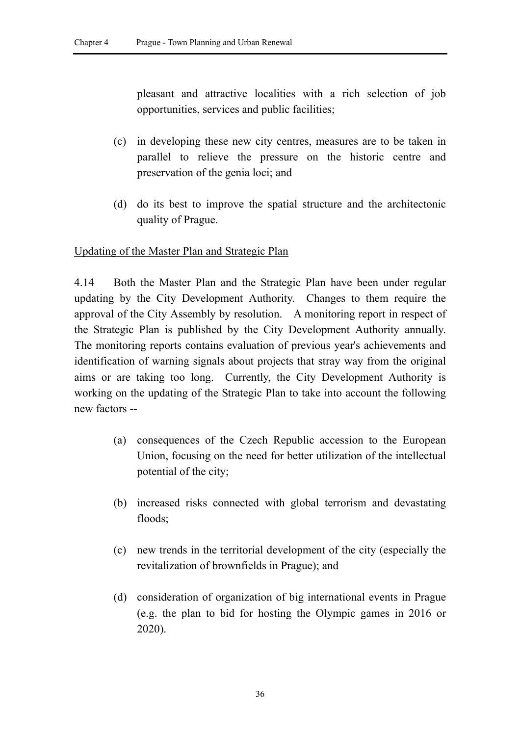pleasant and attractive localities with a rich selection of job opportunities, services and public facilities;

(c) in developing these new city centres, measures are to be taken in parallel to relieve the pressure on the historic centre and preservation of the genia loci; and

(d) do its best to improve the spatial structure and the architectonic quality of Prague.

Updating of the Master Plan and Strategic Plan

4.14 Both the Master Plan and the Strategic Plan have been under regular updating by the City Development Authority. Changes to them require the approval of the City Assembly by resolution. A monitoring report in respect of the Strategic Plan is published by the City Development Authority annually. The monitoring reports contains evaluation of previous year's achievements and identification of warning signals about projects that stray way from the original aims or are taking too long. Currently, the City Development Authority is working on the updating of the Strategic Plan to take into account the following new factors --

(a) consequences of the Czech Republic accession to the European Union, focusing on the need for better utilization of the intellectual potential of the city;

(b) increased risks connected with global terrorism and devastating floods;

(c) new trends in the territorial development of the city (especially the revitalization of brownfields in Prague); and

(d) consideration of organization of big international events in Prague (e.g. the plan to bid for hosting the Olympic games in 2016 or 2020).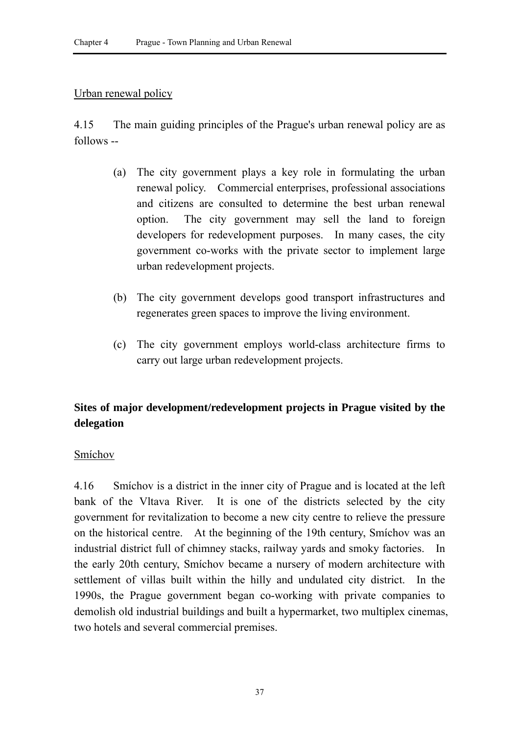Urban renewal policy

4.15 The main guiding principles of the Prague's urban renewal policy are as follows --

(a) The city government plays a key role in formulating the urban renewal policy. Commercial enterprises, professional associations and citizens are consulted to determine the best urban renewal option. The city government may sell the land to foreign developers for redevelopment purposes. In many cases, the city government co-works with the private sector to implement large urban redevelopment projects.

(b) The city government develops good transport infrastructures and regenerates green spaces to improve the living environment.

(c) The city government employs world-class architecture firms to carry out large urban redevelopment projects.

**Sites of major development/redevelopment projects in Prague visited by the delegation**

Smíchov

4.16 Smíchov is a district in the inner city of Prague and is located at the left bank of the Vltava River. It is one of the districts selected by the city government for revitalization to become a new city centre to relieve the pressure on the historical centre. At the beginning of the 19th century, Smíchov was an industrial district full of chimney stacks, railway yards and smoky factories. In the early 20th century, Smíchov became a nursery of modern architecture with settlement of villas built within the hilly and undulated city district. In the 1990s, the Prague government began co-working with private companies to demolish old industrial buildings and built a hypermarket, two multiplex cinemas, two hotels and several commercial premises.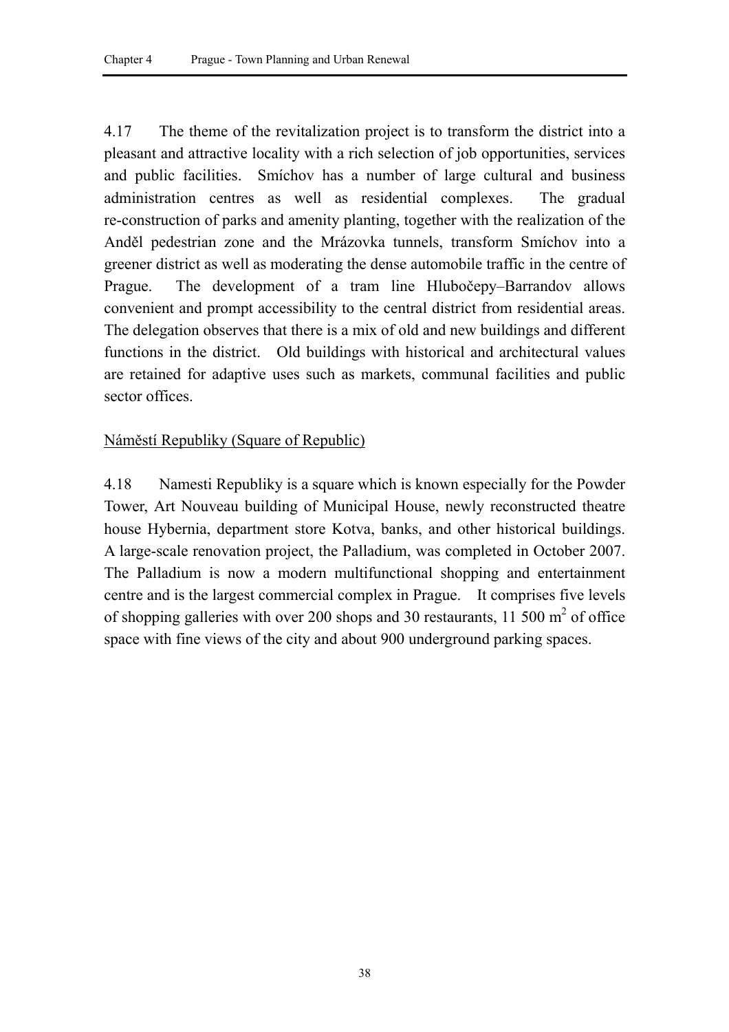4.17 The theme of the revitalization project is to transform the district into a pleasant and attractive locality with a rich selection of job opportunities, services and public facilities. Smíchov has a number of large cultural and business administration centres as well as residential complexes. The gradual re-construction of parks and amenity planting, together with the realization of the Anděl pedestrian zone and the Mrázovka tunnels, transform Smíchov into a greener district as well as moderating the dense automobile traffic in the centre of Prague. The development of a tram line Hlubočepy–Barrandov allows convenient and prompt accessibility to the central district from residential areas. The delegation observes that there is a mix of old and new buildings and different functions in the district. Old buildings with historical and architectural values are retained for adaptive uses such as markets, communal facilities and public sector offices.

Náměstí Republiky (Square of Republic)

4.18 Namesti Republiky is a square which is known especially for the Powder Tower, Art Nouveau building of Municipal House, newly reconstructed theatre house Hybernia, department store Kotva, banks, and other historical buildings. A large-scale renovation project, the Palladium, was completed in October 2007. The Palladium is now a modern multifunctional shopping and entertainment centre and is the largest commercial complex in Prague. It comprises five levels of shopping galleries with over 200 shops and 30 restaurants, 11 500 $m^2$ of office space with fine views of the city and about 900 underground parking spaces.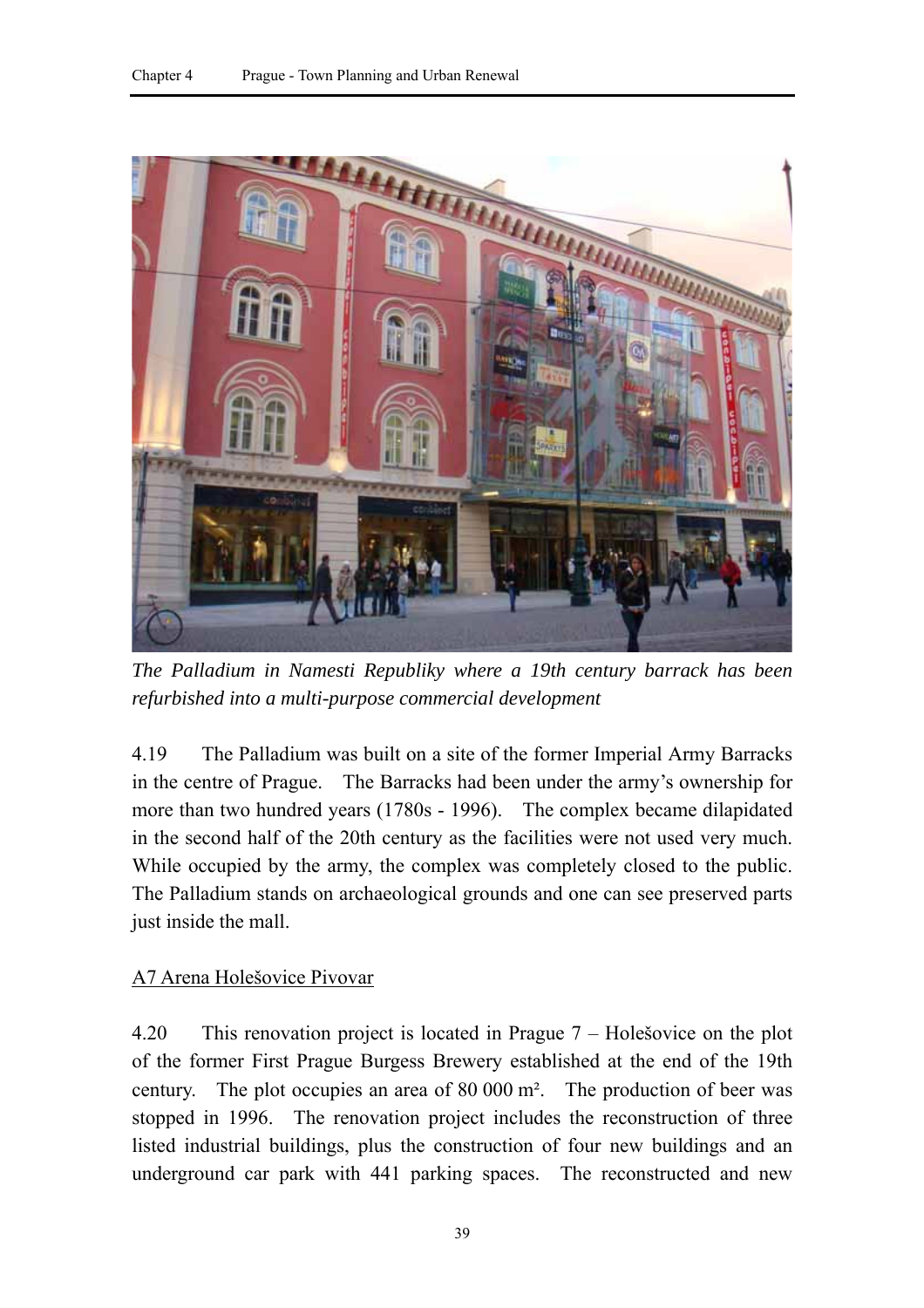*The Palladium in Namesti Republiky where a 19th century barrack has been refurbished into a multi-purpose commercial development*

4.19 The Palladium was built on a site of the former Imperial Army Barracks in the centre of Prague. The Barracks had been under the army's ownership for more than two hundred years (1780s - 1996). The complex became dilapidated in the second half of the 20th century as the facilities were not used very much. While occupied by the army, the complex was completely closed to the public. The Palladium stands on archaeological grounds and one can see preserved parts just inside the mall.

<u>A7 Arena Holešovice Pivovar</u>

4.20 This renovation project is located in Prague 7 – Holešovice on the plot of the former First Prague Burgess Brewery established at the end of the 19th century. The plot occupies an area of 80 000 m². The production of beer was stopped in 1996. The renovation project includes the reconstruction of three listed industrial buildings, plus the construction of four new buildings and an underground car park with 441 parking spaces. The reconstructed and new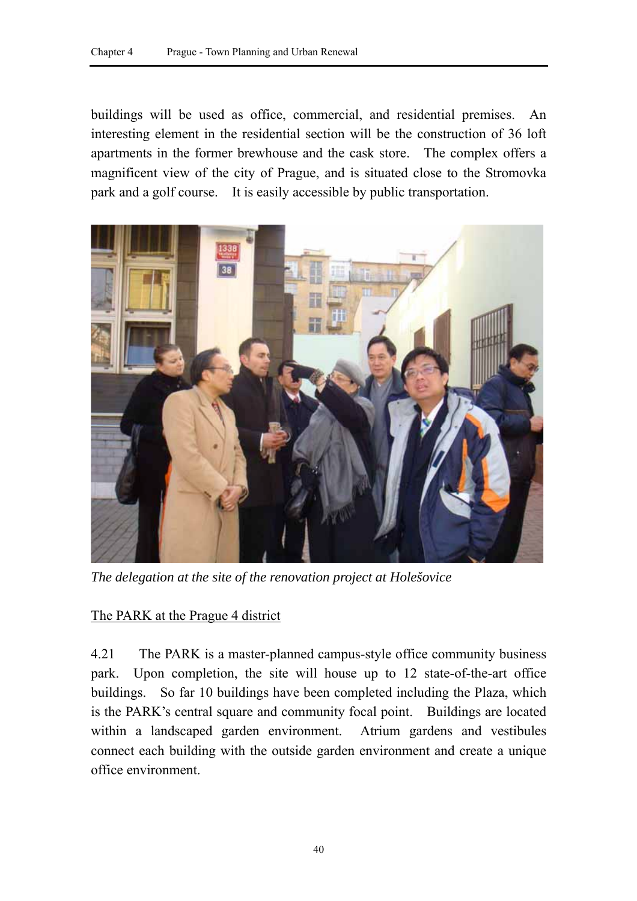buildings will be used as office, commercial, and residential premises. An interesting element in the residential section will be the construction of 36 loft apartments in the former brewhouse and the cask store. The complex offers a magnificent view of the city of Prague, and is situated close to the Stromovka park and a golf course. It is easily accessible by public transportation.

*The delegation at the site of the renovation project at Holešovice*

<u>The PARK at the Prague 4 district</u>

4.21 The PARK is a master-planned campus-style office community business park. Upon completion, the site will house up to 12 state-of-the-art office buildings. So far 10 buildings have been completed including the Plaza, which is the PARK's central square and community focal point. Buildings are located within a landscaped garden environment. Atrium gardens and vestibules connect each building with the outside garden environment and create a unique office environment.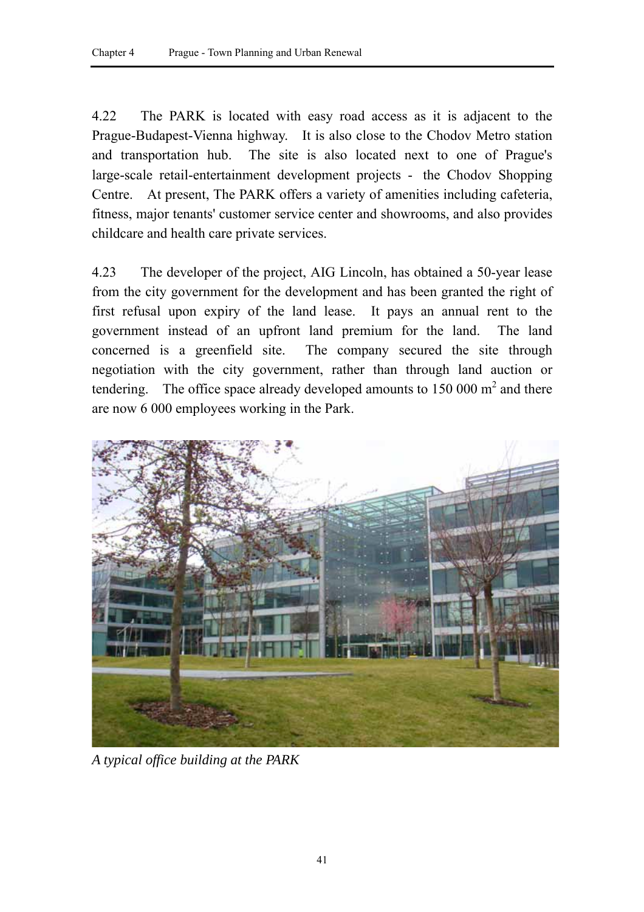4.22 The PARK is located with easy road access as it is adjacent to the Prague-Budapest-Vienna highway. It is also close to the Chodov Metro station and transportation hub. The site is also located next to one of Prague's large-scale retail-entertainment development projects - the Chodov Shopping Centre. At present, The PARK offers a variety of amenities including cafeteria, fitness, major tenants' customer service center and showrooms, and also provides childcare and health care private services.

4.23 The developer of the project, AIG Lincoln, has obtained a 50-year lease from the city government for the development and has been granted the right of first refusal upon expiry of the land lease. It pays an annual rent to the government instead of an upfront land premium for the land. The land concerned is a greenfield site. The company secured the site through negotiation with the city government, rather than through land auction or tendering. The office space already developed amounts to 150 000 $m^2$ and there are now 6 000 employees working in the Park.

*A typical office building at the PARK*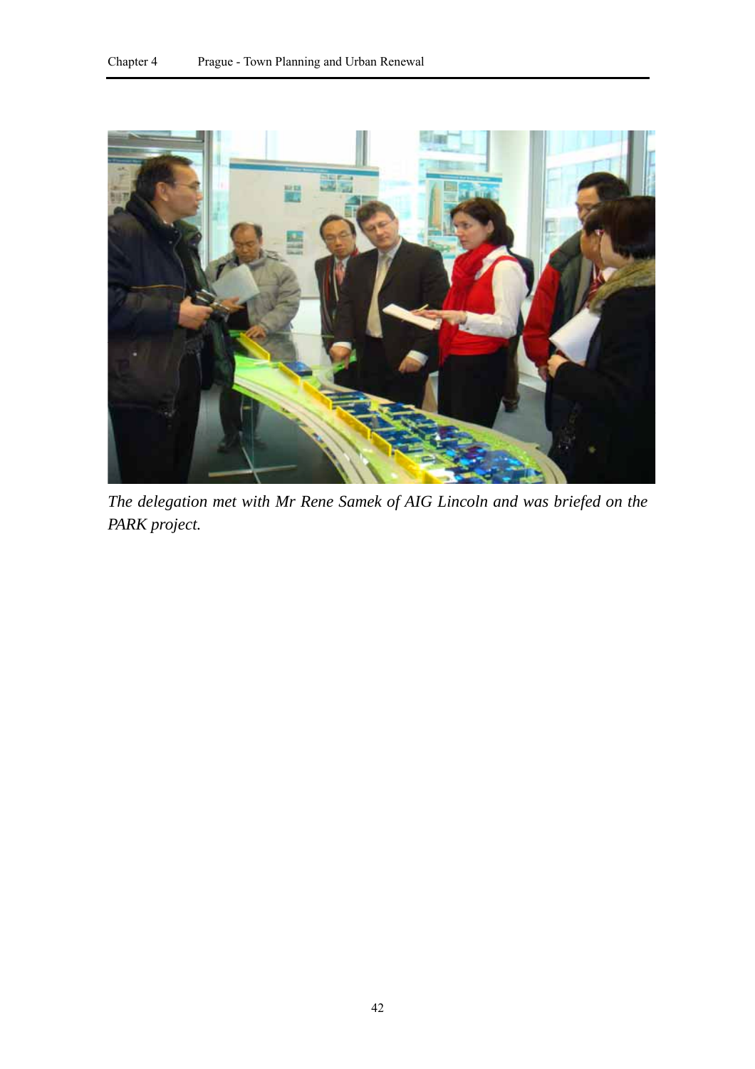*The delegation met with Mr Rene Samek of AIG Lincoln and was briefed on the PARK project.*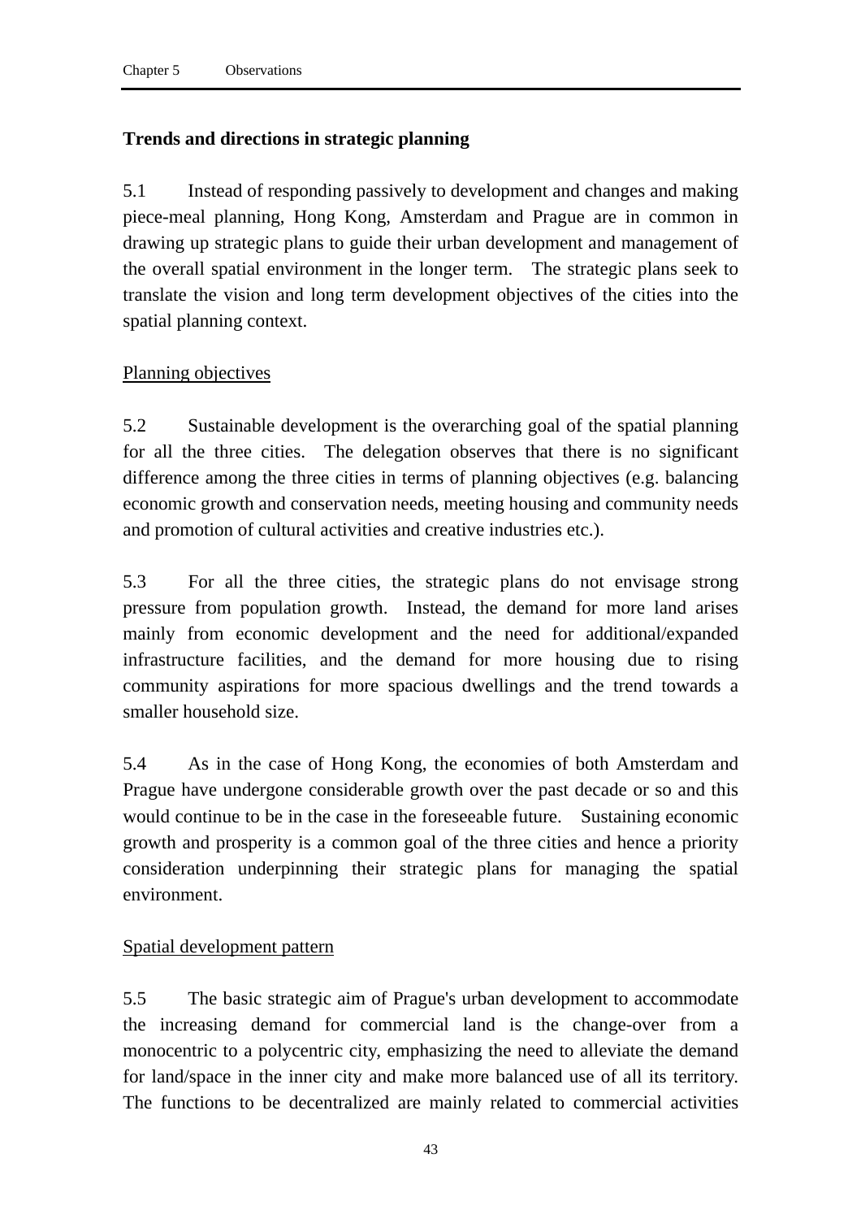## Trends and directions in strategic planning

5.1 Instead of responding passively to development and changes and making piece-meal planning, Hong Kong, Amsterdam and Prague are in common in drawing up strategic plans to guide their urban development and management of the overall spatial environment in the longer term. The strategic plans seek to translate the vision and long term development objectives of the cities into the spatial planning context.

### Planning objectives

5.2 Sustainable development is the overarching goal of the spatial planning for all the three cities. The delegation observes that there is no significant difference among the three cities in terms of planning objectives (e.g. balancing economic growth and conservation needs, meeting housing and community needs and promotion of cultural activities and creative industries etc.).

5.3 For all the three cities, the strategic plans do not envisage strong pressure from population growth. Instead, the demand for more land arises mainly from economic development and the need for additional/expanded infrastructure facilities, and the demand for more housing due to rising community aspirations for more spacious dwellings and the trend towards a smaller household size.

5.4 As in the case of Hong Kong, the economies of both Amsterdam and Prague have undergone considerable growth over the past decade or so and this would continue to be in the case in the foreseeable future. Sustaining economic growth and prosperity is a common goal of the three cities and hence a priority consideration underpinning their strategic plans for managing the spatial environment.

### Spatial development pattern

5.5 The basic strategic aim of Prague's urban development to accommodate the increasing demand for commercial land is the change-over from a monocentric to a polycentric city, emphasizing the need to alleviate the demand for land/space in the inner city and make more balanced use of all its territory. The functions to be decentralized are mainly related to commercial activities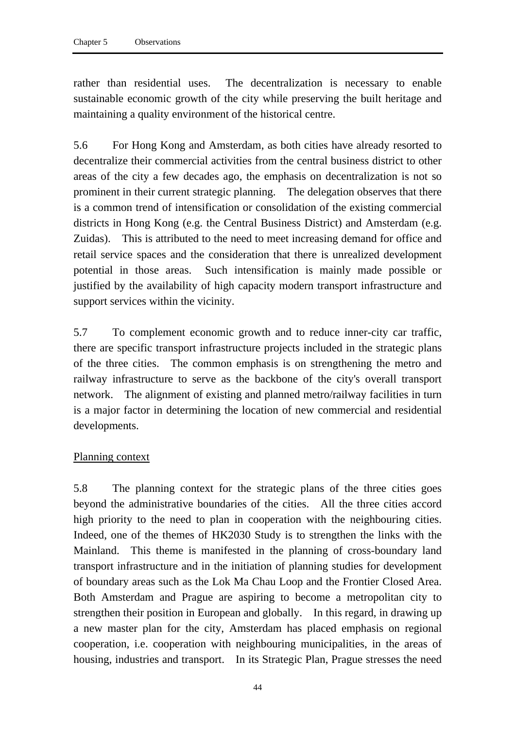rather than residential uses. The decentralization is necessary to enable sustainable economic growth of the city while preserving the built heritage and maintaining a quality environment of the historical centre.

5.6 For Hong Kong and Amsterdam, as both cities have already resorted to decentralize their commercial activities from the central business district to other areas of the city a few decades ago, the emphasis on decentralization is not so prominent in their current strategic planning. The delegation observes that there is a common trend of intensification or consolidation of the existing commercial districts in Hong Kong (e.g. the Central Business District) and Amsterdam (e.g. Zuidas). This is attributed to the need to meet increasing demand for office and retail service spaces and the consideration that there is unrealized development potential in those areas. Such intensification is mainly made possible or justified by the availability of high capacity modern transport infrastructure and support services within the vicinity.

5.7 To complement economic growth and to reduce inner-city car traffic, there are specific transport infrastructure projects included in the strategic plans of the three cities. The common emphasis is on strengthening the metro and railway infrastructure to serve as the backbone of the city's overall transport network. The alignment of existing and planned metro/railway facilities in turn is a major factor in determining the location of new commercial and residential developments.

<u>Planning context</u>

5.8 The planning context for the strategic plans of the three cities goes beyond the administrative boundaries of the cities. All the three cities accord high priority to the need to plan in cooperation with the neighbouring cities. Indeed, one of the themes of HK2030 Study is to strengthen the links with the Mainland. This theme is manifested in the planning of cross-boundary land transport infrastructure and in the initiation of planning studies for development of boundary areas such as the Lok Ma Chau Loop and the Frontier Closed Area. Both Amsterdam and Prague are aspiring to become a metropolitan city to strengthen their position in European and globally. In this regard, in drawing up a new master plan for the city, Amsterdam has placed emphasis on regional cooperation, i.e. cooperation with neighbouring municipalities, in the areas of housing, industries and transport. In its Strategic Plan, Prague stresses the need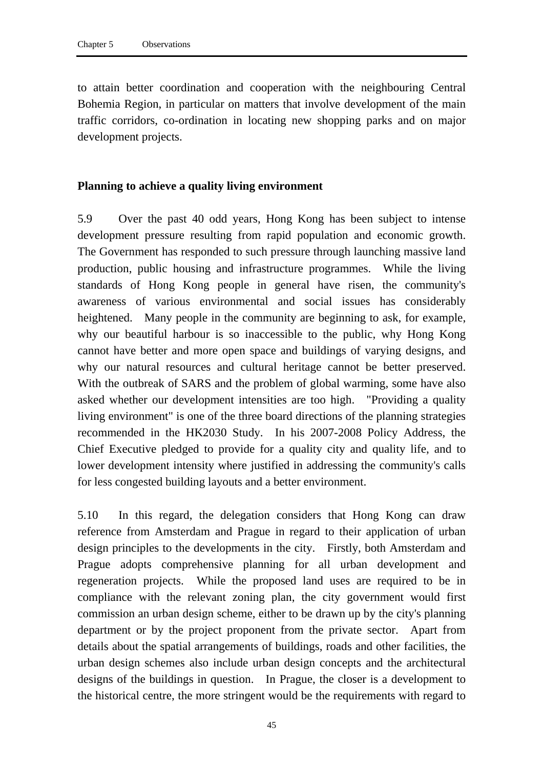to attain better coordination and cooperation with the neighbouring Central Bohemia Region, in particular on matters that involve development of the main traffic corridors, co-ordination in locating new shopping parks and on major development projects.

**Planning to achieve a quality living environment**

5.9 Over the past 40 odd years, Hong Kong has been subject to intense development pressure resulting from rapid population and economic growth. The Government has responded to such pressure through launching massive land production, public housing and infrastructure programmes. While the living standards of Hong Kong people in general have risen, the community's awareness of various environmental and social issues has considerably heightened. Many people in the community are beginning to ask, for example, why our beautiful harbour is so inaccessible to the public, why Hong Kong cannot have better and more open space and buildings of varying designs, and why our natural resources and cultural heritage cannot be better preserved. With the outbreak of SARS and the problem of global warming, some have also asked whether our development intensities are too high. "Providing a quality living environment" is one of the three board directions of the planning strategies recommended in the HK2030 Study. In his 2007-2008 Policy Address, the Chief Executive pledged to provide for a quality city and quality life, and to lower development intensity where justified in addressing the community's calls for less congested building layouts and a better environment.

5.10 In this regard, the delegation considers that Hong Kong can draw reference from Amsterdam and Prague in regard to their application of urban design principles to the developments in the city. Firstly, both Amsterdam and Prague adopts comprehensive planning for all urban development and regeneration projects. While the proposed land uses are required to be in compliance with the relevant zoning plan, the city government would first commission an urban design scheme, either to be drawn up by the city's planning department or by the project proponent from the private sector. Apart from details about the spatial arrangements of buildings, roads and other facilities, the urban design schemes also include urban design concepts and the architectural designs of the buildings in question. In Prague, the closer is a development to the historical centre, the more stringent would be the requirements with regard to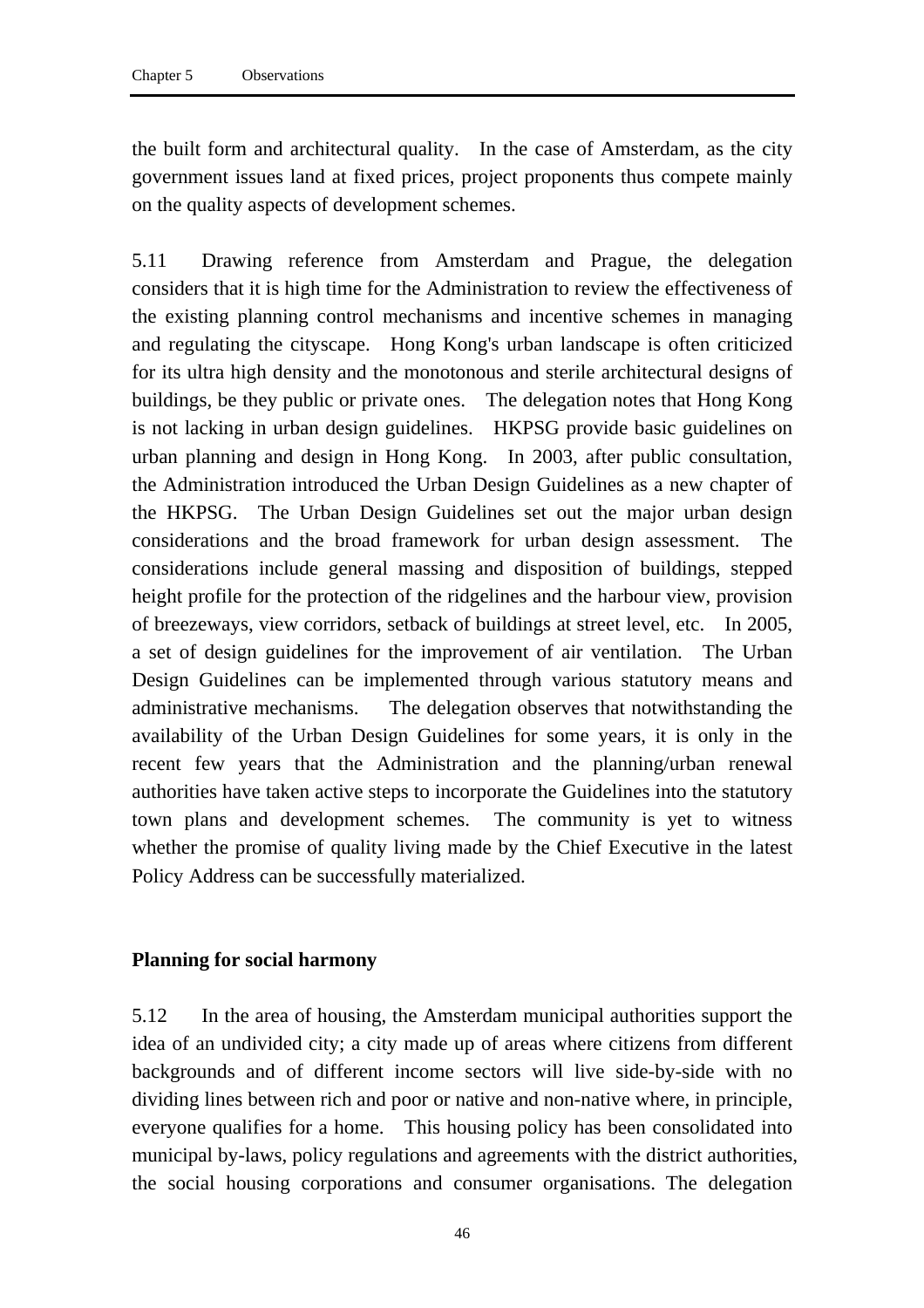the built form and architectural quality. In the case of Amsterdam, as the city government issues land at fixed prices, project proponents thus compete mainly on the quality aspects of development schemes.

5.11 Drawing reference from Amsterdam and Prague, the delegation considers that it is high time for the Administration to review the effectiveness of the existing planning control mechanisms and incentive schemes in managing and regulating the cityscape. Hong Kong's urban landscape is often criticized for its ultra high density and the monotonous and sterile architectural designs of buildings, be they public or private ones. The delegation notes that Hong Kong is not lacking in urban design guidelines. HKPSG provide basic guidelines on urban planning and design in Hong Kong. In 2003, after public consultation, the Administration introduced the Urban Design Guidelines as a new chapter of the HKPSG. The Urban Design Guidelines set out the major urban design considerations and the broad framework for urban design assessment. The considerations include general massing and disposition of buildings, stepped height profile for the protection of the ridgelines and the harbour view, provision of breezeways, view corridors, setback of buildings at street level, etc. In 2005, a set of design guidelines for the improvement of air ventilation. The Urban Design Guidelines can be implemented through various statutory means and administrative mechanisms. The delegation observes that notwithstanding the availability of the Urban Design Guidelines for some years, it is only in the recent few years that the Administration and the planning/urban renewal authorities have taken active steps to incorporate the Guidelines into the statutory town plans and development schemes. The community is yet to witness whether the promise of quality living made by the Chief Executive in the latest Policy Address can be successfully materialized.

**Planning for social harmony**

5.12 In the area of housing, the Amsterdam municipal authorities support the idea of an undivided city; a city made up of areas where citizens from different backgrounds and of different income sectors will live side-by-side with no dividing lines between rich and poor or native and non-native where, in principle, everyone qualifies for a home. This housing policy has been consolidated into municipal by-laws, policy regulations and agreements with the district authorities, the social housing corporations and consumer organisations. The delegation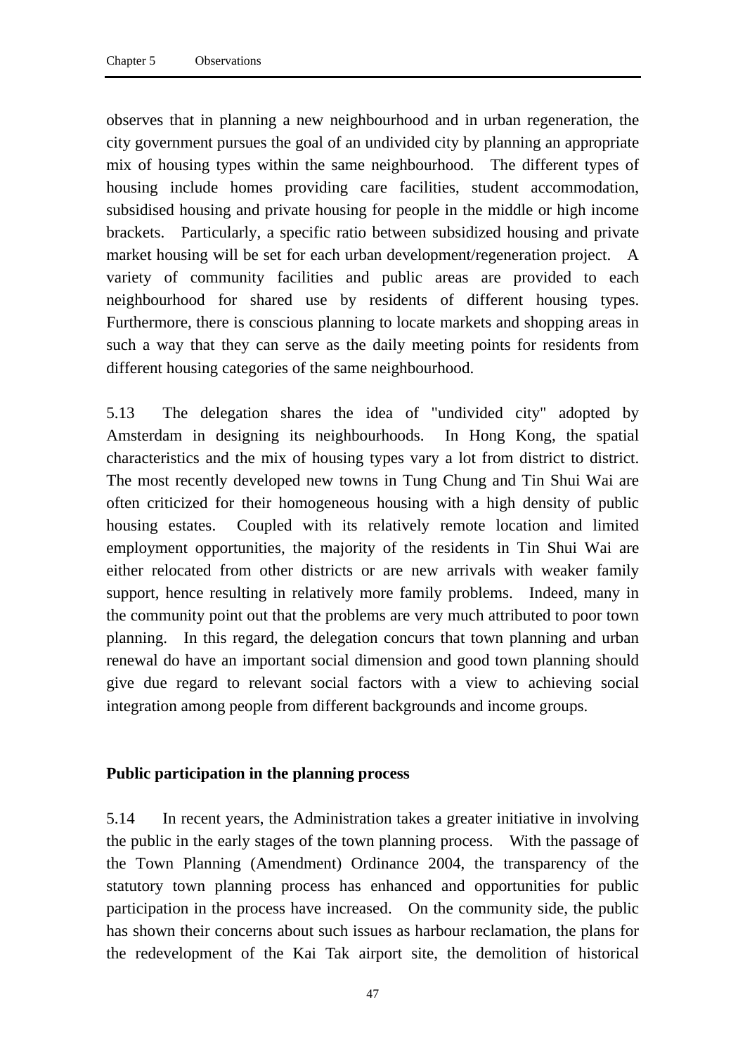observes that in planning a new neighbourhood and in urban regeneration, the city government pursues the goal of an undivided city by planning an appropriate mix of housing types within the same neighbourhood. The different types of housing include homes providing care facilities, student accommodation, subsidised housing and private housing for people in the middle or high income brackets. Particularly, a specific ratio between subsidized housing and private market housing will be set for each urban development/regeneration project. A variety of community facilities and public areas are provided to each neighbourhood for shared use by residents of different housing types. Furthermore, there is conscious planning to locate markets and shopping areas in such a way that they can serve as the daily meeting points for residents from different housing categories of the same neighbourhood.

5.13 The delegation shares the idea of "undivided city" adopted by Amsterdam in designing its neighbourhoods. In Hong Kong, the spatial characteristics and the mix of housing types vary a lot from district to district. The most recently developed new towns in Tung Chung and Tin Shui Wai are often criticized for their homogeneous housing with a high density of public housing estates. Coupled with its relatively remote location and limited employment opportunities, the majority of the residents in Tin Shui Wai are either relocated from other districts or are new arrivals with weaker family support, hence resulting in relatively more family problems. Indeed, many in the community point out that the problems are very much attributed to poor town planning. In this regard, the delegation concurs that town planning and urban renewal do have an important social dimension and good town planning should give due regard to relevant social factors with a view to achieving social integration among people from different backgrounds and income groups.

**Public participation in the planning process**

5.14 In recent years, the Administration takes a greater initiative in involving the public in the early stages of the town planning process. With the passage of the Town Planning (Amendment) Ordinance 2004, the transparency of the statutory town planning process has enhanced and opportunities for public participation in the process have increased. On the community side, the public has shown their concerns about such issues as harbour reclamation, the plans for the redevelopment of the Kai Tak airport site, the demolition of historical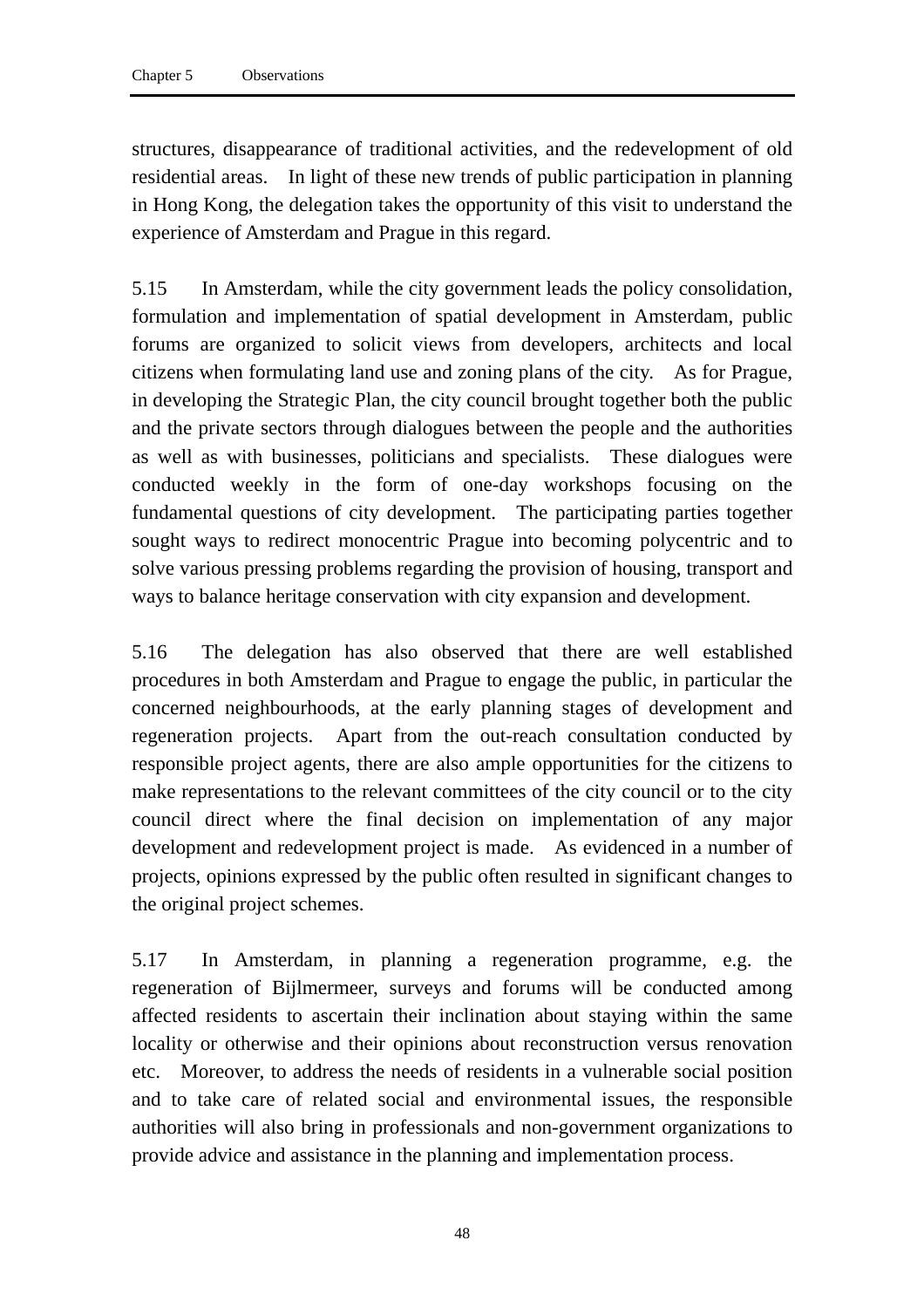structures, disappearance of traditional activities, and the redevelopment of old residential areas. In light of these new trends of public participation in planning in Hong Kong, the delegation takes the opportunity of this visit to understand the experience of Amsterdam and Prague in this regard.

5.15 In Amsterdam, while the city government leads the policy consolidation, formulation and implementation of spatial development in Amsterdam, public forums are organized to solicit views from developers, architects and local citizens when formulating land use and zoning plans of the city. As for Prague, in developing the Strategic Plan, the city council brought together both the public and the private sectors through dialogues between the people and the authorities as well as with businesses, politicians and specialists. These dialogues were conducted weekly in the form of one-day workshops focusing on the fundamental questions of city development. The participating parties together sought ways to redirect monocentric Prague into becoming polycentric and to solve various pressing problems regarding the provision of housing, transport and ways to balance heritage conservation with city expansion and development.

5.16 The delegation has also observed that there are well established procedures in both Amsterdam and Prague to engage the public, in particular the concerned neighbourhoods, at the early planning stages of development and regeneration projects. Apart from the out-reach consultation conducted by responsible project agents, there are also ample opportunities for the citizens to make representations to the relevant committees of the city council or to the city council direct where the final decision on implementation of any major development and redevelopment project is made. As evidenced in a number of projects, opinions expressed by the public often resulted in significant changes to the original project schemes.

5.17 In Amsterdam, in planning a regeneration programme, e.g. the regeneration of Bijlmermeer, surveys and forums will be conducted among affected residents to ascertain their inclination about staying within the same locality or otherwise and their opinions about reconstruction versus renovation etc. Moreover, to address the needs of residents in a vulnerable social position and to take care of related social and environmental issues, the responsible authorities will also bring in professionals and non-government organizations to provide advice and assistance in the planning and implementation process.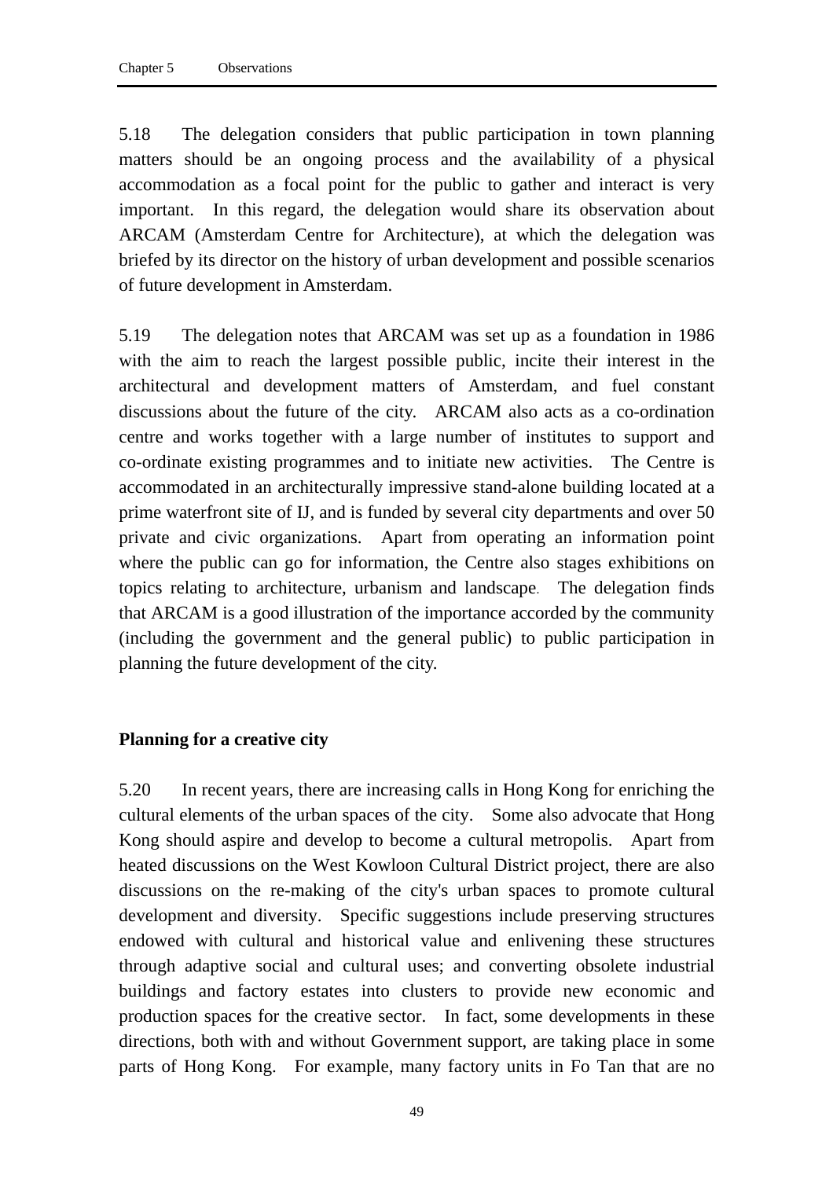5.18 The delegation considers that public participation in town planning matters should be an ongoing process and the availability of a physical accommodation as a focal point for the public to gather and interact is very important. In this regard, the delegation would share its observation about ARCAM (Amsterdam Centre for Architecture), at which the delegation was briefed by its director on the history of urban development and possible scenarios of future development in Amsterdam.

5.19 The delegation notes that ARCAM was set up as a foundation in 1986 with the aim to reach the largest possible public, incite their interest in the architectural and development matters of Amsterdam, and fuel constant discussions about the future of the city. ARCAM also acts as a co-ordination centre and works together with a large number of institutes to support and co-ordinate existing programmes and to initiate new activities. The Centre is accommodated in an architecturally impressive stand-alone building located at a prime waterfront site of IJ, and is funded by several city departments and over 50 private and civic organizations. Apart from operating an information point where the public can go for information, the Centre also stages exhibitions on topics relating to architecture, urbanism and landscape. The delegation finds that ARCAM is a good illustration of the importance accorded by the community (including the government and the general public) to public participation in planning the future development of the city.

**Planning for a creative city**

5.20 In recent years, there are increasing calls in Hong Kong for enriching the cultural elements of the urban spaces of the city. Some also advocate that Hong Kong should aspire and develop to become a cultural metropolis. Apart from heated discussions on the West Kowloon Cultural District project, there are also discussions on the re-making of the city's urban spaces to promote cultural development and diversity. Specific suggestions include preserving structures endowed with cultural and historical value and enlivening these structures through adaptive social and cultural uses; and converting obsolete industrial buildings and factory estates into clusters to provide new economic and production spaces for the creative sector. In fact, some developments in these directions, both with and without Government support, are taking place in some parts of Hong Kong. For example, many factory units in Fo Tan that are no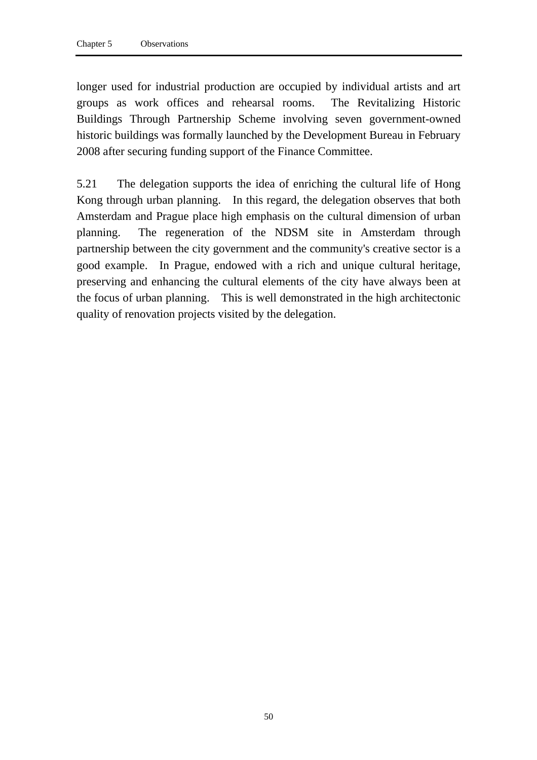longer used for industrial production are occupied by individual artists and art groups as work offices and rehearsal rooms. The Revitalizing Historic Buildings Through Partnership Scheme involving seven government-owned historic buildings was formally launched by the Development Bureau in February 2008 after securing funding support of the Finance Committee.

5.21 The delegation supports the idea of enriching the cultural life of Hong Kong through urban planning. In this regard, the delegation observes that both Amsterdam and Prague place high emphasis on the cultural dimension of urban planning. The regeneration of the NDSM site in Amsterdam through partnership between the city government and the community's creative sector is a good example. In Prague, endowed with a rich and unique cultural heritage, preserving and enhancing the cultural elements of the city have always been at the focus of urban planning. This is well demonstrated in the high architectonic quality of renovation projects visited by the delegation.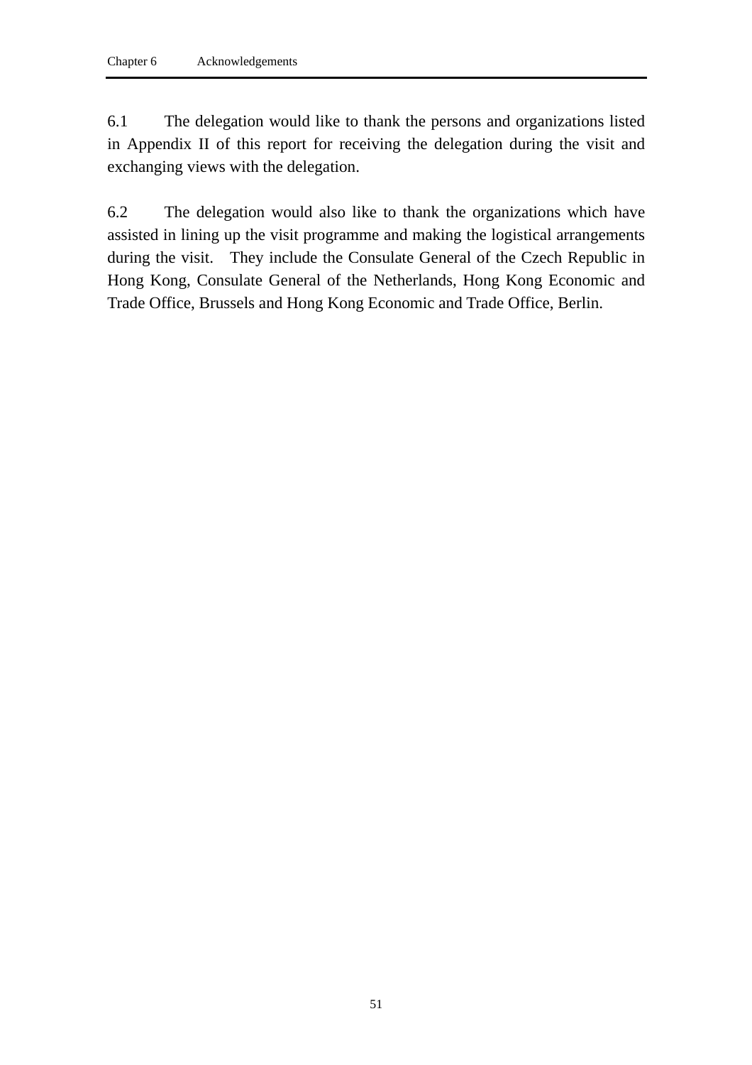6.1 The delegation would like to thank the persons and organizations listed in Appendix II of this report for receiving the delegation during the visit and exchanging views with the delegation.

6.2 The delegation would also like to thank the organizations which have assisted in lining up the visit programme and making the logistical arrangements during the visit. They include the Consulate General of the Czech Republic in Hong Kong, Consulate General of the Netherlands, Hong Kong Economic and Trade Office, Brussels and Hong Kong Economic and Trade Office, Berlin.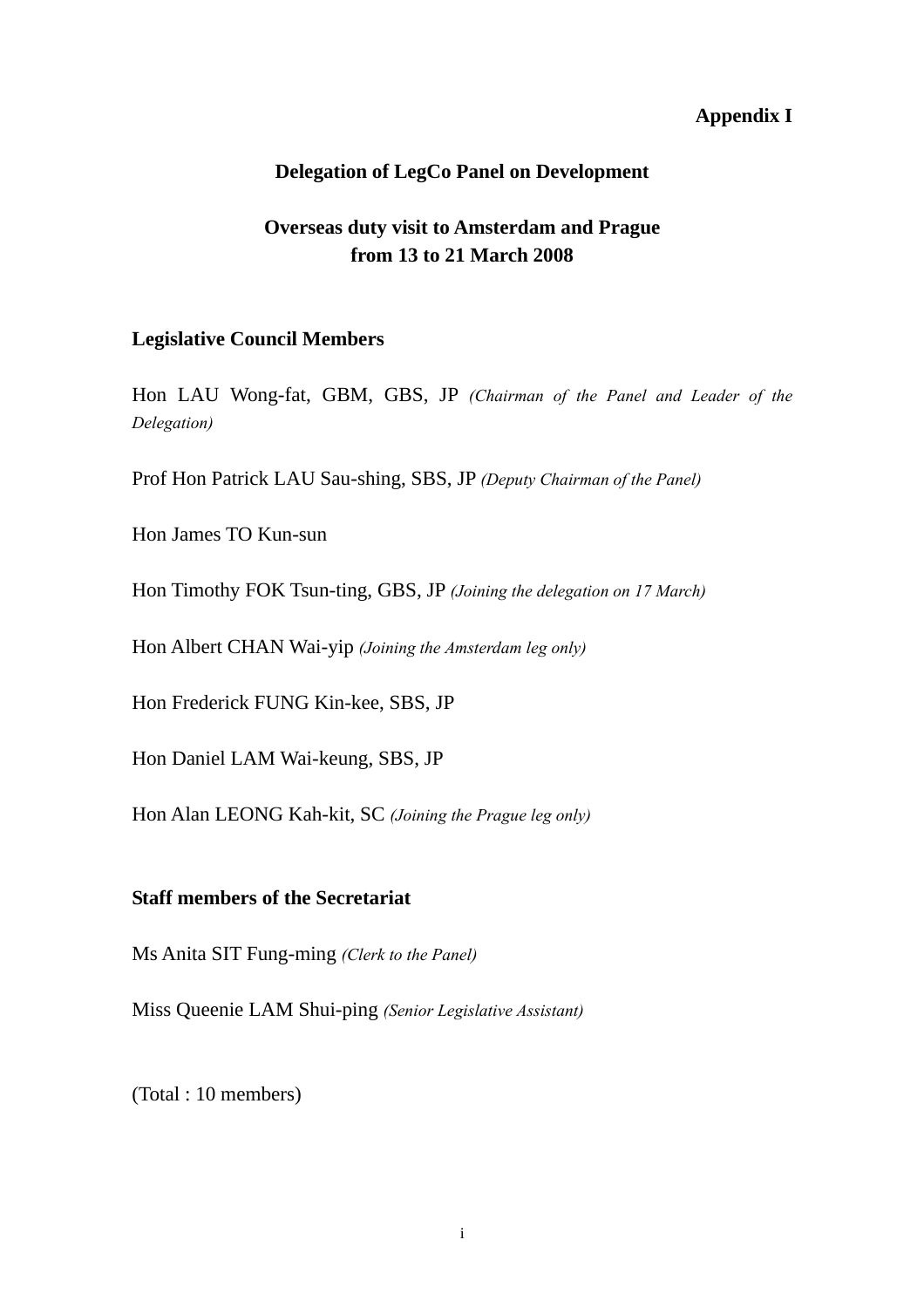**Appendix I**

# Delegation of LegCo Panel on Development

## Overseas duty visit to Amsterdam and Prague from 13 to 21 March 2008

### Legislative Council Members

Hon LAU Wong-fat, GBM, GBS, JP *(Chairman of the Panel and Leader of the Delegation)*

Prof Hon Patrick LAU Sau-shing, SBS, JP *(Deputy Chairman of the Panel)*

Hon James TO Kun-sun

Hon Timothy FOK Tsun-ting, GBS, JP *(Joining the delegation on 17 March)*

Hon Albert CHAN Wai-yip *(Joining the Amsterdam leg only)*

Hon Frederick FUNG Kin-kee, SBS, JP

Hon Daniel LAM Wai-keung, SBS, JP

Hon Alan LEONG Kah-kit, SC *(Joining the Prague leg only)*

### Staff members of the Secretariat

Ms Anita SIT Fung-ming *(Clerk to the Panel)*

Miss Queenie LAM Shui-ping *(Senior Legislative Assistant)*

(Total : 10 members)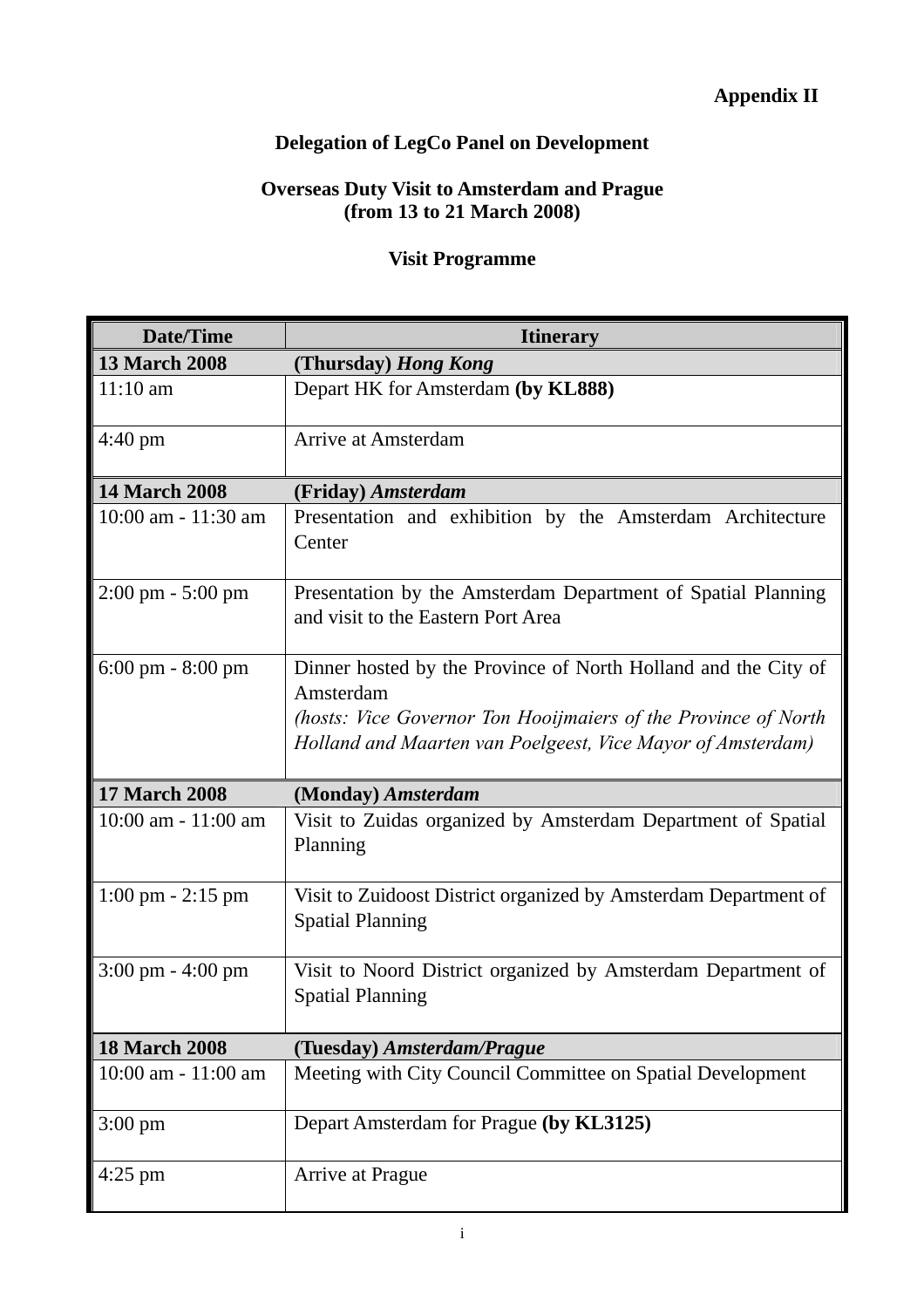**Appendix II**

**Delegation of LegCo Panel on Development**

**Overseas Duty Visit to Amsterdam and Prague**
**(from 13 to 21 March 2008)**

**Visit Programme**

| Date/Time | Itinerary |
|---|---|
| **13 March 2008** | **(Thursday)** ***Hong Kong*** |
| 11:10 am | Depart HK for Amsterdam **(by KL888)** |
| 4:40 pm | Arrive at Amsterdam |
| **14 March 2008** | **(Friday)** ***Amsterdam*** |
| 10:00 am - 11:30 am | Presentation and exhibition by the Amsterdam Architecture Center |
| 2:00 pm - 5:00 pm | Presentation by the Amsterdam Department of Spatial Planning and visit to the Eastern Port Area |
| 6:00 pm - 8:00 pm | Dinner hosted by the Province of North Holland and the City of Amsterdam *(hosts: Vice Governor Ton Hooijmaiers of the Province of North Holland and Maarten van Poelgeest, Vice Mayor of Amsterdam)* |
| **17 March 2008** | **(Monday)** ***Amsterdam*** |
| 10:00 am - 11:00 am | Visit to Zuidas organized by Amsterdam Department of Spatial Planning |
| 1:00 pm - 2:15 pm | Visit to Zuidoost District organized by Amsterdam Department of Spatial Planning |
| 3:00 pm - 4:00 pm | Visit to Noord District organized by Amsterdam Department of Spatial Planning |
| **18 March 2008** | **(Tuesday)** ***Amsterdam/Prague*** |
| 10:00 am - 11:00 am | Meeting with City Council Committee on Spatial Development |
| 3:00 pm | Depart Amsterdam for Prague **(by KL3125)** |
| 4:25 pm | Arrive at Prague |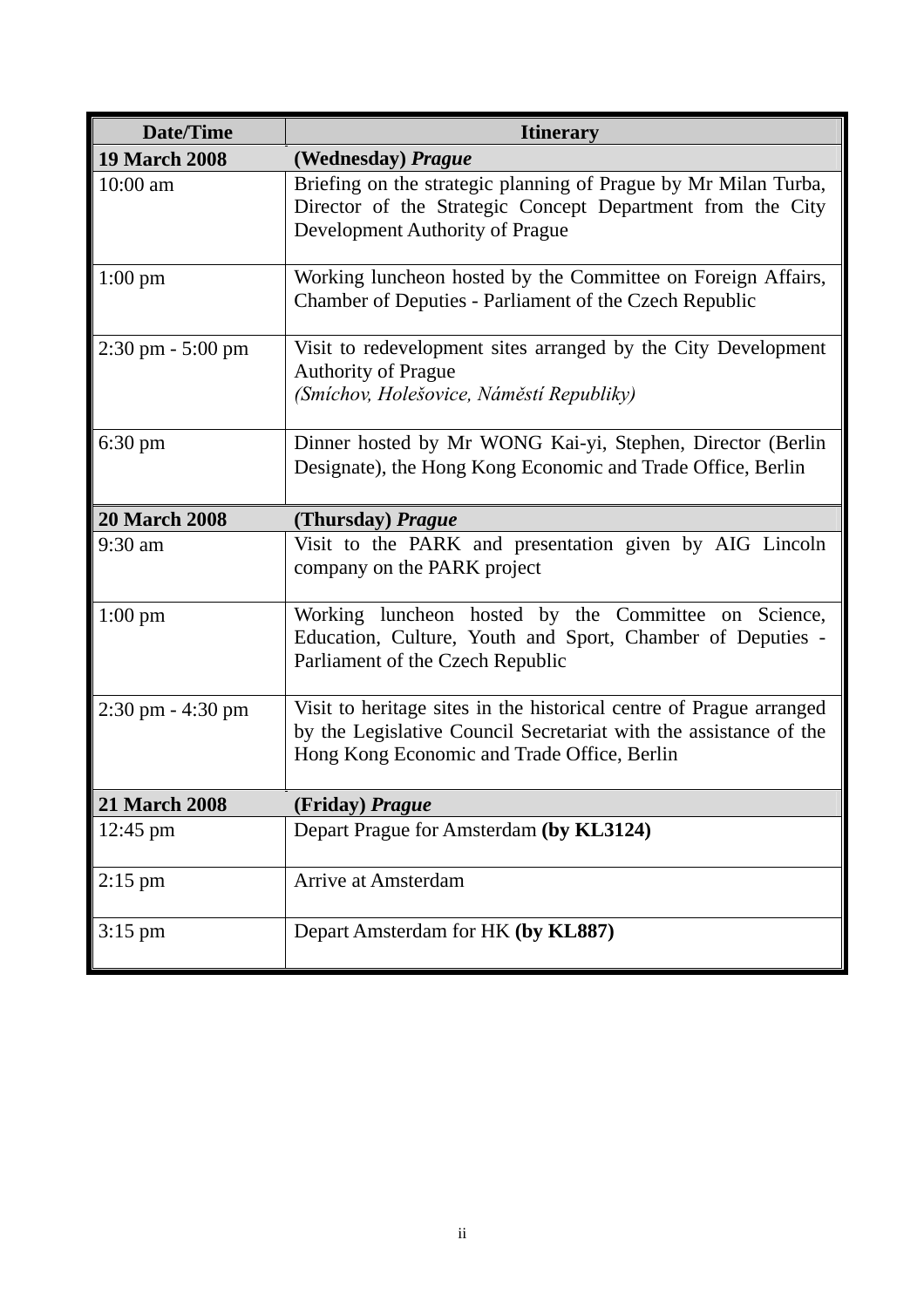| Date/Time | Itinerary |
|---|---|
| **19 March 2008** | **(Wednesday)** ***Prague*** |
| 10:00 am | Briefing on the strategic planning of Prague by Mr Milan Turba, Director of the Strategic Concept Department from the City Development Authority of Prague |
| 1:00 pm | Working luncheon hosted by the Committee on Foreign Affairs, Chamber of Deputies - Parliament of the Czech Republic |
| 2:30 pm - 5:00 pm | Visit to redevelopment sites arranged by the City Development Authority of Prague *(Smíchov, Holešovice, Náměstí Republiky)* |
| 6:30 pm | Dinner hosted by Mr WONG Kai-yi, Stephen, Director (Berlin Designate), the Hong Kong Economic and Trade Office, Berlin |
| **20 March 2008** | **(Thursday)** ***Prague*** |
| 9:30 am | Visit to the PARK and presentation given by AIG Lincoln company on the PARK project |
| 1:00 pm | Working luncheon hosted by the Committee on Science, Education, Culture, Youth and Sport, Chamber of Deputies - Parliament of the Czech Republic |
| 2:30 pm - 4:30 pm | Visit to heritage sites in the historical centre of Prague arranged by the Legislative Council Secretariat with the assistance of the Hong Kong Economic and Trade Office, Berlin |
| **21 March 2008** | **(Friday)** ***Prague*** |
| 12:45 pm | Depart Prague for Amsterdam **(by KL3124)** |
| 2:15 pm | Arrive at Amsterdam |
| 3:15 pm | Depart Amsterdam for HK **(by KL887)** |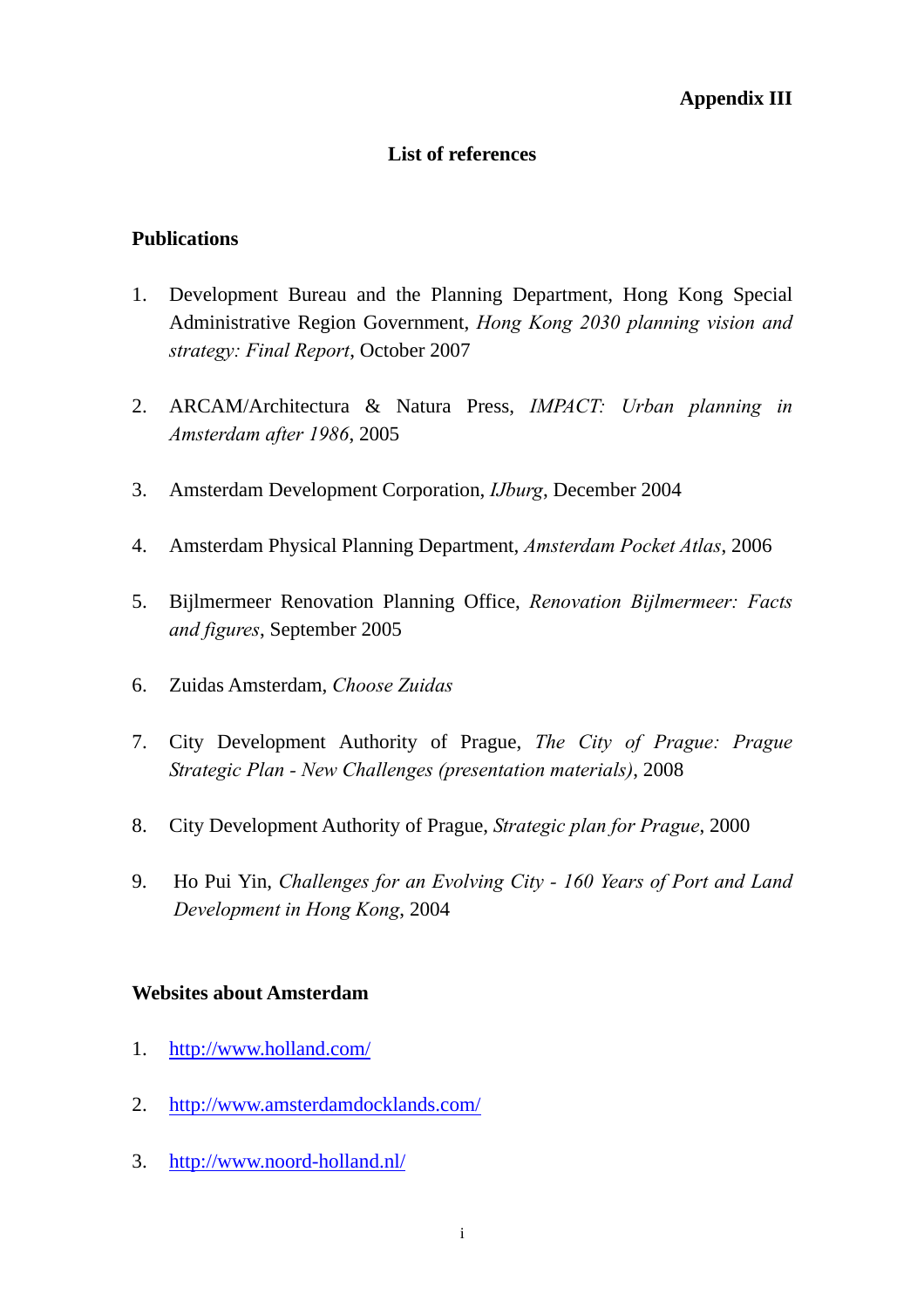**Appendix III**

## List of references

### Publications

1. Development Bureau and the Planning Department, Hong Kong Special Administrative Region Government, *Hong Kong 2030 planning vision and strategy: Final Report*, October 2007

2. ARCAM/Architectura & Natura Press, *IMPACT: Urban planning in Amsterdam after 1986*, 2005

3. Amsterdam Development Corporation, *IJburg*, December 2004

4. Amsterdam Physical Planning Department, *Amsterdam Pocket Atlas*, 2006

5. Bijlmermeer Renovation Planning Office, *Renovation Bijlmermeer: Facts and figures*, September 2005

6. Zuidas Amsterdam, *Choose Zuidas*

7. City Development Authority of Prague, *The City of Prague: Prague Strategic Plan - New Challenges (presentation materials)*, 2008

8. City Development Authority of Prague, *Strategic plan for Prague*, 2000

9. Ho Pui Yin, *Challenges for an Evolving City - 160 Years of Port and Land Development in Hong Kong*, 2004

### Websites about Amsterdam

1. http://www.holland.com/

2. http://www.amsterdamdocklands.com/

3. http://www.noord-holland.nl/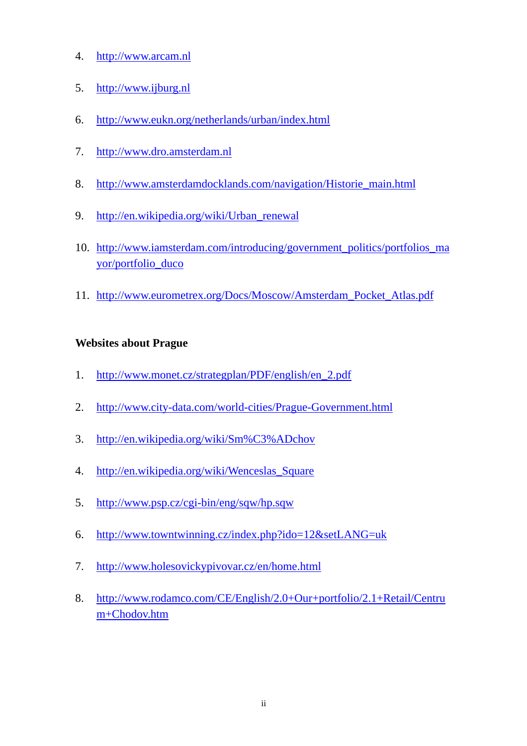4. http://www.arcam.nl

5. http://www.ijburg.nl

6. http://www.eukn.org/netherlands/urban/index.html

7. http://www.dro.amsterdam.nl

8. http://www.amsterdamdocklands.com/navigation/Historie_main.html

9. http://en.wikipedia.org/wiki/Urban_renewal

10. http://www.iamsterdam.com/introducing/government_politics/portfolios_mayor/portfolio_duco

11. http://www.eurometrex.org/Docs/Moscow/Amsterdam_Pocket_Atlas.pdf

**Websites about Prague**

1. http://www.monet.cz/strategplan/PDF/english/en_2.pdf

2. http://www.city-data.com/world-cities/Prague-Government.html

3. http://en.wikipedia.org/wiki/Sm%C3%ADchov

4. http://en.wikipedia.org/wiki/Wenceslas_Square

5. http://www.psp.cz/cgi-bin/eng/sqw/hp.sqw

6. http://www.towntwinning.cz/index.php?ido=12&setLANG=uk

7. http://www.holesovickypivovar.cz/en/home.html

8. http://www.rodamco.com/CE/English/2.0+Our+portfolio/2.1+Retail/Centrum+Chodov.htm